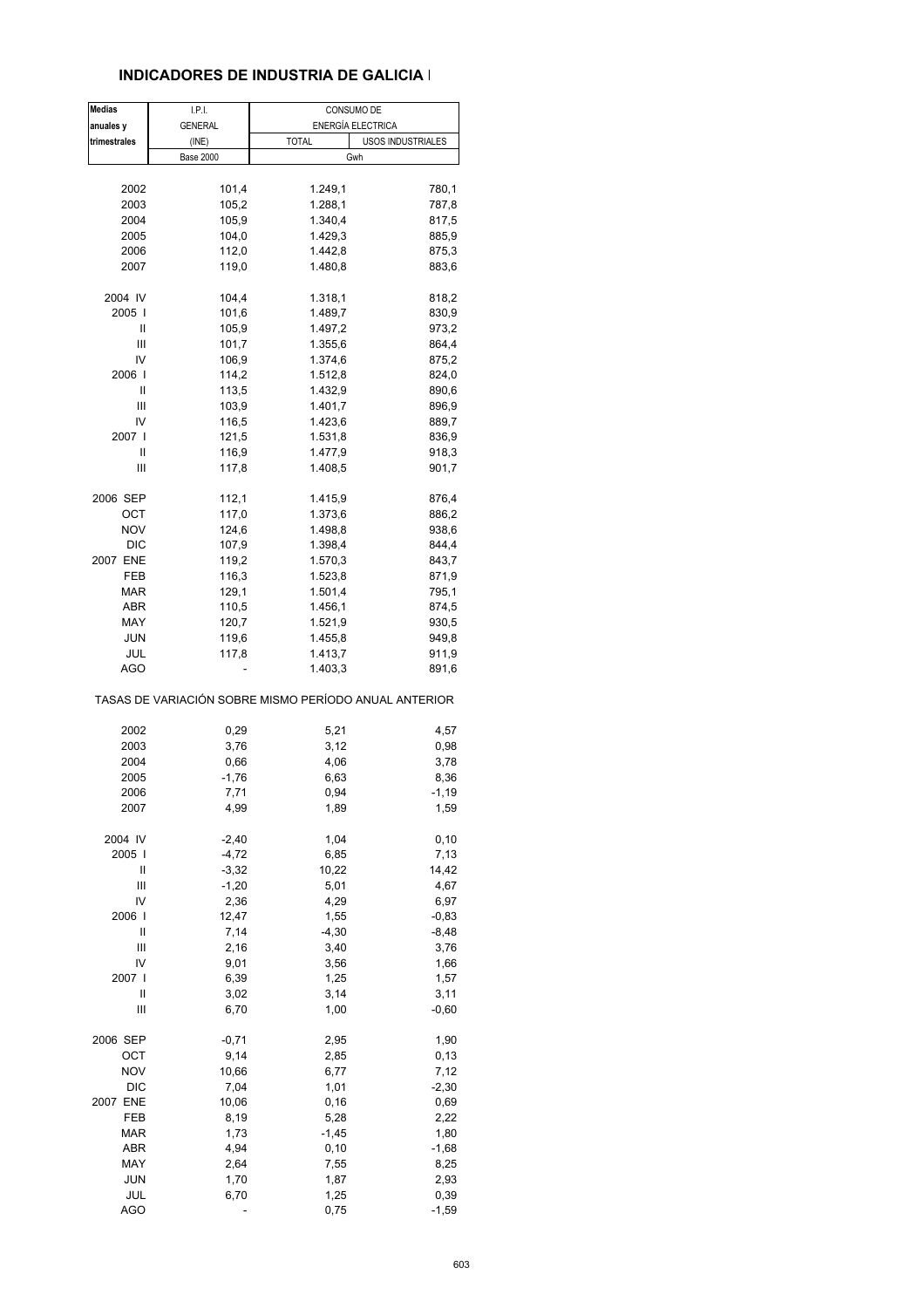# INDICADORES DE INDUSTRIA DE GALICIA I

| Medias anuales y trimestrales | I.P.I. GENERAL (INE) | CONSUMO DE ENERGÍA ELECTRICA | |
|---|---|---|---|
| | | TOTAL | USOS INDUSTRIALES |
| | Base 2000 | Gwh | |
| 2002 | 101,4 | 1.249,1 | 780,1 |
| 2003 | 105,2 | 1.288,1 | 787,8 |
| 2004 | 105,9 | 1.340,4 | 817,5 |
| 2005 | 104,0 | 1.429,3 | 885,9 |
| 2006 | 112,0 | 1.442,8 | 875,3 |
| 2007 | 119,0 | 1.480,8 | 883,6 |
| 2004 IV | 104,4 | 1.318,1 | 818,2 |
| 2005 I | 101,6 | 1.489,7 | 830,9 |
| II | 105,9 | 1.497,2 | 973,2 |
| III | 101,7 | 1.355,6 | 864,4 |
| IV | 106,9 | 1.374,6 | 875,2 |
| 2006 I | 114,2 | 1.512,8 | 824,0 |
| II | 113,5 | 1.432,9 | 890,6 |
| III | 103,9 | 1.401,7 | 896,9 |
| IV | 116,5 | 1.423,6 | 889,7 |
| 2007 I | 121,5 | 1.531,8 | 836,9 |
| II | 116,9 | 1.477,9 | 918,3 |
| III | 117,8 | 1.408,5 | 901,7 |
| 2006 SEP | 112,1 | 1.415,9 | 876,4 |
| OCT | 117,0 | 1.373,6 | 886,2 |
| NOV | 124,6 | 1.498,8 | 938,6 |
| DIC | 107,9 | 1.398,4 | 844,4 |
| 2007 ENE | 119,2 | 1.570,3 | 843,7 |
| FEB | 116,3 | 1.523,8 | 871,9 |
| MAR | 129,1 | 1.501,4 | 795,1 |
| ABR | 110,5 | 1.456,1 | 874,5 |
| MAY | 120,7 | 1.521,9 | 930,5 |
| JUN | 119,6 | 1.455,8 | 949,8 |
| JUL | 117,8 | 1.413,7 | 911,9 |
| AGO | - | 1.403,3 | 891,6 |

TASAS DE VARIACIÓN SOBRE MISMO PERÍODO ANUAL ANTERIOR

| | I.P.I. GENERAL | TOTAL | USOS INDUSTRIALES |
|---|---|---|---|
| 2002 | 0,29 | 5,21 | 4,57 |
| 2003 | 3,76 | 3,12 | 0,98 |
| 2004 | 0,66 | 4,06 | 3,78 |
| 2005 | -1,76 | 6,63 | 8,36 |
| 2006 | 7,71 | 0,94 | -1,19 |
| 2007 | 4,99 | 1,89 | 1,59 |
| 2004 IV | -2,40 | 1,04 | 0,10 |
| 2005 I | -4,72 | 6,85 | 7,13 |
| II | -3,32 | 10,22 | 14,42 |
| III | -1,20 | 5,01 | 4,67 |
| IV | 2,36 | 4,29 | 6,97 |
| 2006 I | 12,47 | 1,55 | -0,83 |
| II | 7,14 | -4,30 | -8,48 |
| III | 2,16 | 3,40 | 3,76 |
| IV | 9,01 | 3,56 | 1,66 |
| 2007 I | 6,39 | 1,25 | 1,57 |
| II | 3,02 | 3,14 | 3,11 |
| III | 6,70 | 1,00 | -0,60 |
| 2006 SEP | -0,71 | 2,95 | 1,90 |
| OCT | 9,14 | 2,85 | 0,13 |
| NOV | 10,66 | 6,77 | 7,12 |
| DIC | 7,04 | 1,01 | -2,30 |
| 2007 ENE | 10,06 | 0,16 | 0,69 |
| FEB | 8,19 | 5,28 | 2,22 |
| MAR | 1,73 | -1,45 | 1,80 |
| ABR | 4,94 | 0,10 | -1,68 |
| MAY | 2,64 | 7,55 | 8,25 |
| JUN | 1,70 | 1,87 | 2,93 |
| JUL | 6,70 | 1,25 | 0,39 |
| AGO | - | 0,75 | -1,59 |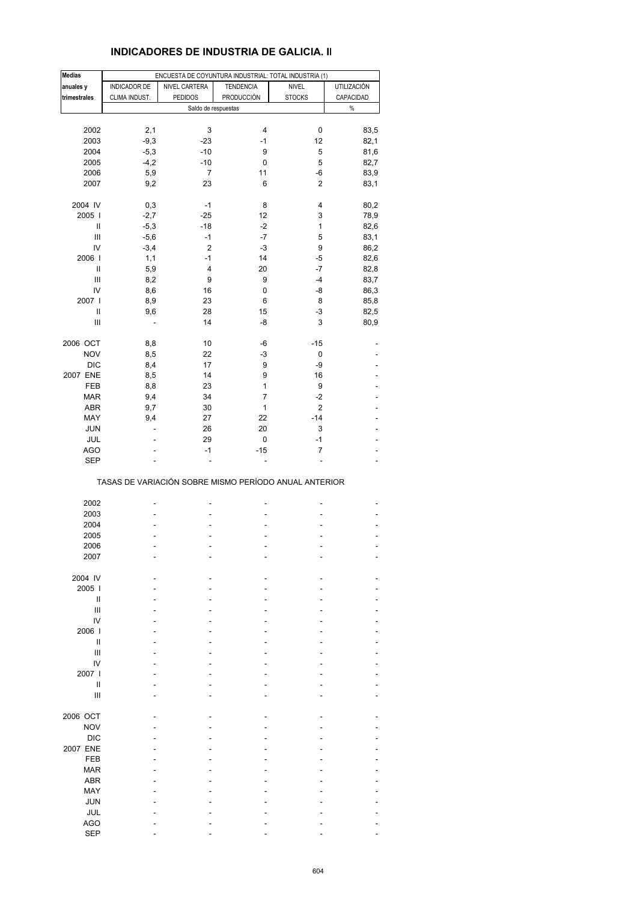## INDICADORES DE INDUSTRIA DE GALICIA. II

| Medias anuales y trimestrales | ENCUESTA DE COYUNTURA INDUSTRIAL: TOTAL INDUSTRIA (1) | | | | |
|---|---|---|---|---|---|
| | INDICADOR DE CLIMA INDUST. | NIVEL CARTERA PEDIDOS | TENDENCIA PRODUCCIÓN | NIVEL STOCKS | UTILIZACIÓN CAPACIDAD |
| | Saldo de respuestas | | | | % |
| 2002 | 2,1 | 3 | 4 | 0 | 83,5 |
| 2003 | -9,3 | -23 | -1 | 12 | 82,1 |
| 2004 | -5,3 | -10 | 9 | 5 | 81,6 |
| 2005 | -4,2 | -10 | 0 | 5 | 82,7 |
| 2006 | 5,9 | 7 | 11 | -6 | 83,9 |
| 2007 | 9,2 | 23 | 6 | 2 | 83,1 |
| 2004 IV | 0,3 | -1 | 8 | 4 | 80,2 |
| 2005 I | -2,7 | -25 | 12 | 3 | 78,9 |
| II | -5,3 | -18 | -2 | 1 | 82,6 |
| III | -5,6 | -1 | -7 | 5 | 83,1 |
| IV | -3,4 | 2 | -3 | 9 | 86,2 |
| 2006 I | 1,1 | -1 | 14 | -5 | 82,6 |
| II | 5,9 | 4 | 20 | -7 | 82,8 |
| III | 8,2 | 9 | 9 | -4 | 83,7 |
| IV | 8,6 | 16 | 0 | -8 | 86,3 |
| 2007 I | 8,9 | 23 | 6 | 8 | 85,8 |
| II | 9,6 | 28 | 15 | -3 | 82,5 |
| III | - | 14 | -8 | 3 | 80,9 |
| 2006 OCT | 8,8 | 10 | -6 | -15 | - |
| NOV | 8,5 | 22 | -3 | 0 | - |
| DIC | 8,4 | 17 | 9 | -9 | - |
| 2007 ENE | 8,5 | 14 | 9 | 16 | - |
| FEB | 8,8 | 23 | 1 | 9 | - |
| MAR | 9,4 | 34 | 7 | -2 | - |
| ABR | 9,7 | 30 | 1 | 2 | - |
| MAY | 9,4 | 27 | 22 | -14 | - |
| JUN | - | 26 | 20 | 3 | - |
| JUL | - | 29 | 0 | -1 | - |
| AGO | - | -1 | -15 | 7 | - |
| SEP | - | - | - | - | - |

TASAS DE VARIACIÓN SOBRE MISMO PERÍODO ANUAL ANTERIOR

| | | | | | |
|---|---|---|---|---|---|
| 2002 | - | - | - | - | - |
| 2003 | - | - | - | - | - |
| 2004 | - | - | - | - | - |
| 2005 | - | - | - | - | - |
| 2006 | - | - | - | - | - |
| 2007 | - | - | - | - | - |
| 2004 IV | - | - | - | - | - |
| 2005 I | - | - | - | - | - |
| II | - | - | - | - | - |
| III | - | - | - | - | - |
| IV | - | - | - | - | - |
| 2006 I | - | - | - | - | - |
| II | - | - | - | - | - |
| III | - | - | - | - | - |
| IV | - | - | - | - | - |
| 2007 I | - | - | - | - | - |
| II | - | - | - | - | - |
| III | - | - | - | - | - |
| 2006 OCT | - | - | - | - | - |
| NOV | - | - | - | - | - |
| DIC | - | - | - | - | - |
| 2007 ENE | - | - | - | - | - |
| FEB | - | - | - | - | - |
| MAR | - | - | - | - | - |
| ABR | - | - | - | - | - |
| MAY | - | - | - | - | - |
| JUN | - | - | - | - | - |
| JUL | - | - | - | - | - |
| AGO | - | - | - | - | - |
| SEP | - | - | - | - | - |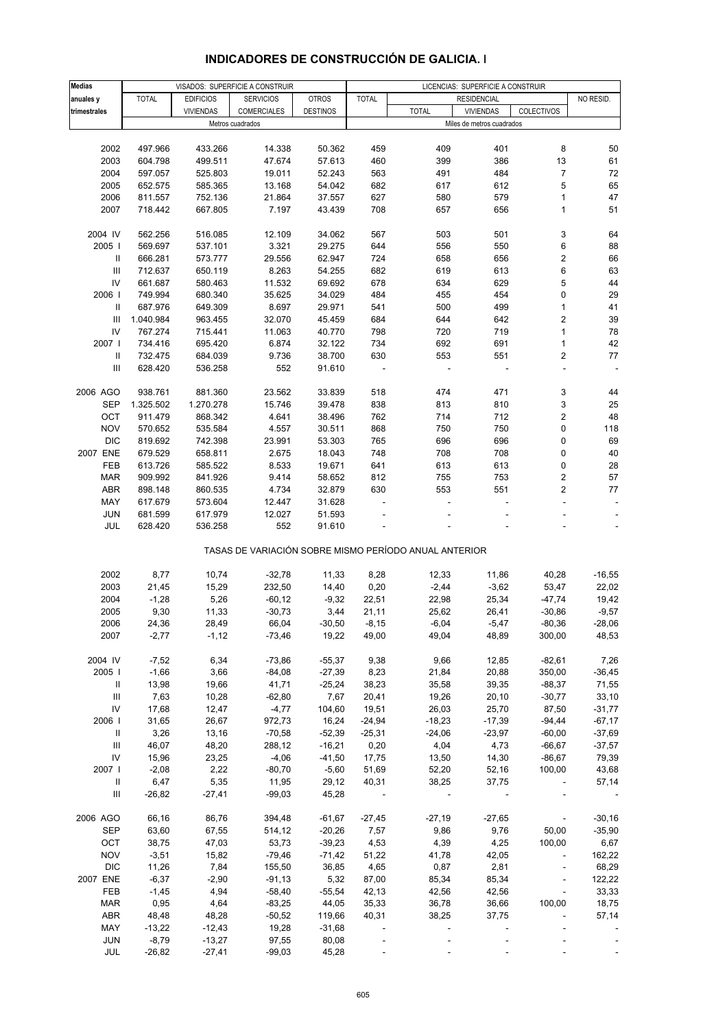# INDICADORES DE CONSTRUCCIÓN DE GALICIA. I

| Medias anuales y trimestrales | VISADOS: SUPERFICIE A CONSTRUIR | | | | LICENCIAS: SUPERFICIE A CONSTRUIR | | | | |
|---|---|---|---|---|---|---|---|---|---|
| | TOTAL | EDIFICIOS VIVIENDAS | SERVICIOS COMERCIALES | OTROS DESTINOS | TOTAL | RESIDENCIAL | | | NO RESID. |
| | | | | | | TOTAL | VIVIENDAS | COLECTIVOS | |
| | Metros cuadrados | | | | Miles de metros cuadrados | | | | |
| 2002 | 497.966 | 433.266 | 14.338 | 50.362 | 459 | 409 | 401 | 8 | 50 |
| 2003 | 604.798 | 499.511 | 47.674 | 57.613 | 460 | 399 | 386 | 13 | 61 |
| 2004 | 597.057 | 525.803 | 19.011 | 52.243 | 563 | 491 | 484 | 7 | 72 |
| 2005 | 652.575 | 585.365 | 13.168 | 54.042 | 682 | 617 | 612 | 5 | 65 |
| 2006 | 811.557 | 752.136 | 21.864 | 37.557 | 627 | 580 | 579 | 1 | 47 |
| 2007 | 718.442 | 667.805 | 7.197 | 43.439 | 708 | 657 | 656 | 1 | 51 |
| 2004 IV | 562.256 | 516.085 | 12.109 | 34.062 | 567 | 503 | 501 | 3 | 64 |
| 2005 I | 569.697 | 537.101 | 3.321 | 29.275 | 644 | 556 | 550 | 6 | 88 |
| II | 666.281 | 573.777 | 29.556 | 62.947 | 724 | 658 | 656 | 2 | 66 |
| III | 712.637 | 650.119 | 8.263 | 54.255 | 682 | 619 | 613 | 6 | 63 |
| IV | 661.687 | 580.463 | 11.532 | 69.692 | 678 | 634 | 629 | 5 | 44 |
| 2006 I | 749.994 | 680.340 | 35.625 | 34.029 | 484 | 455 | 454 | 0 | 29 |
| II | 687.976 | 649.309 | 8.697 | 29.971 | 541 | 500 | 499 | 1 | 41 |
| III | 1.040.984 | 963.455 | 32.070 | 45.459 | 684 | 644 | 642 | 2 | 39 |
| IV | 767.274 | 715.441 | 11.063 | 40.770 | 798 | 720 | 719 | 1 | 78 |
| 2007 I | 734.416 | 695.420 | 6.874 | 32.122 | 734 | 692 | 691 | 1 | 42 |
| II | 732.475 | 684.039 | 9.736 | 38.700 | 630 | 553 | 551 | 2 | 77 |
| III | 628.420 | 536.258 | 552 | 91.610 | - | - | - | - | - |
| 2006 AGO | 938.761 | 881.360 | 23.562 | 33.839 | 518 | 474 | 471 | 3 | 44 |
| SEP | 1.325.502 | 1.270.278 | 15.746 | 39.478 | 838 | 813 | 810 | 3 | 25 |
| OCT | 911.479 | 868.342 | 4.641 | 38.496 | 762 | 714 | 712 | 2 | 48 |
| NOV | 570.652 | 535.584 | 4.557 | 30.511 | 868 | 750 | 750 | 0 | 118 |
| DIC | 819.692 | 742.398 | 23.991 | 53.303 | 765 | 696 | 696 | 0 | 69 |
| 2007 ENE | 679.529 | 658.811 | 2.675 | 18.043 | 748 | 708 | 708 | 0 | 40 |
| FEB | 613.726 | 585.522 | 8.533 | 19.671 | 641 | 613 | 613 | 0 | 28 |
| MAR | 909.992 | 841.926 | 9.414 | 58.652 | 812 | 755 | 753 | 2 | 57 |
| ABR | 898.148 | 860.535 | 4.734 | 32.879 | 630 | 553 | 551 | 2 | 77 |
| MAY | 617.679 | 573.604 | 12.447 | 31.628 | - | - | - | - | - |
| JUN | 681.599 | 617.979 | 12.027 | 51.593 | - | - | - | - | - |
| JUL | 628.420 | 536.258 | 552 | 91.610 | - | - | - | - | - |
| | TASAS DE VARIACIÓN SOBRE MISMO PERÍODO ANUAL ANTERIOR | | | | | | | | |
| 2002 | 8,77 | 10,74 | -32,78 | 11,33 | 8,28 | 12,33 | 11,86 | 40,28 | -16,55 |
| 2003 | 21,45 | 15,29 | 232,50 | 14,40 | 0,20 | -2,44 | -3,62 | 53,47 | 22,02 |
| 2004 | -1,28 | 5,26 | -60,12 | -9,32 | 22,51 | 22,98 | 25,34 | -47,74 | 19,42 |
| 2005 | 9,30 | 11,33 | -30,73 | 3,44 | 21,11 | 25,62 | 26,41 | -30,86 | -9,57 |
| 2006 | 24,36 | 28,49 | 66,04 | -30,50 | -8,15 | -6,04 | -5,47 | -80,36 | -28,06 |
| 2007 | -2,77 | -1,12 | -73,46 | 19,22 | 49,00 | 49,04 | 48,89 | 300,00 | 48,53 |
| 2004 IV | -7,52 | 6,34 | -73,86 | -55,37 | 9,38 | 9,66 | 12,85 | -82,61 | 7,26 |
| 2005 I | -1,66 | 3,66 | -84,08 | -27,39 | 8,23 | 21,84 | 20,88 | 350,00 | -36,45 |
| II | 13,98 | 19,66 | 41,71 | -25,24 | 38,23 | 35,58 | 39,35 | -88,37 | 71,55 |
| III | 7,63 | 10,28 | -62,80 | 7,67 | 20,41 | 19,26 | 20,10 | -30,77 | 33,10 |
| IV | 17,68 | 12,47 | -4,77 | 104,60 | 19,51 | 26,03 | 25,70 | 87,50 | -31,77 |
| 2006 I | 31,65 | 26,67 | 972,73 | 16,24 | -24,94 | -18,23 | -17,39 | -94,44 | -67,17 |
| II | 3,26 | 13,16 | -70,58 | -52,39 | -25,31 | -24,06 | -23,97 | -60,00 | -37,69 |
| III | 46,07 | 48,20 | 288,12 | -16,21 | 0,20 | 4,04 | 4,73 | -66,67 | -37,57 |
| IV | 15,96 | 23,25 | -4,06 | -41,50 | 17,75 | 13,50 | 14,30 | -86,67 | 79,39 |
| 2007 I | -2,08 | 2,22 | -80,70 | -5,60 | 51,69 | 52,20 | 52,16 | 100,00 | 43,68 |
| II | 6,47 | 5,35 | 11,95 | 29,12 | 40,31 | 38,25 | 37,75 | - | 57,14 |
| III | -26,82 | -27,41 | -99,03 | 45,28 | - | - | - | - | - |
| 2006 AGO | 66,16 | 86,76 | 394,48 | -61,67 | -27,45 | -27,19 | -27,65 | - | -30,16 |
| SEP | 63,60 | 67,55 | 514,12 | -20,26 | 7,57 | 9,86 | 9,76 | 50,00 | -35,90 |
| OCT | 38,75 | 47,03 | 53,73 | -39,23 | 4,53 | 4,39 | 4,25 | 100,00 | 6,67 |
| NOV | -3,51 | 15,82 | -79,46 | -71,42 | 51,22 | 41,78 | 42,05 | - | 162,22 |
| DIC | 11,26 | 7,84 | 155,50 | 36,85 | 4,65 | 0,87 | 2,81 | - | 68,29 |
| 2007 ENE | -6,37 | -2,90 | -91,13 | 5,32 | 87,00 | 85,34 | 85,34 | - | 122,22 |
| FEB | -1,45 | 4,94 | -58,40 | -55,54 | 42,13 | 42,56 | 42,56 | - | 33,33 |
| MAR | 0,95 | 4,64 | -83,25 | 44,05 | 35,33 | 36,78 | 36,66 | 100,00 | 18,75 |
| ABR | 48,48 | 48,28 | -50,52 | 119,66 | 40,31 | 38,25 | 37,75 | - | 57,14 |
| MAY | -13,22 | -12,43 | 19,28 | -31,68 | - | - | - | - | - |
| JUN | -8,79 | -13,27 | 97,55 | 80,08 | - | - | - | - | - |
| JUL | -26,82 | -27,41 | -99,03 | 45,28 | - | - | - | - | - |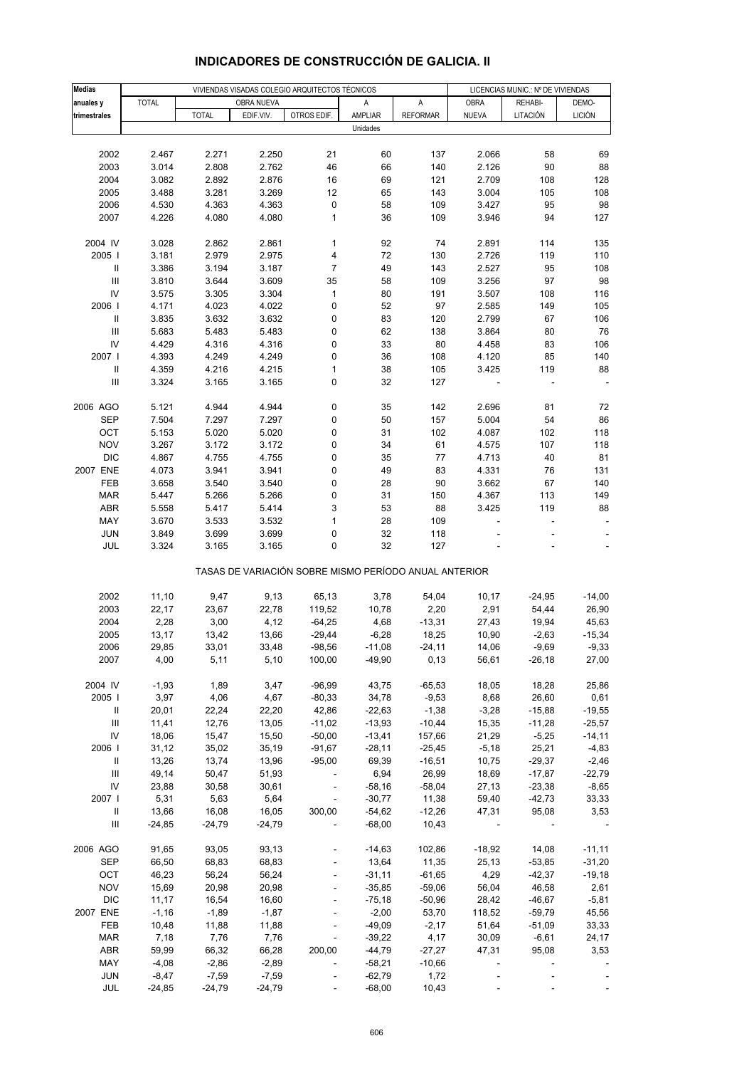# INDICADORES DE CONSTRUCCIÓN DE GALICIA. II

| Medias anuales y trimestrales | VIVIENDAS VISADAS COLEGIO ARQUITECTOS TÉCNICOS | | | | | | LICENCIAS MUNIC.: Nº DE VIVIENDAS | | |
|---|---|---|---|---|---|---|---|---|---|
| | TOTAL | OBRA NUEVA | | | A AMPLIAR | A REFORMAR | OBRA NUEVA | REHABI-LITACIÓN | DEMO-LICIÓN |
| | | TOTAL | EDIF.VIV. | OTROS EDIF. | | | | | |
| | Unidades | | | | | | | | |
| 2002 | 2.467 | 2.271 | 2.250 | 21 | 60 | 137 | 2.066 | 58 | 69 |
| 2003 | 3.014 | 2.808 | 2.762 | 46 | 66 | 140 | 2.126 | 90 | 88 |
| 2004 | 3.082 | 2.892 | 2.876 | 16 | 69 | 121 | 2.709 | 108 | 128 |
| 2005 | 3.488 | 3.281 | 3.269 | 12 | 65 | 143 | 3.004 | 105 | 108 |
| 2006 | 4.530 | 4.363 | 4.363 | 0 | 58 | 109 | 3.427 | 95 | 98 |
| 2007 | 4.226 | 4.080 | 4.080 | 1 | 36 | 109 | 3.946 | 94 | 127 |
| 2004 IV | 3.028 | 2.862 | 2.861 | 1 | 92 | 74 | 2.891 | 114 | 135 |
| 2005 I | 3.181 | 2.979 | 2.975 | 4 | 72 | 130 | 2.726 | 119 | 110 |
| II | 3.386 | 3.194 | 3.187 | 7 | 49 | 143 | 2.527 | 95 | 108 |
| III | 3.810 | 3.644 | 3.609 | 35 | 58 | 109 | 3.256 | 97 | 98 |
| IV | 3.575 | 3.305 | 3.304 | 1 | 80 | 191 | 3.507 | 108 | 116 |
| 2006 I | 4.171 | 4.023 | 4.022 | 0 | 52 | 97 | 2.585 | 149 | 105 |
| II | 3.835 | 3.632 | 3.632 | 0 | 83 | 120 | 2.799 | 67 | 106 |
| III | 5.683 | 5.483 | 5.483 | 0 | 62 | 138 | 3.864 | 80 | 76 |
| IV | 4.429 | 4.316 | 4.316 | 0 | 33 | 80 | 4.458 | 83 | 106 |
| 2007 I | 4.393 | 4.249 | 4.249 | 0 | 36 | 108 | 4.120 | 85 | 140 |
| II | 4.359 | 4.216 | 4.215 | 1 | 38 | 105 | 3.425 | 119 | 88 |
| III | 3.324 | 3.165 | 3.165 | 0 | 32 | 127 | - | - | - |
| 2006 AGO | 5.121 | 4.944 | 4.944 | 0 | 35 | 142 | 2.696 | 81 | 72 |
| SEP | 7.504 | 7.297 | 7.297 | 0 | 50 | 157 | 5.004 | 54 | 86 |
| OCT | 5.153 | 5.020 | 5.020 | 0 | 31 | 102 | 4.087 | 102 | 118 |
| NOV | 3.267 | 3.172 | 3.172 | 0 | 34 | 61 | 4.575 | 107 | 118 |
| DIC | 4.867 | 4.755 | 4.755 | 0 | 35 | 77 | 4.713 | 40 | 81 |
| 2007 ENE | 4.073 | 3.941 | 3.941 | 0 | 49 | 83 | 4.331 | 76 | 131 |
| FEB | 3.658 | 3.540 | 3.540 | 0 | 28 | 90 | 3.662 | 67 | 140 |
| MAR | 5.447 | 5.266 | 5.266 | 0 | 31 | 150 | 4.367 | 113 | 149 |
| ABR | 5.558 | 5.417 | 5.414 | 3 | 53 | 88 | 3.425 | 119 | 88 |
| MAY | 3.670 | 3.533 | 3.532 | 1 | 28 | 109 | - | - | - |
| JUN | 3.849 | 3.699 | 3.699 | 0 | 32 | 118 | - | - | - |
| JUL | 3.324 | 3.165 | 3.165 | 0 | 32 | 127 | - | - | - |
| | TASAS DE VARIACIÓN SOBRE MISMO PERÍODO ANUAL ANTERIOR | | | | | | | | |
| 2002 | 11,10 | 9,47 | 9,13 | 65,13 | 3,78 | 54,04 | 10,17 | -24,95 | -14,00 |
| 2003 | 22,17 | 23,67 | 22,78 | 119,52 | 10,78 | 2,20 | 2,91 | 54,44 | 26,90 |
| 2004 | 2,28 | 3,00 | 4,12 | -64,25 | 4,68 | -13,31 | 27,43 | 19,94 | 45,63 |
| 2005 | 13,17 | 13,42 | 13,66 | -29,44 | -6,28 | 18,25 | 10,90 | -2,63 | -15,34 |
| 2006 | 29,85 | 33,01 | 33,48 | -98,56 | -11,08 | -24,11 | 14,06 | -9,69 | -9,33 |
| 2007 | 4,00 | 5,11 | 5,10 | 100,00 | -49,90 | 0,13 | 56,61 | -26,18 | 27,00 |
| 2004 IV | -1,93 | 1,89 | 3,47 | -96,99 | 43,75 | -65,53 | 18,05 | 18,28 | 25,86 |
| 2005 I | 3,97 | 4,06 | 4,67 | -80,33 | 34,78 | -9,53 | 8,68 | 26,60 | 0,61 |
| II | 20,01 | 22,24 | 22,20 | 42,86 | -22,63 | -1,38 | -3,28 | -15,88 | -19,55 |
| III | 11,41 | 12,76 | 13,05 | -11,02 | -13,93 | -10,44 | 15,35 | -11,28 | -25,57 |
| IV | 18,06 | 15,47 | 15,50 | -50,00 | -13,41 | 157,66 | 21,29 | -5,25 | -14,11 |
| 2006 I | 31,12 | 35,02 | 35,19 | -91,67 | -28,11 | -25,45 | -5,18 | 25,21 | -4,83 |
| II | 13,26 | 13,74 | 13,96 | -95,00 | 69,39 | -16,51 | 10,75 | -29,37 | -2,46 |
| III | 49,14 | 50,47 | 51,93 | - | 6,94 | 26,99 | 18,69 | -17,87 | -22,79 |
| IV | 23,88 | 30,58 | 30,61 | - | -58,16 | -58,04 | 27,13 | -23,38 | -8,65 |
| 2007 I | 5,31 | 5,63 | 5,64 | - | -30,77 | 11,38 | 59,40 | -42,73 | 33,33 |
| II | 13,66 | 16,08 | 16,05 | 300,00 | -54,62 | -12,26 | 47,31 | 95,08 | 3,53 |
| III | -24,85 | -24,79 | -24,79 | - | -68,00 | 10,43 | - | - | - |
| 2006 AGO | 91,65 | 93,05 | 93,13 | - | -14,63 | 102,86 | -18,92 | 14,08 | -11,11 |
| SEP | 66,50 | 68,83 | 68,83 | - | 13,64 | 11,35 | 25,13 | -53,85 | -31,20 |
| OCT | 46,23 | 56,24 | 56,24 | - | -31,11 | -61,65 | 4,29 | -42,37 | -19,18 |
| NOV | 15,69 | 20,98 | 20,98 | - | -35,85 | -59,06 | 56,04 | 46,58 | 2,61 |
| DIC | 11,17 | 16,54 | 16,60 | - | -75,18 | -50,96 | 28,42 | -46,67 | -5,81 |
| 2007 ENE | -1,16 | -1,89 | -1,87 | - | -2,00 | 53,70 | 118,52 | -59,79 | 45,56 |
| FEB | 10,48 | 11,88 | 11,88 | - | -49,09 | -2,17 | 51,64 | -51,09 | 33,33 |
| MAR | 7,18 | 7,76 | 7,76 | - | -39,22 | 4,17 | 30,09 | -6,61 | 24,17 |
| ABR | 59,99 | 66,32 | 66,28 | 200,00 | -44,79 | -27,27 | 47,31 | 95,08 | 3,53 |
| MAY | -4,08 | -2,86 | -2,89 | - | -58,21 | -10,66 | - | - | - |
| JUN | -8,47 | -7,59 | -7,59 | - | -62,79 | 1,72 | - | - | - |
| JUL | -24,85 | -24,79 | -24,79 | - | -68,00 | 10,43 | - | - | - |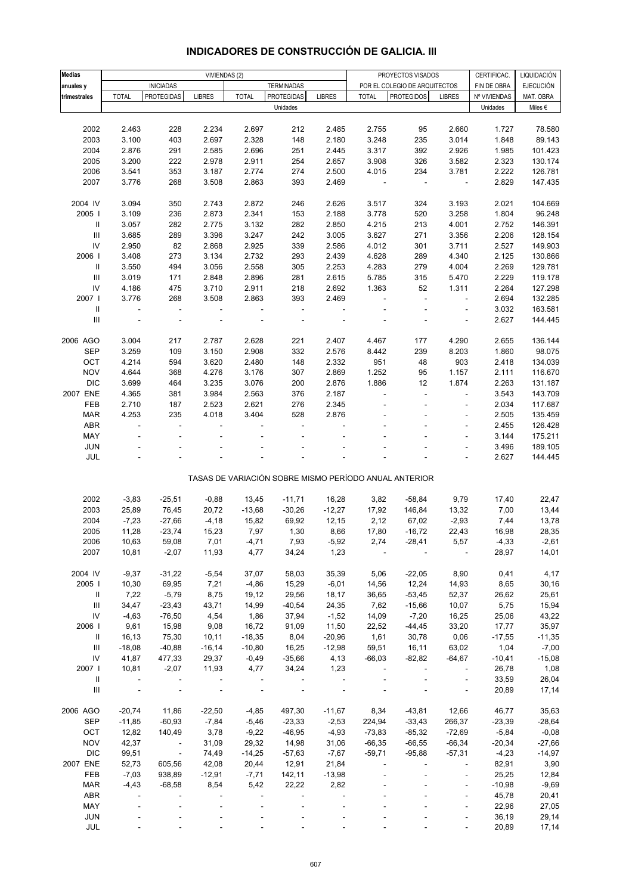# INDICADORES DE CONSTRUCCIÓN DE GALICIA. III

| Medias anuales y trimestrales | VIVIENDAS (2) | | | | | | PROYECTOS VISADOS POR EL COLEGIO DE ARQUITECTOS | | | CERTIFICAC. FIN DE OBRA | LIQUIDACIÓN EJECUCIÓN MAT. OBRA |
|---|---|---|---|---|---|---|---|---|---|---|---|
| | INICIADAS | | | TERMINADAS | | | | | | | |
| | TOTAL | PROTEGIDAS | LIBRES | TOTAL | PROTEGIDAS | LIBRES | TOTAL | PROTEGIDOS | LIBRES | Nº VIVIENDAS | |
| | Unidades | | | | | | | | | Unidades | Miles € |
| 2002 | 2.463 | 228 | 2.234 | 2.697 | 212 | 2.485 | 2.755 | 95 | 2.660 | 1.727 | 78.580 |
| 2003 | 3.100 | 403 | 2.697 | 2.328 | 148 | 2.180 | 3.248 | 235 | 3.014 | 1.848 | 89.143 |
| 2004 | 2.876 | 291 | 2.585 | 2.696 | 251 | 2.445 | 3.317 | 392 | 2.926 | 1.985 | 101.423 |
| 2005 | 3.200 | 222 | 2.978 | 2.911 | 254 | 2.657 | 3.908 | 326 | 3.582 | 2.323 | 130.174 |
| 2006 | 3.541 | 353 | 3.187 | 2.774 | 274 | 2.500 | 4.015 | 234 | 3.781 | 2.222 | 126.781 |
| 2007 | 3.776 | 268 | 3.508 | 2.863 | 393 | 2.469 | - | - | - | 2.829 | 147.435 |
| 2004 IV | 3.094 | 350 | 2.743 | 2.872 | 246 | 2.626 | 3.517 | 324 | 3.193 | 2.021 | 104.669 |
| 2005 I | 3.109 | 236 | 2.873 | 2.341 | 153 | 2.188 | 3.778 | 520 | 3.258 | 1.804 | 96.248 |
| II | 3.057 | 282 | 2.775 | 3.132 | 282 | 2.850 | 4.215 | 213 | 4.001 | 2.752 | 146.391 |
| III | 3.685 | 289 | 3.396 | 3.247 | 242 | 3.005 | 3.627 | 271 | 3.356 | 2.206 | 128.154 |
| IV | 2.950 | 82 | 2.868 | 2.925 | 339 | 2.586 | 4.012 | 301 | 3.711 | 2.527 | 149.903 |
| 2006 I | 3.408 | 273 | 3.134 | 2.732 | 293 | 2.439 | 4.628 | 289 | 4.340 | 2.125 | 130.866 |
| II | 3.550 | 494 | 3.056 | 2.558 | 305 | 2.253 | 4.283 | 279 | 4.004 | 2.269 | 129.781 |
| III | 3.019 | 171 | 2.848 | 2.896 | 281 | 2.615 | 5.785 | 315 | 5.470 | 2.229 | 119.178 |
| IV | 4.186 | 475 | 3.710 | 2.911 | 218 | 2.692 | 1.363 | 52 | 1.311 | 2.264 | 127.298 |
| 2007 I | 3.776 | 268 | 3.508 | 2.863 | 393 | 2.469 | - | - | - | 2.694 | 132.285 |
| II | - | - | - | - | - | - | - | - | - | 3.032 | 163.581 |
| III | - | - | - | - | - | - | - | - | - | 2.627 | 144.445 |
| 2006 AGO | 3.004 | 217 | 2.787 | 2.628 | 221 | 2.407 | 4.467 | 177 | 4.290 | 2.655 | 136.144 |
| SEP | 3.259 | 109 | 3.150 | 2.908 | 332 | 2.576 | 8.442 | 239 | 8.203 | 1.860 | 98.075 |
| OCT | 4.214 | 594 | 3.620 | 2.480 | 148 | 2.332 | 951 | 48 | 903 | 2.418 | 134.039 |
| NOV | 4.644 | 368 | 4.276 | 3.176 | 307 | 2.869 | 1.252 | 95 | 1.157 | 2.111 | 116.670 |
| DIC | 3.699 | 464 | 3.235 | 3.076 | 200 | 2.876 | 1.886 | 12 | 1.874 | 2.263 | 131.187 |
| 2007 ENE | 4.365 | 381 | 3.984 | 2.563 | 376 | 2.187 | - | - | - | 3.543 | 143.709 |
| FEB | 2.710 | 187 | 2.523 | 2.621 | 276 | 2.345 | - | - | - | 2.034 | 117.687 |
| MAR | 4.253 | 235 | 4.018 | 3.404 | 528 | 2.876 | - | - | - | 2.505 | 135.459 |
| ABR | - | - | - | - | - | - | - | - | - | 2.455 | 126.428 |
| MAY | - | - | - | - | - | - | - | - | - | 3.144 | 175.211 |
| JUN | - | - | - | - | - | - | - | - | - | 3.496 | 189.105 |
| JUL | - | - | - | - | - | - | - | - | - | 2.627 | 144.445 |
| **TASAS DE VARIACIÓN SOBRE MISMO PERÍODO ANUAL ANTERIOR** | | | | | | | | | | | |
| 2002 | -3,83 | -25,51 | -0,88 | 13,45 | -11,71 | 16,28 | 3,82 | -58,84 | 9,79 | 17,40 | 22,47 |
| 2003 | 25,89 | 76,45 | 20,72 | -13,68 | -30,26 | -12,27 | 17,92 | 146,84 | 13,32 | 7,00 | 13,44 |
| 2004 | -7,23 | -27,66 | -4,18 | 15,82 | 69,92 | 12,15 | 2,12 | 67,02 | -2,93 | 7,44 | 13,78 |
| 2005 | 11,28 | -23,74 | 15,23 | 7,97 | 1,30 | 8,66 | 17,80 | -16,72 | 22,43 | 16,98 | 28,35 |
| 2006 | 10,63 | 59,08 | 7,01 | -4,71 | 7,93 | -5,92 | 2,74 | -28,41 | 5,57 | -4,33 | -2,61 |
| 2007 | 10,81 | -2,07 | 11,93 | 4,77 | 34,24 | 1,23 | - | - | - | 28,97 | 14,01 |
| 2004 IV | -9,37 | -31,22 | -5,54 | 37,07 | 58,03 | 35,39 | 5,06 | -22,05 | 8,90 | 0,41 | 4,17 |
| 2005 I | 10,30 | 69,95 | 7,21 | -4,86 | 15,29 | -6,01 | 14,56 | 12,24 | 14,93 | 8,65 | 30,16 |
| II | 7,22 | -5,79 | 8,75 | 19,12 | 29,56 | 18,17 | 36,65 | -53,45 | 52,37 | 26,62 | 25,61 |
| III | 34,47 | -23,43 | 43,71 | 14,99 | -40,54 | 24,35 | 7,62 | -15,66 | 10,07 | 5,75 | 15,94 |
| IV | -4,63 | -76,50 | 4,54 | 1,86 | 37,94 | -1,52 | 14,09 | -7,20 | 16,25 | 25,06 | 43,22 |
| 2006 I | 9,61 | 15,98 | 9,08 | 16,72 | 91,09 | 11,50 | 22,52 | -44,45 | 33,20 | 17,77 | 35,97 |
| II | 16,13 | 75,30 | 10,11 | -18,35 | 8,04 | -20,96 | 1,61 | 30,78 | 0,06 | -17,55 | -11,35 |
| III | -18,08 | -40,88 | -16,14 | -10,80 | 16,25 | -12,98 | 59,51 | 16,11 | 63,02 | 1,04 | -7,00 |
| IV | 41,87 | 477,33 | 29,37 | -0,49 | -35,66 | 4,13 | -66,03 | -82,82 | -64,67 | -10,41 | -15,08 |
| 2007 I | 10,81 | -2,07 | 11,93 | 4,77 | 34,24 | 1,23 | - | - | - | 26,78 | 1,08 |
| II | - | - | - | - | - | - | - | - | - | 33,59 | 26,04 |
| III | - | - | - | - | - | - | - | - | - | 20,89 | 17,14 |
| 2006 AGO | -20,74 | 11,86 | -22,50 | -4,85 | 497,30 | -11,67 | 8,34 | -43,81 | 12,66 | 46,77 | 35,63 |
| SEP | -11,85 | -60,93 | -7,84 | -5,46 | -23,33 | -2,53 | 224,94 | -33,43 | 266,37 | -23,39 | -28,64 |
| OCT | 12,82 | 140,49 | 3,78 | -9,22 | -46,95 | -4,93 | -73,83 | -85,32 | -72,69 | -5,84 | -0,08 |
| NOV | 42,37 | - | 31,09 | 29,32 | 14,98 | 31,06 | -66,35 | -66,55 | -66,34 | -20,34 | -27,66 |
| DIC | 99,51 | - | 74,49 | -14,25 | -57,63 | -7,67 | -59,71 | -95,88 | -57,31 | -4,23 | -14,97 |
| 2007 ENE | 52,73 | 605,56 | 42,08 | 20,44 | 12,91 | 21,84 | - | - | - | 82,91 | 3,90 |
| FEB | -7,03 | 938,89 | -12,91 | -7,71 | 142,11 | -13,98 | - | - | - | 25,25 | 12,84 |
| MAR | -4,43 | -68,58 | 8,54 | 5,42 | 22,22 | 2,82 | - | - | - | -10,98 | -9,69 |
| ABR | - | - | - | - | - | - | - | - | - | 45,78 | 20,41 |
| MAY | - | - | - | - | - | - | - | - | - | 22,96 | 27,05 |
| JUN | - | - | - | - | - | - | - | - | - | 36,19 | 29,14 |
| JUL | - | - | - | - | - | - | - | - | - | 20,89 | 17,14 |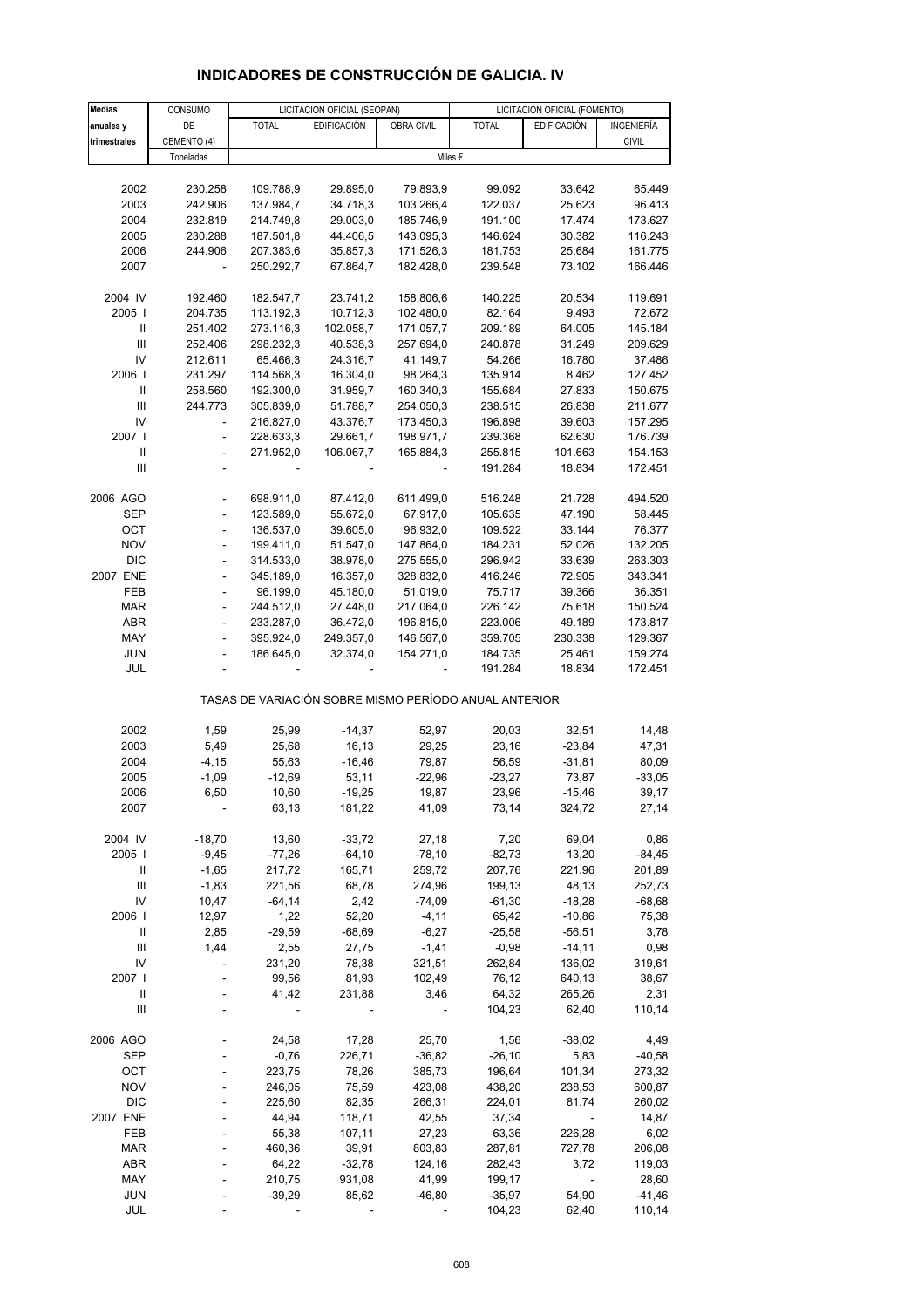# INDICADORES DE CONSTRUCCIÓN DE GALICIA. IV

| Medias anuales y trimestrales | CONSUMO DE CEMENTO (4) | LICITACIÓN OFICIAL (SEOPAN) | | | LICITACIÓN OFICIAL (FOMENTO) | | |
|---|---|---|---|---|---|---|---|
| | | TOTAL | EDIFICACIÓN | OBRA CIVIL | TOTAL | EDIFICACIÓN | INGENIERÍA CIVIL |
| | Toneladas | Miles € | | | | | |
| 2002 | 230.258 | 109.788,9 | 29.895,0 | 79.893,9 | 99.092 | 33.642 | 65.449 |
| 2003 | 242.906 | 137.984,7 | 34.718,3 | 103.266,4 | 122.037 | 25.623 | 96.413 |
| 2004 | 232.819 | 214.749,8 | 29.003,0 | 185.746,9 | 191.100 | 17.474 | 173.627 |
| 2005 | 230.288 | 187.501,8 | 44.406,5 | 143.095,3 | 146.624 | 30.382 | 116.243 |
| 2006 | 244.906 | 207.383,6 | 35.857,3 | 171.526,3 | 181.753 | 25.684 | 161.775 |
| 2007 | - | 250.292,7 | 67.864,7 | 182.428,0 | 239.548 | 73.102 | 166.446 |
| 2004 IV | 192.460 | 182.547,7 | 23.741,2 | 158.806,6 | 140.225 | 20.534 | 119.691 |
| 2005 I | 204.735 | 113.192,3 | 10.712,3 | 102.480,0 | 82.164 | 9.493 | 72.672 |
| II | 251.402 | 273.116,3 | 102.058,7 | 171.057,7 | 209.189 | 64.005 | 145.184 |
| III | 252.406 | 298.232,3 | 40.538,3 | 257.694,0 | 240.878 | 31.249 | 209.629 |
| IV | 212.611 | 65.466,3 | 24.316,7 | 41.149,7 | 54.266 | 16.780 | 37.486 |
| 2006 I | 231.297 | 114.568,3 | 16.304,0 | 98.264,3 | 135.914 | 8.462 | 127.452 |
| II | 258.560 | 192.300,0 | 31.959,7 | 160.340,3 | 155.684 | 27.833 | 150.675 |
| III | 244.773 | 305.839,0 | 51.788,7 | 254.050,3 | 238.515 | 26.838 | 211.677 |
| IV | - | 216.827,0 | 43.376,7 | 173.450,3 | 196.898 | 39.603 | 157.295 |
| 2007 I | - | 228.633,3 | 29.661,7 | 198.971,7 | 239.368 | 62.630 | 176.739 |
| II | - | 271.952,0 | 106.067,7 | 165.884,3 | 255.815 | 101.663 | 154.153 |
| III | - | - | - | - | 191.284 | 18.834 | 172.451 |
| 2006 AGO | - | 698.911,0 | 87.412,0 | 611.499,0 | 516.248 | 21.728 | 494.520 |
| SEP | - | 123.589,0 | 55.672,0 | 67.917,0 | 105.635 | 47.190 | 58.445 |
| OCT | - | 136.537,0 | 39.605,0 | 96.932,0 | 109.522 | 33.144 | 76.377 |
| NOV | - | 199.411,0 | 51.547,0 | 147.864,0 | 184.231 | 52.026 | 132.205 |
| DIC | - | 314.533,0 | 38.978,0 | 275.555,0 | 296.942 | 33.639 | 263.303 |
| 2007 ENE | - | 345.189,0 | 16.357,0 | 328.832,0 | 416.246 | 72.905 | 343.341 |
| FEB | - | 96.199,0 | 45.180,0 | 51.019,0 | 75.717 | 39.366 | 36.351 |
| MAR | - | 244.512,0 | 27.448,0 | 217.064,0 | 226.142 | 75.618 | 150.524 |
| ABR | - | 233.287,0 | 36.472,0 | 196.815,0 | 223.006 | 49.189 | 173.817 |
| MAY | - | 395.924,0 | 249.357,0 | 146.567,0 | 359.705 | 230.338 | 129.367 |
| JUN | - | 186.645,0 | 32.374,0 | 154.271,0 | 184.735 | 25.461 | 159.274 |
| JUL | - | - | - | - | 191.284 | 18.834 | 172.451 |

TASAS DE VARIACIÓN SOBRE MISMO PERÍODO ANUAL ANTERIOR

| | CONSUMO DE CEMENTO (4) | TOTAL | EDIFICACIÓN | OBRA CIVIL | TOTAL | EDIFICACIÓN | INGENIERÍA CIVIL |
|---|---|---|---|---|---|---|---|
| 2002 | 1,59 | 25,99 | -14,37 | 52,97 | 20,03 | 32,51 | 14,48 |
| 2003 | 5,49 | 25,68 | 16,13 | 29,25 | 23,16 | -23,84 | 47,31 |
| 2004 | -4,15 | 55,63 | -16,46 | 79,87 | 56,59 | -31,81 | 80,09 |
| 2005 | -1,09 | -12,69 | 53,11 | -22,96 | -23,27 | 73,87 | -33,05 |
| 2006 | 6,50 | 10,60 | -19,25 | 19,87 | 23,96 | -15,46 | 39,17 |
| 2007 | - | 63,13 | 181,22 | 41,09 | 73,14 | 324,72 | 27,14 |
| 2004 IV | -18,70 | 13,60 | -33,72 | 27,18 | 7,20 | 69,04 | 0,86 |
| 2005 I | -9,45 | -77,26 | -64,10 | -78,10 | -82,73 | 13,20 | -84,45 |
| II | -1,65 | 217,72 | 165,71 | 259,72 | 207,76 | 221,96 | 201,89 |
| III | -1,83 | 221,56 | 68,78 | 274,96 | 199,13 | 48,13 | 252,73 |
| IV | 10,47 | -64,14 | 2,42 | -74,09 | -61,30 | -18,28 | -68,68 |
| 2006 I | 12,97 | 1,22 | 52,20 | -4,11 | 65,42 | -10,86 | 75,38 |
| II | 2,85 | -29,59 | -68,69 | -6,27 | -25,58 | -56,51 | 3,78 |
| III | 1,44 | 2,55 | 27,75 | -1,41 | -0,98 | -14,11 | 0,98 |
| IV | - | 231,20 | 78,38 | 321,51 | 262,84 | 136,02 | 319,61 |
| 2007 I | - | 99,56 | 81,93 | 102,49 | 76,12 | 640,13 | 38,67 |
| II | - | 41,42 | 231,88 | 3,46 | 64,32 | 265,26 | 2,31 |
| III | - | - | - | - | 104,23 | 62,40 | 110,14 |
| 2006 AGO | - | 24,58 | 17,28 | 25,70 | 1,56 | -38,02 | 4,49 |
| SEP | - | -0,76 | 226,71 | -36,82 | -26,10 | 5,83 | -40,58 |
| OCT | - | 223,75 | 78,26 | 385,73 | 196,64 | 101,34 | 273,32 |
| NOV | - | 246,05 | 75,59 | 423,08 | 438,20 | 238,53 | 600,87 |
| DIC | - | 225,60 | 82,35 | 266,31 | 224,01 | 81,74 | 260,02 |
| 2007 ENE | - | 44,94 | 118,71 | 42,55 | 37,34 | - | 14,87 |
| FEB | - | 55,38 | 107,11 | 27,23 | 63,36 | 226,28 | 6,02 |
| MAR | - | 460,36 | 39,91 | 803,83 | 287,81 | 727,78 | 206,08 |
| ABR | - | 64,22 | -32,78 | 124,16 | 282,43 | 3,72 | 119,03 |
| MAY | - | 210,75 | 931,08 | 41,99 | 199,17 | - | 28,60 |
| JUN | - | -39,29 | 85,62 | -46,80 | -35,97 | 54,90 | -41,46 |
| JUL | - | - | - | - | 104,23 | 62,40 | 110,14 |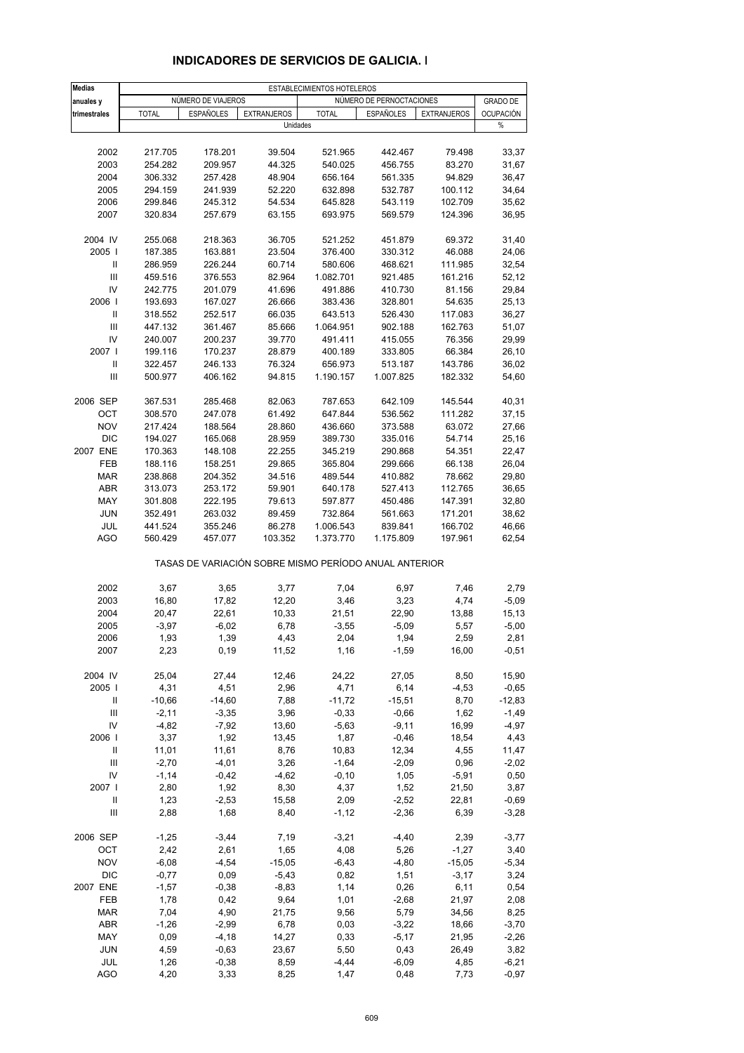## INDICADORES DE SERVICIOS DE GALICIA. I

| Medias anuales y trimestrales | ESTABLECIMIENTOS HOTELEROS | | | | | | |
|---|---|---|---|---|---|---|---|
| | NÚMERO DE VIAJEROS | | | NÚMERO DE PERNOCTACIONES | | | GRADO DE OCUPACIÓN |
| | TOTAL | ESPAÑOLES | EXTRANJEROS | TOTAL | ESPAÑOLES | EXTRANJEROS | |
| | Unidades | | | | | | % |
| 2002 | 217.705 | 178.201 | 39.504 | 521.965 | 442.467 | 79.498 | 33,37 |
| 2003 | 254.282 | 209.957 | 44.325 | 540.025 | 456.755 | 83.270 | 31,67 |
| 2004 | 306.332 | 257.428 | 48.904 | 656.164 | 561.335 | 94.829 | 36,47 |
| 2005 | 294.159 | 241.939 | 52.220 | 632.898 | 532.787 | 100.112 | 34,64 |
| 2006 | 299.846 | 245.312 | 54.534 | 645.828 | 543.119 | 102.709 | 35,62 |
| 2007 | 320.834 | 257.679 | 63.155 | 693.975 | 569.579 | 124.396 | 36,95 |
| 2004 IV | 255.068 | 218.363 | 36.705 | 521.252 | 451.879 | 69.372 | 31,40 |
| 2005 I | 187.385 | 163.881 | 23.504 | 376.400 | 330.312 | 46.088 | 24,06 |
| II | 286.959 | 226.244 | 60.714 | 580.606 | 468.621 | 111.985 | 32,54 |
| III | 459.516 | 376.553 | 82.964 | 1.082.701 | 921.485 | 161.216 | 52,12 |
| IV | 242.775 | 201.079 | 41.696 | 491.886 | 410.730 | 81.156 | 29,84 |
| 2006 I | 193.693 | 167.027 | 26.666 | 383.436 | 328.801 | 54.635 | 25,13 |
| II | 318.552 | 252.517 | 66.035 | 643.513 | 526.430 | 117.083 | 36,27 |
| III | 447.132 | 361.467 | 85.666 | 1.064.951 | 902.188 | 162.763 | 51,07 |
| IV | 240.007 | 200.237 | 39.770 | 491.411 | 415.055 | 76.356 | 29,99 |
| 2007 I | 199.116 | 170.237 | 28.879 | 400.189 | 333.805 | 66.384 | 26,10 |
| II | 322.457 | 246.133 | 76.324 | 656.973 | 513.187 | 143.786 | 36,02 |
| III | 500.977 | 406.162 | 94.815 | 1.190.157 | 1.007.825 | 182.332 | 54,60 |
| 2006 SEP | 367.531 | 285.468 | 82.063 | 787.653 | 642.109 | 145.544 | 40,31 |
| OCT | 308.570 | 247.078 | 61.492 | 647.844 | 536.562 | 111.282 | 37,15 |
| NOV | 217.424 | 188.564 | 28.860 | 436.660 | 373.588 | 63.072 | 27,66 |
| DIC | 194.027 | 165.068 | 28.959 | 389.730 | 335.016 | 54.714 | 25,16 |
| 2007 ENE | 170.363 | 148.108 | 22.255 | 345.219 | 290.868 | 54.351 | 22,47 |
| FEB | 188.116 | 158.251 | 29.865 | 365.804 | 299.666 | 66.138 | 26,04 |
| MAR | 238.868 | 204.352 | 34.516 | 489.544 | 410.882 | 78.662 | 29,80 |
| ABR | 313.073 | 253.172 | 59.901 | 640.178 | 527.413 | 112.765 | 36,65 |
| MAY | 301.808 | 222.195 | 79.613 | 597.877 | 450.486 | 147.391 | 32,80 |
| JUN | 352.491 | 263.032 | 89.459 | 732.864 | 561.663 | 171.201 | 38,62 |
| JUL | 441.524 | 355.246 | 86.278 | 1.006.543 | 839.841 | 166.702 | 46,66 |
| AGO | 560.429 | 457.077 | 103.352 | 1.373.770 | 1.175.809 | 197.961 | 62,54 |
| | TASAS DE VARIACIÓN SOBRE MISMO PERÍODO ANUAL ANTERIOR | | | | | | |
| 2002 | 3,67 | 3,65 | 3,77 | 7,04 | 6,97 | 7,46 | 2,79 |
| 2003 | 16,80 | 17,82 | 12,20 | 3,46 | 3,23 | 4,74 | -5,09 |
| 2004 | 20,47 | 22,61 | 10,33 | 21,51 | 22,90 | 13,88 | 15,13 |
| 2005 | -3,97 | -6,02 | 6,78 | -3,55 | -5,09 | 5,57 | -5,00 |
| 2006 | 1,93 | 1,39 | 4,43 | 2,04 | 1,94 | 2,59 | 2,81 |
| 2007 | 2,23 | 0,19 | 11,52 | 1,16 | -1,59 | 16,00 | -0,51 |
| 2004 IV | 25,04 | 27,44 | 12,46 | 24,22 | 27,05 | 8,50 | 15,90 |
| 2005 I | 4,31 | 4,51 | 2,96 | 4,71 | 6,14 | -4,53 | -0,65 |
| II | -10,66 | -14,60 | 7,88 | -11,72 | -15,51 | 8,70 | -12,83 |
| III | -2,11 | -3,35 | 3,96 | -0,33 | -0,66 | 1,62 | -1,49 |
| IV | -4,82 | -7,92 | 13,60 | -5,63 | -9,11 | 16,99 | -4,97 |
| 2006 I | 3,37 | 1,92 | 13,45 | 1,87 | -0,46 | 18,54 | 4,43 |
| II | 11,01 | 11,61 | 8,76 | 10,83 | 12,34 | 4,55 | 11,47 |
| III | -2,70 | -4,01 | 3,26 | -1,64 | -2,09 | 0,96 | -2,02 |
| IV | -1,14 | -0,42 | -4,62 | -0,10 | 1,05 | -5,91 | 0,50 |
| 2007 I | 2,80 | 1,92 | 8,30 | 4,37 | 1,52 | 21,50 | 3,87 |
| II | 1,23 | -2,53 | 15,58 | 2,09 | -2,52 | 22,81 | -0,69 |
| III | 2,88 | 1,68 | 8,40 | -1,12 | -2,36 | 6,39 | -3,28 |
| 2006 SEP | -1,25 | -3,44 | 7,19 | -3,21 | -4,40 | 2,39 | -3,77 |
| OCT | 2,42 | 2,61 | 1,65 | 4,08 | 5,26 | -1,27 | 3,40 |
| NOV | -6,08 | -4,54 | -15,05 | -6,43 | -4,80 | -15,05 | -5,34 |
| DIC | -0,77 | 0,09 | -5,43 | 0,82 | 1,51 | -3,17 | 3,24 |
| 2007 ENE | -1,57 | -0,38 | -8,83 | 1,14 | 0,26 | 6,11 | 0,54 |
| FEB | 1,78 | 0,42 | 9,64 | 1,01 | -2,68 | 21,97 | 2,08 |
| MAR | 7,04 | 4,90 | 21,75 | 9,56 | 5,79 | 34,56 | 8,25 |
| ABR | -1,26 | -2,99 | 6,78 | 0,03 | -3,22 | 18,66 | -3,70 |
| MAY | 0,09 | -4,18 | 14,27 | 0,33 | -5,17 | 21,95 | -2,26 |
| JUN | 4,59 | -0,63 | 23,67 | 5,50 | 0,43 | 26,49 | 3,82 |
| JUL | 1,26 | -0,38 | 8,59 | -4,44 | -6,09 | 4,85 | -6,21 |
| AGO | 4,20 | 3,33 | 8,25 | 1,47 | 0,48 | 7,73 | -0,97 |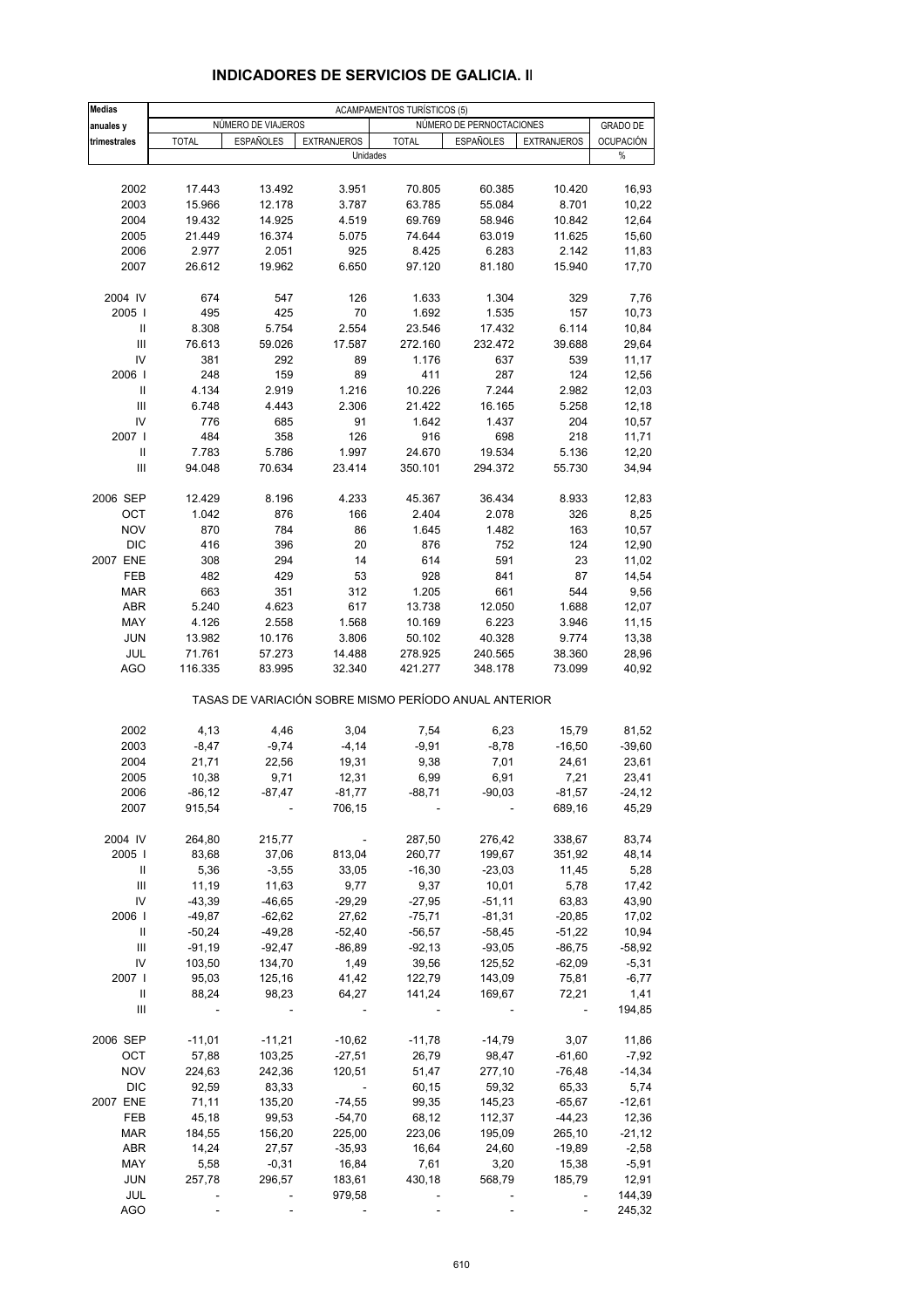## INDICADORES DE SERVICIOS DE GALICIA. II

| Medias anuales y trimestrales | ACAMPAMENTOS TURÍSTICOS (5) | | | | | | |
|---|---|---|---|---|---|---|---|
| | NÚMERO DE VIAJEROS | | | NÚMERO DE PERNOCTACIONES | | | GRADO DE OCUPACIÓN |
| | TOTAL | ESPAÑOLES | EXTRANJEROS | TOTAL | ESPAÑOLES | EXTRANJEROS | |
| | Unidades | | | | | | % |
| 2002 | 17.443 | 13.492 | 3.951 | 70.805 | 60.385 | 10.420 | 16,93 |
| 2003 | 15.966 | 12.178 | 3.787 | 63.785 | 55.084 | 8.701 | 10,22 |
| 2004 | 19.432 | 14.925 | 4.519 | 69.769 | 58.946 | 10.842 | 12,64 |
| 2005 | 21.449 | 16.374 | 5.075 | 74.644 | 63.019 | 11.625 | 15,60 |
| 2006 | 2.977 | 2.051 | 925 | 8.425 | 6.283 | 2.142 | 11,83 |
| 2007 | 26.612 | 19.962 | 6.650 | 97.120 | 81.180 | 15.940 | 17,70 |
| 2004 IV | 674 | 547 | 126 | 1.633 | 1.304 | 329 | 7,76 |
| 2005 I | 495 | 425 | 70 | 1.692 | 1.535 | 157 | 10,73 |
| II | 8.308 | 5.754 | 2.554 | 23.546 | 17.432 | 6.114 | 10,84 |
| III | 76.613 | 59.026 | 17.587 | 272.160 | 232.472 | 39.688 | 29,64 |
| IV | 381 | 292 | 89 | 1.176 | 637 | 539 | 11,17 |
| 2006 I | 248 | 159 | 89 | 411 | 287 | 124 | 12,56 |
| II | 4.134 | 2.919 | 1.216 | 10.226 | 7.244 | 2.982 | 12,03 |
| III | 6.748 | 4.443 | 2.306 | 21.422 | 16.165 | 5.258 | 12,18 |
| IV | 776 | 685 | 91 | 1.642 | 1.437 | 204 | 10,57 |
| 2007 I | 484 | 358 | 126 | 916 | 698 | 218 | 11,71 |
| II | 7.783 | 5.786 | 1.997 | 24.670 | 19.534 | 5.136 | 12,20 |
| III | 94.048 | 70.634 | 23.414 | 350.101 | 294.372 | 55.730 | 34,94 |
| 2006 SEP | 12.429 | 8.196 | 4.233 | 45.367 | 36.434 | 8.933 | 12,83 |
| OCT | 1.042 | 876 | 166 | 2.404 | 2.078 | 326 | 8,25 |
| NOV | 870 | 784 | 86 | 1.645 | 1.482 | 163 | 10,57 |
| DIC | 416 | 396 | 20 | 876 | 752 | 124 | 12,90 |
| 2007 ENE | 308 | 294 | 14 | 614 | 591 | 23 | 11,02 |
| FEB | 482 | 429 | 53 | 928 | 841 | 87 | 14,54 |
| MAR | 663 | 351 | 312 | 1.205 | 661 | 544 | 9,56 |
| ABR | 5.240 | 4.623 | 617 | 13.738 | 12.050 | 1.688 | 12,07 |
| MAY | 4.126 | 2.558 | 1.568 | 10.169 | 6.223 | 3.946 | 11,15 |
| JUN | 13.982 | 10.176 | 3.806 | 50.102 | 40.328 | 9.774 | 13,38 |
| JUL | 71.761 | 57.273 | 14.488 | 278.925 | 240.565 | 38.360 | 28,96 |
| AGO | 116.335 | 83.995 | 32.340 | 421.277 | 348.178 | 73.099 | 40,92 |
| | TASAS DE VARIACIÓN SOBRE MISMO PERÍODO ANUAL ANTERIOR | | | | | | |
| 2002 | 4,13 | 4,46 | 3,04 | 7,54 | 6,23 | 15,79 | 81,52 |
| 2003 | -8,47 | -9,74 | -4,14 | -9,91 | -8,78 | -16,50 | -39,60 |
| 2004 | 21,71 | 22,56 | 19,31 | 9,38 | 7,01 | 24,61 | 23,61 |
| 2005 | 10,38 | 9,71 | 12,31 | 6,99 | 6,91 | 7,21 | 23,41 |
| 2006 | -86,12 | -87,47 | -81,77 | -88,71 | -90,03 | -81,57 | -24,12 |
| 2007 | 915,54 | - | 706,15 | - | - | 689,16 | 45,29 |
| 2004 IV | 264,80 | 215,77 | - | 287,50 | 276,42 | 338,67 | 83,74 |
| 2005 I | 83,68 | 37,06 | 813,04 | 260,77 | 199,67 | 351,92 | 48,14 |
| II | 5,36 | -3,55 | 33,05 | -16,30 | -23,03 | 11,45 | 5,28 |
| III | 11,19 | 11,63 | 9,77 | 9,37 | 10,01 | 5,78 | 17,42 |
| IV | -43,39 | -46,65 | -29,29 | -27,95 | -51,11 | 63,83 | 43,90 |
| 2006 I | -49,87 | -62,62 | 27,62 | -75,71 | -81,31 | -20,85 | 17,02 |
| II | -50,24 | -49,28 | -52,40 | -56,57 | -58,45 | -51,22 | 10,94 |
| III | -91,19 | -92,47 | -86,89 | -92,13 | -93,05 | -86,75 | -58,92 |
| IV | 103,50 | 134,70 | 1,49 | 39,56 | 125,52 | -62,09 | -5,31 |
| 2007 I | 95,03 | 125,16 | 41,42 | 122,79 | 143,09 | 75,81 | -6,77 |
| II | 88,24 | 98,23 | 64,27 | 141,24 | 169,67 | 72,21 | 1,41 |
| III | - | - | - | - | - | - | 194,85 |
| 2006 SEP | -11,01 | -11,21 | -10,62 | -11,78 | -14,79 | 3,07 | 11,86 |
| OCT | 57,88 | 103,25 | -27,51 | 26,79 | 98,47 | -61,60 | -7,92 |
| NOV | 224,63 | 242,36 | 120,51 | 51,47 | 277,10 | -76,48 | -14,34 |
| DIC | 92,59 | 83,33 | - | 60,15 | 59,32 | 65,33 | 5,74 |
| 2007 ENE | 71,11 | 135,20 | -74,55 | 99,35 | 145,23 | -65,67 | -12,61 |
| FEB | 45,18 | 99,53 | -54,70 | 68,12 | 112,37 | -44,23 | 12,36 |
| MAR | 184,55 | 156,20 | 225,00 | 223,06 | 195,09 | 265,10 | -21,12 |
| ABR | 14,24 | 27,57 | -35,93 | 16,64 | 24,60 | -19,89 | -2,58 |
| MAY | 5,58 | -0,31 | 16,84 | 7,61 | 3,20 | 15,38 | -5,91 |
| JUN | 257,78 | 296,57 | 183,61 | 430,18 | 568,79 | 185,79 | 12,91 |
| JUL | - | - | 979,58 | - | - | - | 144,39 |
| AGO | - | - | - | - | - | - | 245,32 |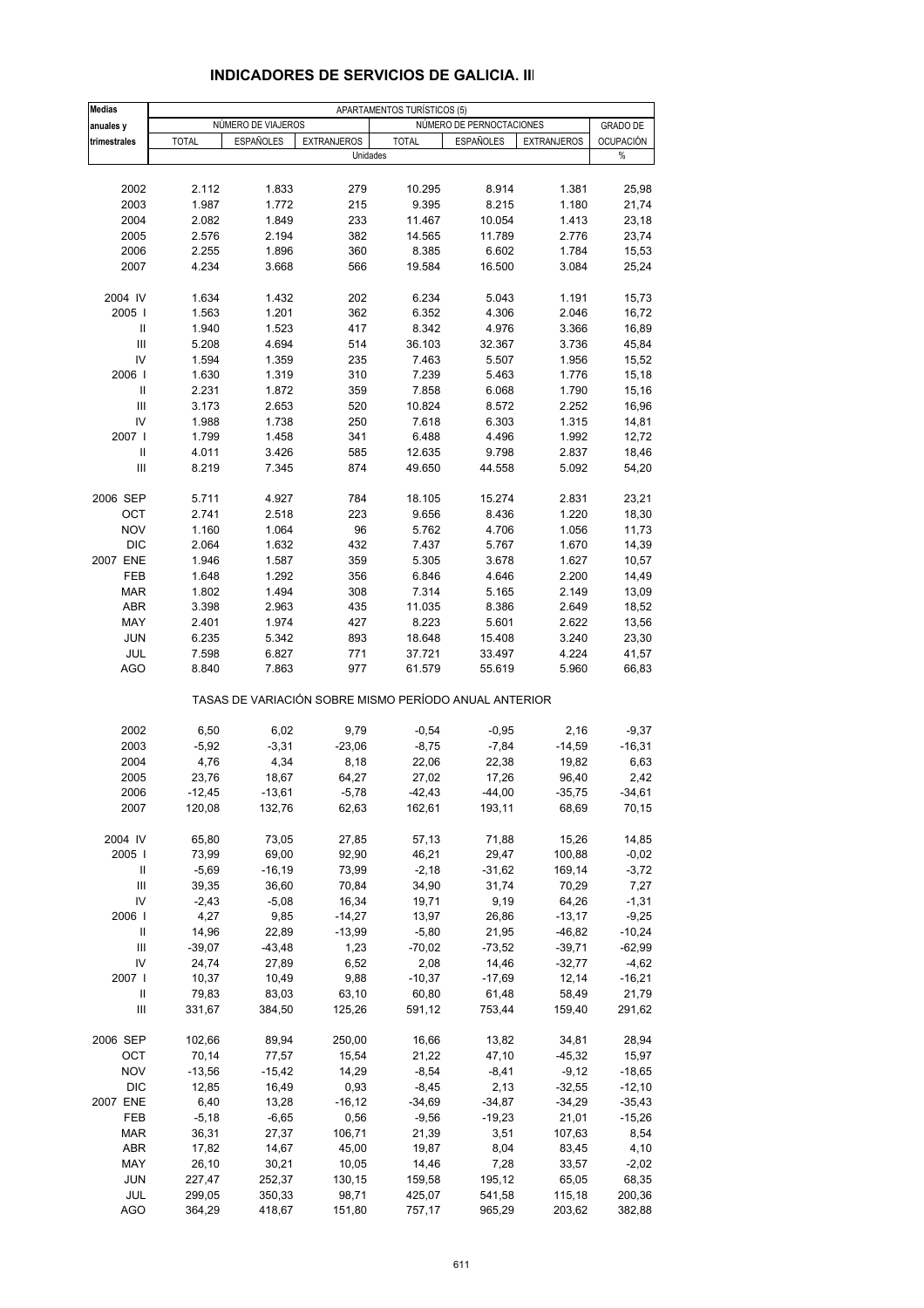## INDICADORES DE SERVICIOS DE GALICIA. III

| Medias anuales y trimestrales | APARTAMENTOS TURÍSTICOS (5) | | | | | | |
|---|---|---|---|---|---|---|---|
| | NÚMERO DE VIAJEROS | | | NÚMERO DE PERNOCTACIONES | | | GRADO DE OCUPACIÓN |
| | TOTAL | ESPAÑOLES | EXTRANJEROS | TOTAL | ESPAÑOLES | EXTRANJEROS | |
| | Unidades | | | | | | % |
| 2002 | 2.112 | 1.833 | 279 | 10.295 | 8.914 | 1.381 | 25,98 |
| 2003 | 1.987 | 1.772 | 215 | 9.395 | 8.215 | 1.180 | 21,74 |
| 2004 | 2.082 | 1.849 | 233 | 11.467 | 10.054 | 1.413 | 23,18 |
| 2005 | 2.576 | 2.194 | 382 | 14.565 | 11.789 | 2.776 | 23,74 |
| 2006 | 2.255 | 1.896 | 360 | 8.385 | 6.602 | 1.784 | 15,53 |
| 2007 | 4.234 | 3.668 | 566 | 19.584 | 16.500 | 3.084 | 25,24 |
| 2004 IV | 1.634 | 1.432 | 202 | 6.234 | 5.043 | 1.191 | 15,73 |
| 2005 I | 1.563 | 1.201 | 362 | 6.352 | 4.306 | 2.046 | 16,72 |
| II | 1.940 | 1.523 | 417 | 8.342 | 4.976 | 3.366 | 16,89 |
| III | 5.208 | 4.694 | 514 | 36.103 | 32.367 | 3.736 | 45,84 |
| IV | 1.594 | 1.359 | 235 | 7.463 | 5.507 | 1.956 | 15,52 |
| 2006 I | 1.630 | 1.319 | 310 | 7.239 | 5.463 | 1.776 | 15,18 |
| II | 2.231 | 1.872 | 359 | 7.858 | 6.068 | 1.790 | 15,16 |
| III | 3.173 | 2.653 | 520 | 10.824 | 8.572 | 2.252 | 16,96 |
| IV | 1.988 | 1.738 | 250 | 7.618 | 6.303 | 1.315 | 14,81 |
| 2007 I | 1.799 | 1.458 | 341 | 6.488 | 4.496 | 1.992 | 12,72 |
| II | 4.011 | 3.426 | 585 | 12.635 | 9.798 | 2.837 | 18,46 |
| III | 8.219 | 7.345 | 874 | 49.650 | 44.558 | 5.092 | 54,20 |
| 2006 SEP | 5.711 | 4.927 | 784 | 18.105 | 15.274 | 2.831 | 23,21 |
| OCT | 2.741 | 2.518 | 223 | 9.656 | 8.436 | 1.220 | 18,30 |
| NOV | 1.160 | 1.064 | 96 | 5.762 | 4.706 | 1.056 | 11,73 |
| DIC | 2.064 | 1.632 | 432 | 7.437 | 5.767 | 1.670 | 14,39 |
| 2007 ENE | 1.946 | 1.587 | 359 | 5.305 | 3.678 | 1.627 | 10,57 |
| FEB | 1.648 | 1.292 | 356 | 6.846 | 4.646 | 2.200 | 14,49 |
| MAR | 1.802 | 1.494 | 308 | 7.314 | 5.165 | 2.149 | 13,09 |
| ABR | 3.398 | 2.963 | 435 | 11.035 | 8.386 | 2.649 | 18,52 |
| MAY | 2.401 | 1.974 | 427 | 8.223 | 5.601 | 2.622 | 13,56 |
| JUN | 6.235 | 5.342 | 893 | 18.648 | 15.408 | 3.240 | 23,30 |
| JUL | 7.598 | 6.827 | 771 | 37.721 | 33.497 | 4.224 | 41,57 |
| AGO | 8.840 | 7.863 | 977 | 61.579 | 55.619 | 5.960 | 66,83 |
| | TASAS DE VARIACIÓN SOBRE MISMO PERÍODO ANUAL ANTERIOR | | | | | | |
| 2002 | 6,50 | 6,02 | 9,79 | -0,54 | -0,95 | 2,16 | -9,37 |
| 2003 | -5,92 | -3,31 | -23,06 | -8,75 | -7,84 | -14,59 | -16,31 |
| 2004 | 4,76 | 4,34 | 8,18 | 22,06 | 22,38 | 19,82 | 6,63 |
| 2005 | 23,76 | 18,67 | 64,27 | 27,02 | 17,26 | 96,40 | 2,42 |
| 2006 | -12,45 | -13,61 | -5,78 | -42,43 | -44,00 | -35,75 | -34,61 |
| 2007 | 120,08 | 132,76 | 62,63 | 162,61 | 193,11 | 68,69 | 70,15 |
| 2004 IV | 65,80 | 73,05 | 27,85 | 57,13 | 71,88 | 15,26 | 14,85 |
| 2005 I | 73,99 | 69,00 | 92,90 | 46,21 | 29,47 | 100,88 | -0,02 |
| II | -5,69 | -16,19 | 73,99 | -2,18 | -31,62 | 169,14 | -3,72 |
| III | 39,35 | 36,60 | 70,84 | 34,90 | 31,74 | 70,29 | 7,27 |
| IV | -2,43 | -5,08 | 16,34 | 19,71 | 9,19 | 64,26 | -1,31 |
| 2006 I | 4,27 | 9,85 | -14,27 | 13,97 | 26,86 | -13,17 | -9,25 |
| II | 14,96 | 22,89 | -13,99 | -5,80 | 21,95 | -46,82 | -10,24 |
| III | -39,07 | -43,48 | 1,23 | -70,02 | -73,52 | -39,71 | -62,99 |
| IV | 24,74 | 27,89 | 6,52 | 2,08 | 14,46 | -32,77 | -4,62 |
| 2007 I | 10,37 | 10,49 | 9,88 | -10,37 | -17,69 | 12,14 | -16,21 |
| II | 79,83 | 83,03 | 63,10 | 60,80 | 61,48 | 58,49 | 21,79 |
| III | 331,67 | 384,50 | 125,26 | 591,12 | 753,44 | 159,40 | 291,62 |
| 2006 SEP | 102,66 | 89,94 | 250,00 | 16,66 | 13,82 | 34,81 | 28,94 |
| OCT | 70,14 | 77,57 | 15,54 | 21,22 | 47,10 | -45,32 | 15,97 |
| NOV | -13,56 | -15,42 | 14,29 | -8,54 | -8,41 | -9,12 | -18,65 |
| DIC | 12,85 | 16,49 | 0,93 | -8,45 | 2,13 | -32,55 | -12,10 |
| 2007 ENE | 6,40 | 13,28 | -16,12 | -34,69 | -34,87 | -34,29 | -35,43 |
| FEB | -5,18 | -6,65 | 0,56 | -9,56 | -19,23 | 21,01 | -15,26 |
| MAR | 36,31 | 27,37 | 106,71 | 21,39 | 3,51 | 107,63 | 8,54 |
| ABR | 17,82 | 14,67 | 45,00 | 19,87 | 8,04 | 83,45 | 4,10 |
| MAY | 26,10 | 30,21 | 10,05 | 14,46 | 7,28 | 33,57 | -2,02 |
| JUN | 227,47 | 252,37 | 130,15 | 159,58 | 195,12 | 65,05 | 68,35 |
| JUL | 299,05 | 350,33 | 98,71 | 425,07 | 541,58 | 115,18 | 200,36 |
| AGO | 364,29 | 418,67 | 151,80 | 757,17 | 965,29 | 203,62 | 382,88 |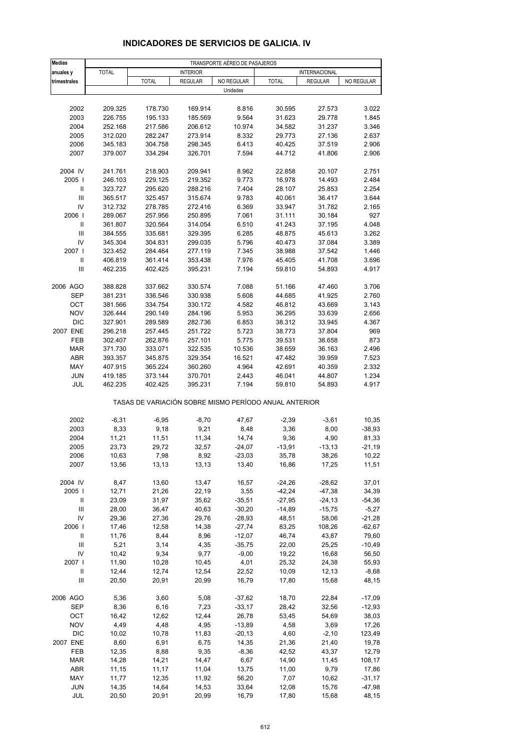# INDICADORES DE SERVICIOS DE GALICIA. IV

| Medias anuales y trimestrales | TRANSPORTE AÉREO DE PASAJEROS | | | | | | |
|---|---|---|---|---|---|---|---|
| | TOTAL | INTERIOR | | | INTERNACIONAL | | |
| | | TOTAL | REGULAR | NO REGULAR | TOTAL | REGULAR | NO REGULAR |
| | Unidades | | | | | | |
| 2002 | 209.325 | 178.730 | 169.914 | 8.816 | 30.595 | 27.573 | 3.022 |
| 2003 | 226.755 | 195.133 | 185.569 | 9.564 | 31.623 | 29.778 | 1.845 |
| 2004 | 252.168 | 217.586 | 206.612 | 10.974 | 34.582 | 31.237 | 3.346 |
| 2005 | 312.020 | 282.247 | 273.914 | 8.332 | 29.773 | 27.136 | 2.637 |
| 2006 | 345.183 | 304.758 | 298.345 | 6.413 | 40.425 | 37.519 | 2.906 |
| 2007 | 379.007 | 334.294 | 326.701 | 7.594 | 44.712 | 41.806 | 2.906 |
| 2004 IV | 241.761 | 218.903 | 209.941 | 8.962 | 22.858 | 20.107 | 2.751 |
| 2005 I | 246.103 | 229.125 | 219.352 | 9.773 | 16.978 | 14.493 | 2.484 |
| II | 323.727 | 295.620 | 288.216 | 7.404 | 28.107 | 25.853 | 2.254 |
| III | 365.517 | 325.457 | 315.674 | 9.783 | 40.061 | 36.417 | 3.644 |
| IV | 312.732 | 278.785 | 272.416 | 6.369 | 33.947 | 31.782 | 2.165 |
| 2006 I | 289.067 | 257.956 | 250.895 | 7.061 | 31.111 | 30.184 | 927 |
| II | 361.807 | 320.564 | 314.054 | 6.510 | 41.243 | 37.195 | 4.048 |
| III | 384.555 | 335.681 | 329.395 | 6.285 | 48.875 | 45.613 | 3.262 |
| IV | 345.304 | 304.831 | 299.035 | 5.796 | 40.473 | 37.084 | 3.389 |
| 2007 I | 323.452 | 284.464 | 277.119 | 7.345 | 38.988 | 37.542 | 1.446 |
| II | 406.819 | 361.414 | 353.438 | 7.976 | 45.405 | 41.708 | 3.696 |
| III | 462.235 | 402.425 | 395.231 | 7.194 | 59.810 | 54.893 | 4.917 |
| 2006 AGO | 388.828 | 337.662 | 330.574 | 7.088 | 51.166 | 47.460 | 3.706 |
| SEP | 381.231 | 336.546 | 330.938 | 5.608 | 44.685 | 41.925 | 2.760 |
| OCT | 381.566 | 334.754 | 330.172 | 4.582 | 46.812 | 43.669 | 3.143 |
| NOV | 326.444 | 290.149 | 284.196 | 5.953 | 36.295 | 33.639 | 2.656 |
| DIC | 327.901 | 289.589 | 282.736 | 6.853 | 38.312 | 33.945 | 4.367 |
| 2007 ENE | 296.218 | 257.445 | 251.722 | 5.723 | 38.773 | 37.804 | 969 |
| FEB | 302.407 | 262.876 | 257.101 | 5.775 | 39.531 | 38.658 | 873 |
| MAR | 371.730 | 333.071 | 322.535 | 10.536 | 38.659 | 36.163 | 2.496 |
| ABR | 393.357 | 345.875 | 329.354 | 16.521 | 47.482 | 39.959 | 7.523 |
| MAY | 407.915 | 365.224 | 360.260 | 4.964 | 42.691 | 40.359 | 2.332 |
| JUN | 419.185 | 373.144 | 370.701 | 2.443 | 46.041 | 44.807 | 1.234 |
| JUL | 462.235 | 402.425 | 395.231 | 7.194 | 59.810 | 54.893 | 4.917 |
| | TASAS DE VARIACIÓN SOBRE MISMO PERÍODO ANUAL ANTERIOR | | | | | | |
| 2002 | -6,31 | -6,95 | -8,70 | 47,67 | -2,39 | -3,61 | 10,35 |
| 2003 | 8,33 | 9,18 | 9,21 | 8,48 | 3,36 | 8,00 | -38,93 |
| 2004 | 11,21 | 11,51 | 11,34 | 14,74 | 9,36 | 4,90 | 81,33 |
| 2005 | 23,73 | 29,72 | 32,57 | -24,07 | -13,91 | -13,13 | -21,19 |
| 2006 | 10,63 | 7,98 | 8,92 | -23,03 | 35,78 | 38,26 | 10,22 |
| 2007 | 13,56 | 13,13 | 13,13 | 13,40 | 16,86 | 17,25 | 11,51 |
| 2004 IV | 8,47 | 13,60 | 13,47 | 16,57 | -24,26 | -28,62 | 37,01 |
| 2005 I | 12,71 | 21,26 | 22,19 | 3,55 | -42,24 | -47,38 | 34,39 |
| II | 23,09 | 31,97 | 35,62 | -35,51 | -27,95 | -24,13 | -54,36 |
| III | 28,00 | 36,47 | 40,63 | -30,20 | -14,89 | -15,75 | -5,27 |
| IV | 29,36 | 27,36 | 29,76 | -28,93 | 48,51 | 58,06 | -21,28 |
| 2006 I | 17,46 | 12,58 | 14,38 | -27,74 | 83,25 | 108,26 | -62,67 |
| II | 11,76 | 8,44 | 8,96 | -12,07 | 46,74 | 43,87 | 79,60 |
| III | 5,21 | 3,14 | 4,35 | -35,75 | 22,00 | 25,25 | -10,49 |
| IV | 10,42 | 9,34 | 9,77 | -9,00 | 19,22 | 16,68 | 56,50 |
| 2007 I | 11,90 | 10,28 | 10,45 | 4,01 | 25,32 | 24,38 | 55,93 |
| II | 12,44 | 12,74 | 12,54 | 22,52 | 10,09 | 12,13 | -8,68 |
| III | 20,50 | 20,91 | 20,99 | 16,79 | 17,80 | 15,68 | 48,15 |
| 2006 AGO | 5,36 | 3,60 | 5,08 | -37,62 | 18,70 | 22,84 | -17,09 |
| SEP | 8,36 | 6,16 | 7,23 | -33,17 | 28,42 | 32,56 | -12,93 |
| OCT | 16,42 | 12,62 | 12,44 | 26,78 | 53,45 | 54,69 | 38,03 |
| NOV | 4,49 | 4,48 | 4,95 | -13,89 | 4,58 | 3,69 | 17,26 |
| DIC | 10,02 | 10,78 | 11,83 | -20,13 | 4,60 | -2,10 | 123,49 |
| 2007 ENE | 8,60 | 6,91 | 6,75 | 14,35 | 21,36 | 21,40 | 19,78 |
| FEB | 12,35 | 8,88 | 9,35 | -8,36 | 42,52 | 43,37 | 12,79 |
| MAR | 14,28 | 14,21 | 14,47 | 6,67 | 14,90 | 11,45 | 108,17 |
| ABR | 11,15 | 11,17 | 11,04 | 13,75 | 11,00 | 9,79 | 17,86 |
| MAY | 11,77 | 12,35 | 11,92 | 56,20 | 7,07 | 10,62 | -31,17 |
| JUN | 14,35 | 14,64 | 14,53 | 33,64 | 12,08 | 15,76 | -47,98 |
| JUL | 20,50 | 20,91 | 20,99 | 16,79 | 17,80 | 15,68 | 48,15 |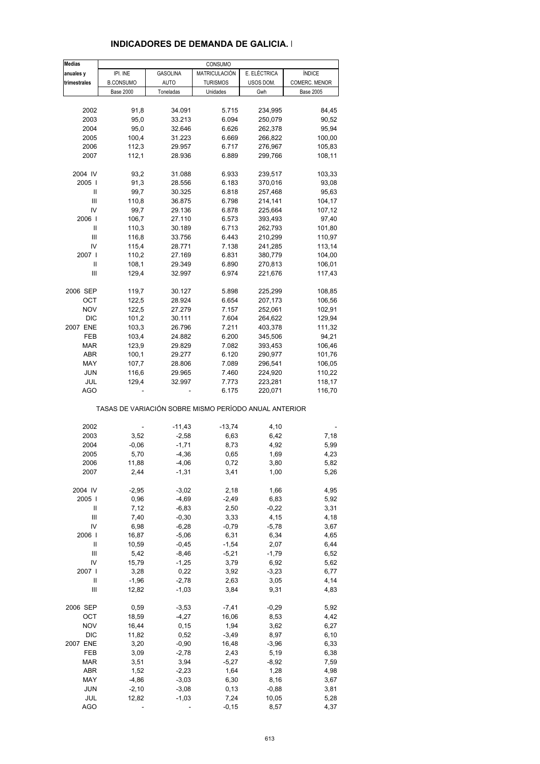## INDICADORES DE DEMANDA DE GALICIA. I

| Medias anuales y trimestrales | CONSUMO | | | | |
|---|---|---|---|---|---|
| | IPI. INE B.CONSUMO | GASOLINA AUTO | MATRICULACIÓN TURISMOS | E. ELÉCTRICA USOS DOM. | ÍNDICE COMERC. MENOR |
| | Base 2000 | Toneladas | Unidades | Gwh | Base 2005 |
| 2002 | 91,8 | 34.091 | 5.715 | 234,995 | 84,45 |
| 2003 | 95,0 | 33.213 | 6.094 | 250,079 | 90,52 |
| 2004 | 95,0 | 32.646 | 6.626 | 262,378 | 95,94 |
| 2005 | 100,4 | 31.223 | 6.669 | 266,822 | 100,00 |
| 2006 | 112,3 | 29.957 | 6.717 | 276,967 | 105,83 |
| 2007 | 112,1 | 28.936 | 6.889 | 299,766 | 108,11 |
| 2004 IV | 93,2 | 31.088 | 6.933 | 239,517 | 103,33 |
| 2005 I | 91,3 | 28.556 | 6.183 | 370,016 | 93,08 |
| II | 99,7 | 30.325 | 6.818 | 257,468 | 95,63 |
| III | 110,8 | 36.875 | 6.798 | 214,141 | 104,17 |
| IV | 99,7 | 29.136 | 6.878 | 225,664 | 107,12 |
| 2006 I | 106,7 | 27.110 | 6.573 | 393,493 | 97,40 |
| II | 110,3 | 30.189 | 6.713 | 262,793 | 101,80 |
| III | 116,8 | 33.756 | 6.443 | 210,299 | 110,97 |
| IV | 115,4 | 28.771 | 7.138 | 241,285 | 113,14 |
| 2007 I | 110,2 | 27.169 | 6.831 | 380,779 | 104,00 |
| II | 108,1 | 29.349 | 6.890 | 270,813 | 106,01 |
| III | 129,4 | 32.997 | 6.974 | 221,676 | 117,43 |
| 2006 SEP | 119,7 | 30.127 | 5.898 | 225,299 | 108,85 |
| OCT | 122,5 | 28.924 | 6.654 | 207,173 | 106,56 |
| NOV | 122,5 | 27.279 | 7.157 | 252,061 | 102,91 |
| DIC | 101,2 | 30.111 | 7.604 | 264,622 | 129,94 |
| 2007 ENE | 103,3 | 26.796 | 7.211 | 403,378 | 111,32 |
| FEB | 103,4 | 24.882 | 6.200 | 345,506 | 94,21 |
| MAR | 123,9 | 29.829 | 7.082 | 393,453 | 106,46 |
| ABR | 100,1 | 29.277 | 6.120 | 290,977 | 101,76 |
| MAY | 107,7 | 28.806 | 7.089 | 296,541 | 106,05 |
| JUN | 116,6 | 29.965 | 7.460 | 224,920 | 110,22 |
| JUL | 129,4 | 32.997 | 7.773 | 223,281 | 118,17 |
| AGO | - | - | 6.175 | 220,071 | 116,70 |

TASAS DE VARIACIÓN SOBRE MISMO PERÍODO ANUAL ANTERIOR

| | IPI. INE B.CONSUMO | GASOLINA AUTO | MATRICULACIÓN TURISMOS | E. ELÉCTRICA USOS DOM. | ÍNDICE COMERC. MENOR |
|---|---|---|---|---|---|
| 2002 | - | -11,43 | -13,74 | 4,10 | - |
| 2003 | 3,52 | -2,58 | 6,63 | 6,42 | 7,18 |
| 2004 | -0,06 | -1,71 | 8,73 | 4,92 | 5,99 |
| 2005 | 5,70 | -4,36 | 0,65 | 1,69 | 4,23 |
| 2006 | 11,88 | -4,06 | 0,72 | 3,80 | 5,82 |
| 2007 | 2,44 | -1,31 | 3,41 | 1,00 | 5,26 |
| 2004 IV | -2,95 | -3,02 | 2,18 | 1,66 | 4,95 |
| 2005 I | 0,96 | -4,69 | -2,49 | 6,83 | 5,92 |
| II | 7,12 | -6,83 | 2,50 | -0,22 | 3,31 |
| III | 7,40 | -0,30 | 3,33 | 4,15 | 4,18 |
| IV | 6,98 | -6,28 | -0,79 | -5,78 | 3,67 |
| 2006 I | 16,87 | -5,06 | 6,31 | 6,34 | 4,65 |
| II | 10,59 | -0,45 | -1,54 | 2,07 | 6,44 |
| III | 5,42 | -8,46 | -5,21 | -1,79 | 6,52 |
| IV | 15,79 | -1,25 | 3,79 | 6,92 | 5,62 |
| 2007 I | 3,28 | 0,22 | 3,92 | -3,23 | 6,77 |
| II | -1,96 | -2,78 | 2,63 | 3,05 | 4,14 |
| III | 12,82 | -1,03 | 3,84 | 9,31 | 4,83 |
| 2006 SEP | 0,59 | -3,53 | -7,41 | -0,29 | 5,92 |
| OCT | 18,59 | -4,27 | 16,06 | 8,53 | 4,42 |
| NOV | 16,44 | 0,15 | 1,94 | 3,62 | 6,27 |
| DIC | 11,82 | 0,52 | -3,49 | 8,97 | 6,10 |
| 2007 ENE | 3,20 | -0,90 | 16,48 | -3,96 | 6,33 |
| FEB | 3,09 | -2,78 | 2,43 | 5,19 | 6,38 |
| MAR | 3,51 | 3,94 | -5,27 | -8,92 | 7,59 |
| ABR | 1,52 | -2,23 | 1,64 | 1,28 | 4,98 |
| MAY | -4,86 | -3,03 | 6,30 | 8,16 | 3,67 |
| JUN | -2,10 | -3,08 | 0,13 | -0,88 | 3,81 |
| JUL | 12,82 | -1,03 | 7,24 | 10,05 | 5,28 |
| AGO | - | - | -0,15 | 8,57 | 4,37 |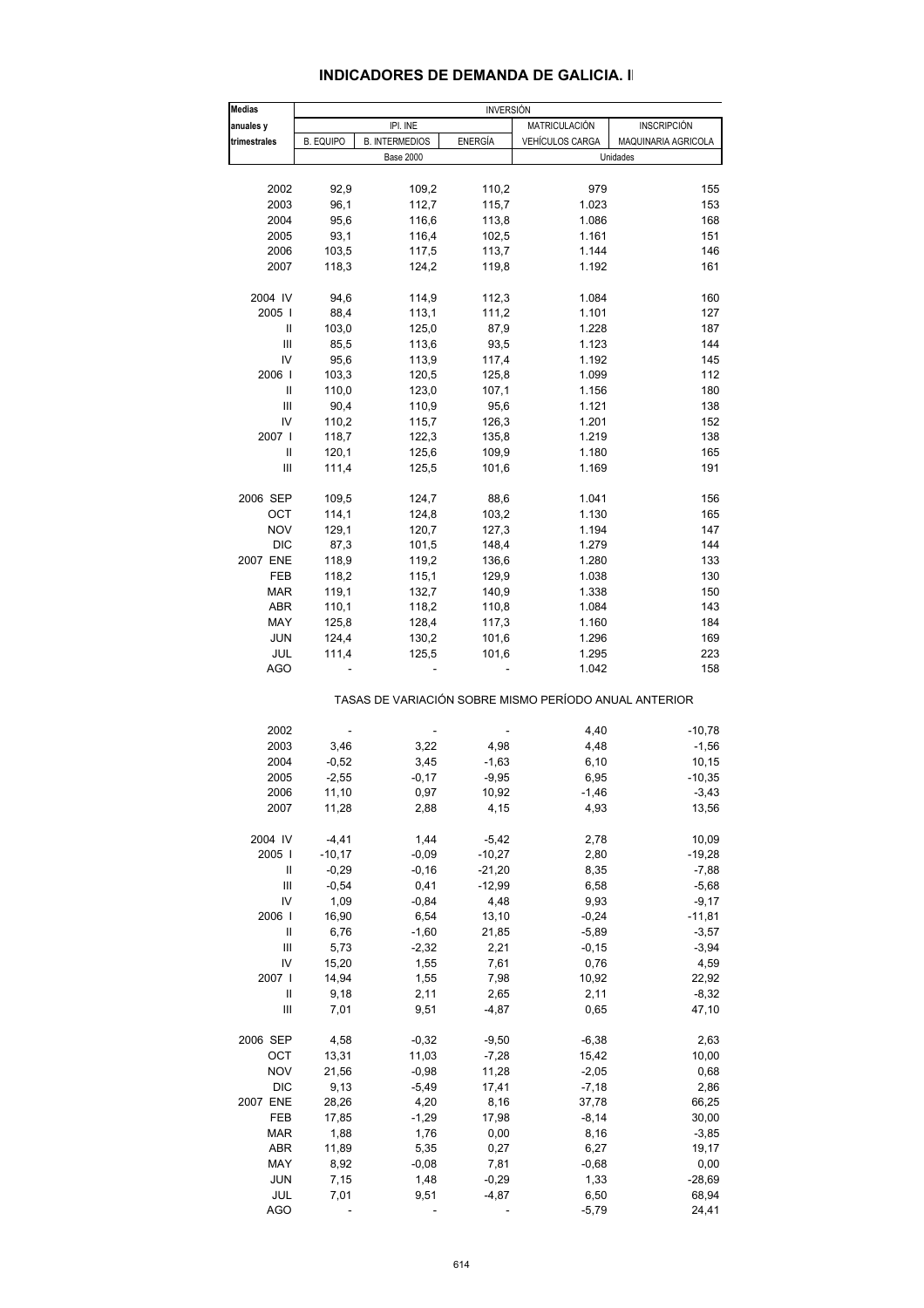## INDICADORES DE DEMANDA DE GALICIA. I

| Medias anuales y trimestrales | INVERSIÓN | | | | |
|---|---|---|---|---|---|
| | IPI. INE | | | MATRICULACIÓN | INSCRIPCIÓN |
| | B. EQUIPO | B. INTERMEDIOS | ENERGÍA | VEHÍCULOS CARGA | MAQUINARIA AGRICOLA |
| | Base 2000 | | | Unidades | |
| 2002 | 92,9 | 109,2 | 110,2 | 979 | 155 |
| 2003 | 96,1 | 112,7 | 115,7 | 1.023 | 153 |
| 2004 | 95,6 | 116,6 | 113,8 | 1.086 | 168 |
| 2005 | 93,1 | 116,4 | 102,5 | 1.161 | 151 |
| 2006 | 103,5 | 117,5 | 113,7 | 1.144 | 146 |
| 2007 | 118,3 | 124,2 | 119,8 | 1.192 | 161 |
| 2004 IV | 94,6 | 114,9 | 112,3 | 1.084 | 160 |
| 2005 I | 88,4 | 113,1 | 111,2 | 1.101 | 127 |
| II | 103,0 | 125,0 | 87,9 | 1.228 | 187 |
| III | 85,5 | 113,6 | 93,5 | 1.123 | 144 |
| IV | 95,6 | 113,9 | 117,4 | 1.192 | 145 |
| 2006 I | 103,3 | 120,5 | 125,8 | 1.099 | 112 |
| II | 110,0 | 123,0 | 107,1 | 1.156 | 180 |
| III | 90,4 | 110,9 | 95,6 | 1.121 | 138 |
| IV | 110,2 | 115,7 | 126,3 | 1.201 | 152 |
| 2007 I | 118,7 | 122,3 | 135,8 | 1.219 | 138 |
| II | 120,1 | 125,6 | 109,9 | 1.180 | 165 |
| III | 111,4 | 125,5 | 101,6 | 1.169 | 191 |
| 2006 SEP | 109,5 | 124,7 | 88,6 | 1.041 | 156 |
| OCT | 114,1 | 124,8 | 103,2 | 1.130 | 165 |
| NOV | 129,1 | 120,7 | 127,3 | 1.194 | 147 |
| DIC | 87,3 | 101,5 | 148,4 | 1.279 | 144 |
| 2007 ENE | 118,9 | 119,2 | 136,6 | 1.280 | 133 |
| FEB | 118,2 | 115,1 | 129,9 | 1.038 | 130 |
| MAR | 119,1 | 132,7 | 140,9 | 1.338 | 150 |
| ABR | 110,1 | 118,2 | 110,8 | 1.084 | 143 |
| MAY | 125,8 | 128,4 | 117,3 | 1.160 | 184 |
| JUN | 124,4 | 130,2 | 101,6 | 1.296 | 169 |
| JUL | 111,4 | 125,5 | 101,6 | 1.295 | 223 |
| AGO | - | - | - | 1.042 | 158 |
| | TASAS DE VARIACIÓN SOBRE MISMO PERÍODO ANUAL ANTERIOR | | | | |
| 2002 | - | - | - | 4,40 | -10,78 |
| 2003 | 3,46 | 3,22 | 4,98 | 4,48 | -1,56 |
| 2004 | -0,52 | 3,45 | -1,63 | 6,10 | 10,15 |
| 2005 | -2,55 | -0,17 | -9,95 | 6,95 | -10,35 |
| 2006 | 11,10 | 0,97 | 10,92 | -1,46 | -3,43 |
| 2007 | 11,28 | 2,88 | 4,15 | 4,93 | 13,56 |
| 2004 IV | -4,41 | 1,44 | -5,42 | 2,78 | 10,09 |
| 2005 I | -10,17 | -0,09 | -10,27 | 2,80 | -19,28 |
| II | -0,29 | -0,16 | -21,20 | 8,35 | -7,88 |
| III | -0,54 | 0,41 | -12,99 | 6,58 | -5,68 |
| IV | 1,09 | -0,84 | 4,48 | 9,93 | -9,17 |
| 2006 I | 16,90 | 6,54 | 13,10 | -0,24 | -11,81 |
| II | 6,76 | -1,60 | 21,85 | -5,89 | -3,57 |
| III | 5,73 | -2,32 | 2,21 | -0,15 | -3,94 |
| IV | 15,20 | 1,55 | 7,61 | 0,76 | 4,59 |
| 2007 I | 14,94 | 1,55 | 7,98 | 10,92 | 22,92 |
| II | 9,18 | 2,11 | 2,65 | 2,11 | -8,32 |
| III | 7,01 | 9,51 | -4,87 | 0,65 | 47,10 |
| 2006 SEP | 4,58 | -0,32 | -9,50 | -6,38 | 2,63 |
| OCT | 13,31 | 11,03 | -7,28 | 15,42 | 10,00 |
| NOV | 21,56 | -0,98 | 11,28 | -2,05 | 0,68 |
| DIC | 9,13 | -5,49 | 17,41 | -7,18 | 2,86 |
| 2007 ENE | 28,26 | 4,20 | 8,16 | 37,78 | 66,25 |
| FEB | 17,85 | -1,29 | 17,98 | -8,14 | 30,00 |
| MAR | 1,88 | 1,76 | 0,00 | 8,16 | -3,85 |
| ABR | 11,89 | 5,35 | 0,27 | 6,27 | 19,17 |
| MAY | 8,92 | -0,08 | 7,81 | -0,68 | 0,00 |
| JUN | 7,15 | 1,48 | -0,29 | 1,33 | -28,69 |
| JUL | 7,01 | 9,51 | -4,87 | 6,50 | 68,94 |
| AGO | - | - | - | -5,79 | 24,41 |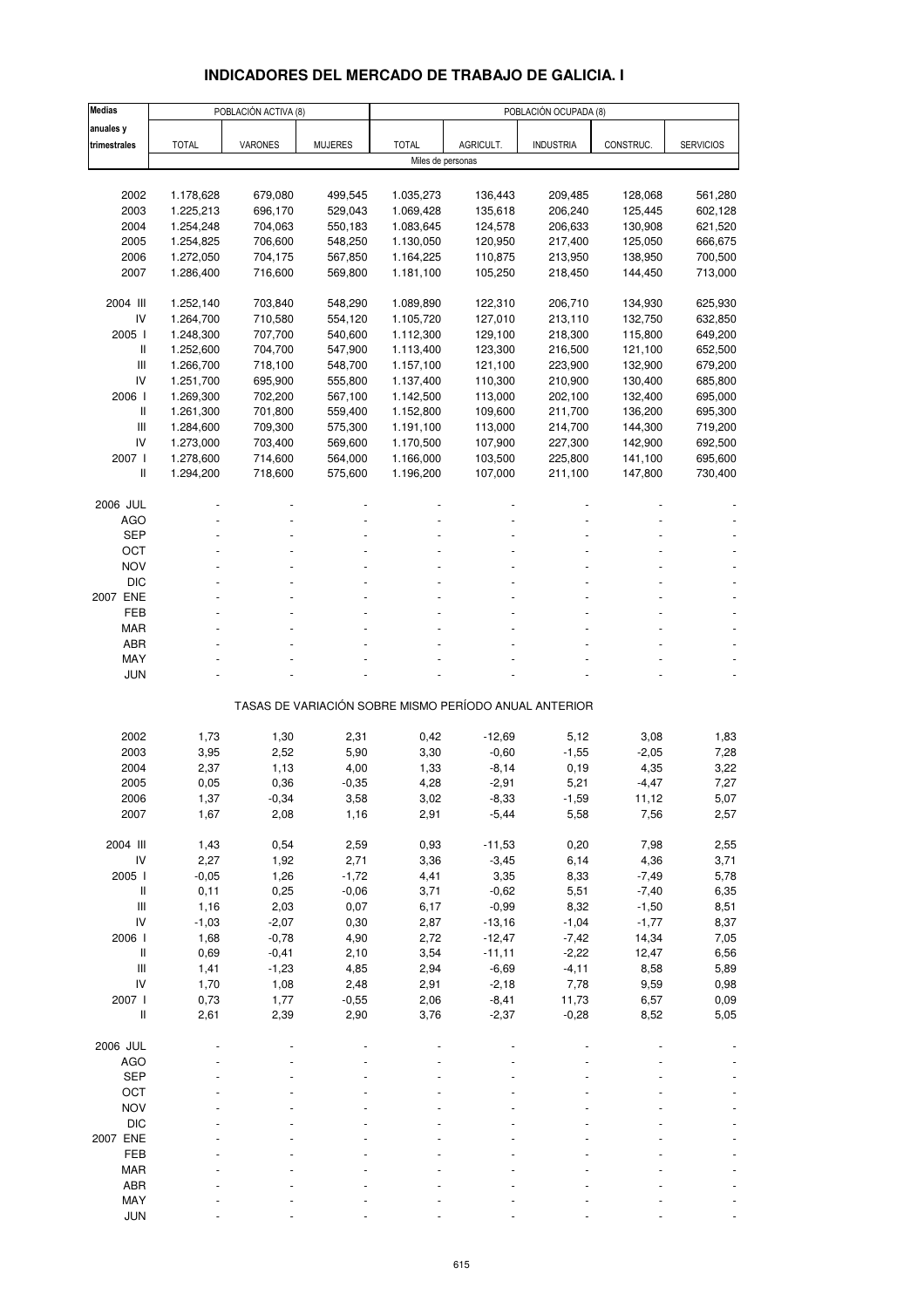## INDICADORES DEL MERCADO DE TRABAJO DE GALICIA. I

| Medias anuales y trimestrales | POBLACIÓN ACTIVA (8) | | | POBLACIÓN OCUPADA (8) | | | | |
|---|---|---|---|---|---|---|---|---|
| | TOTAL | VARONES | MUJERES | TOTAL | AGRICULT. | INDUSTRIA | CONSTRUC. | SERVICIOS |
| | Miles de personas | | | | | | | |
| 2002 | 1.178,628 | 679,080 | 499,545 | 1.035,273 | 136,443 | 209,485 | 128,068 | 561,280 |
| 2003 | 1.225,213 | 696,170 | 529,043 | 1.069,428 | 135,618 | 206,240 | 125,445 | 602,128 |
| 2004 | 1.254,248 | 704,063 | 550,183 | 1.083,645 | 124,578 | 206,633 | 130,908 | 621,520 |
| 2005 | 1.254,825 | 706,600 | 548,250 | 1.130,050 | 120,950 | 217,400 | 125,050 | 666,675 |
| 2006 | 1.272,050 | 704,175 | 567,850 | 1.164,225 | 110,875 | 213,950 | 138,950 | 700,500 |
| 2007 | 1.286,400 | 716,600 | 569,800 | 1.181,100 | 105,250 | 218,450 | 144,450 | 713,000 |
| 2004 III | 1.252,140 | 703,840 | 548,290 | 1.089,890 | 122,310 | 206,710 | 134,930 | 625,930 |
| IV | 1.264,700 | 710,580 | 554,120 | 1.105,720 | 127,010 | 213,110 | 132,750 | 632,850 |
| 2005 I | 1.248,300 | 707,700 | 540,600 | 1.112,300 | 129,100 | 218,300 | 115,800 | 649,200 |
| II | 1.252,600 | 704,700 | 547,900 | 1.113,400 | 123,300 | 216,500 | 121,100 | 652,500 |
| III | 1.266,700 | 718,100 | 548,700 | 1.157,100 | 121,100 | 223,900 | 132,900 | 679,200 |
| IV | 1.251,700 | 695,900 | 555,800 | 1.137,400 | 110,300 | 210,900 | 130,400 | 685,800 |
| 2006 I | 1.269,300 | 702,200 | 567,100 | 1.142,500 | 113,000 | 202,100 | 132,400 | 695,000 |
| II | 1.261,300 | 701,800 | 559,400 | 1.152,800 | 109,600 | 211,700 | 136,200 | 695,300 |
| III | 1.284,600 | 709,300 | 575,300 | 1.191,100 | 113,000 | 214,700 | 144,300 | 719,200 |
| IV | 1.273,000 | 703,400 | 569,600 | 1.170,500 | 107,900 | 227,300 | 142,900 | 692,500 |
| 2007 I | 1.278,600 | 714,600 | 564,000 | 1.166,000 | 103,500 | 225,800 | 141,100 | 695,600 |
| II | 1.294,200 | 718,600 | 575,600 | 1.196,200 | 107,000 | 211,100 | 147,800 | 730,400 |
| 2006 JUL | - | - | - | - | - | - | - | - |
| AGO | - | - | - | - | - | - | - | - |
| SEP | - | - | - | - | - | - | - | - |
| OCT | - | - | - | - | - | - | - | - |
| NOV | - | - | - | - | - | - | - | - |
| DIC | - | - | - | - | - | - | - | - |
| 2007 ENE | - | - | - | - | - | - | - | - |
| FEB | - | - | - | - | - | - | - | - |
| MAR | - | - | - | - | - | - | - | - |
| ABR | - | - | - | - | - | - | - | - |
| MAY | - | - | - | - | - | - | - | - |
| JUN | - | - | - | - | - | - | - | - |
| | TASAS DE VARIACIÓN SOBRE MISMO PERÍODO ANUAL ANTERIOR | | | | | | | |
| 2002 | 1,73 | 1,30 | 2,31 | 0,42 | -12,69 | 5,12 | 3,08 | 1,83 |
| 2003 | 3,95 | 2,52 | 5,90 | 3,30 | -0,60 | -1,55 | -2,05 | 7,28 |
| 2004 | 2,37 | 1,13 | 4,00 | 1,33 | -8,14 | 0,19 | 4,35 | 3,22 |
| 2005 | 0,05 | 0,36 | -0,35 | 4,28 | -2,91 | 5,21 | -4,47 | 7,27 |
| 2006 | 1,37 | -0,34 | 3,58 | 3,02 | -8,33 | -1,59 | 11,12 | 5,07 |
| 2007 | 1,67 | 2,08 | 1,16 | 2,91 | -5,44 | 5,58 | 7,56 | 2,57 |
| 2004 III | 1,43 | 0,54 | 2,59 | 0,93 | -11,53 | 0,20 | 7,98 | 2,55 |
| IV | 2,27 | 1,92 | 2,71 | 3,36 | -3,45 | 6,14 | 4,36 | 3,71 |
| 2005 I | -0,05 | 1,26 | -1,72 | 4,41 | 3,35 | 8,33 | -7,49 | 5,78 |
| II | 0,11 | 0,25 | -0,06 | 3,71 | -0,62 | 5,51 | -7,40 | 6,35 |
| III | 1,16 | 2,03 | 0,07 | 6,17 | -0,99 | 8,32 | -1,50 | 8,51 |
| IV | -1,03 | -2,07 | 0,30 | 2,87 | -13,16 | -1,04 | -1,77 | 8,37 |
| 2006 I | 1,68 | -0,78 | 4,90 | 2,72 | -12,47 | -7,42 | 14,34 | 7,05 |
| II | 0,69 | -0,41 | 2,10 | 3,54 | -11,11 | -2,22 | 12,47 | 6,56 |
| III | 1,41 | -1,23 | 4,85 | 2,94 | -6,69 | -4,11 | 8,58 | 5,89 |
| IV | 1,70 | 1,08 | 2,48 | 2,91 | -2,18 | 7,78 | 9,59 | 0,98 |
| 2007 I | 0,73 | 1,77 | -0,55 | 2,06 | -8,41 | 11,73 | 6,57 | 0,09 |
| II | 2,61 | 2,39 | 2,90 | 3,76 | -2,37 | -0,28 | 8,52 | 5,05 |
| 2006 JUL | - | - | - | - | - | - | - | - |
| AGO | - | - | - | - | - | - | - | - |
| SEP | - | - | - | - | - | - | - | - |
| OCT | - | - | - | - | - | - | - | - |
| NOV | - | - | - | - | - | - | - | - |
| DIC | - | - | - | - | - | - | - | - |
| 2007 ENE | - | - | - | - | - | - | - | - |
| FEB | - | - | - | - | - | - | - | - |
| MAR | - | - | - | - | - | - | - | - |
| ABR | - | - | - | - | - | - | - | - |
| MAY | - | - | - | - | - | - | - | - |
| JUN | - | - | - | - | - | - | - | - |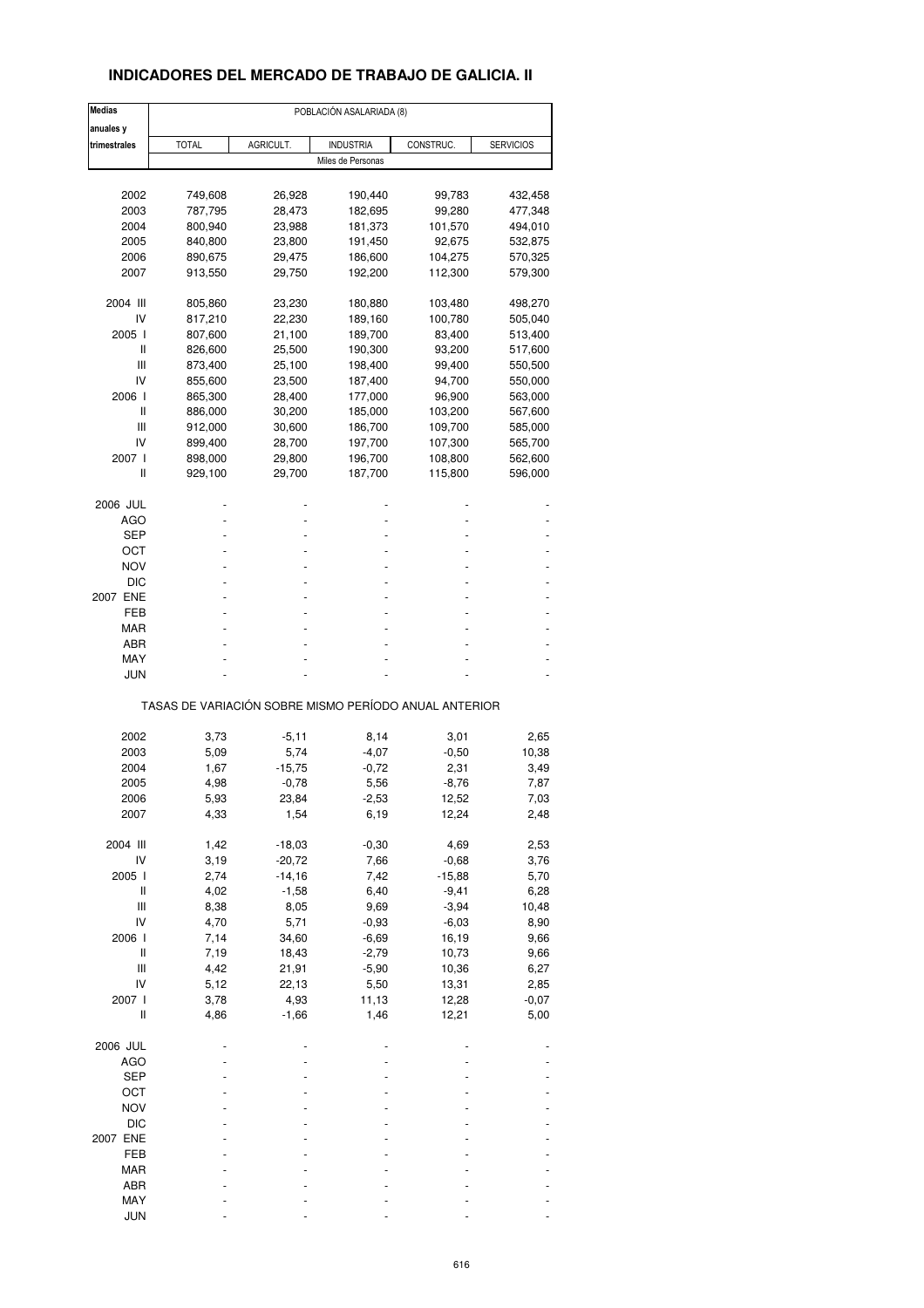# INDICADORES DEL MERCADO DE TRABAJO DE GALICIA. II

| Medias anuales y trimestrales | POBLACIÓN ASALARIADA (8) | | | | |
|---|---|---|---|---|---|
| | TOTAL | AGRICULT. | INDUSTRIA | CONSTRUC. | SERVICIOS |
| | Miles de Personas | | | | |
| 2002 | 749,608 | 26,928 | 190,440 | 99,783 | 432,458 |
| 2003 | 787,795 | 28,473 | 182,695 | 99,280 | 477,348 |
| 2004 | 800,940 | 23,988 | 181,373 | 101,570 | 494,010 |
| 2005 | 840,800 | 23,800 | 191,450 | 92,675 | 532,875 |
| 2006 | 890,675 | 29,475 | 186,600 | 104,275 | 570,325 |
| 2007 | 913,550 | 29,750 | 192,200 | 112,300 | 579,300 |
| 2004 III | 805,860 | 23,230 | 180,880 | 103,480 | 498,270 |
| IV | 817,210 | 22,230 | 189,160 | 100,780 | 505,040 |
| 2005 I | 807,600 | 21,100 | 189,700 | 83,400 | 513,400 |
| II | 826,600 | 25,500 | 190,300 | 93,200 | 517,600 |
| III | 873,400 | 25,100 | 198,400 | 99,400 | 550,500 |
| IV | 855,600 | 23,500 | 187,400 | 94,700 | 550,000 |
| 2006 I | 865,300 | 28,400 | 177,000 | 96,900 | 563,000 |
| II | 886,000 | 30,200 | 185,000 | 103,200 | 567,600 |
| III | 912,000 | 30,600 | 186,700 | 109,700 | 585,000 |
| IV | 899,400 | 28,700 | 197,700 | 107,300 | 565,700 |
| 2007 I | 898,000 | 29,800 | 196,700 | 108,800 | 562,600 |
| II | 929,100 | 29,700 | 187,700 | 115,800 | 596,000 |
| 2006 JUL | - | - | - | - | - |
| AGO | - | - | - | - | - |
| SEP | - | - | - | - | - |
| OCT | - | - | - | - | - |
| NOV | - | - | - | - | - |
| DIC | - | - | - | - | - |
| 2007 ENE | - | - | - | - | - |
| FEB | - | - | - | - | - |
| MAR | - | - | - | - | - |
| ABR | - | - | - | - | - |
| MAY | - | - | - | - | - |
| JUN | - | - | - | - | - |
| | TASAS DE VARIACIÓN SOBRE MISMO PERÍODO ANUAL ANTERIOR | | | | |
| 2002 | 3,73 | -5,11 | 8,14 | 3,01 | 2,65 |
| 2003 | 5,09 | 5,74 | -4,07 | -0,50 | 10,38 |
| 2004 | 1,67 | -15,75 | -0,72 | 2,31 | 3,49 |
| 2005 | 4,98 | -0,78 | 5,56 | -8,76 | 7,87 |
| 2006 | 5,93 | 23,84 | -2,53 | 12,52 | 7,03 |
| 2007 | 4,33 | 1,54 | 6,19 | 12,24 | 2,48 |
| 2004 III | 1,42 | -18,03 | -0,30 | 4,69 | 2,53 |
| IV | 3,19 | -20,72 | 7,66 | -0,68 | 3,76 |
| 2005 I | 2,74 | -14,16 | 7,42 | -15,88 | 5,70 |
| II | 4,02 | -1,58 | 6,40 | -9,41 | 6,28 |
| III | 8,38 | 8,05 | 9,69 | -3,94 | 10,48 |
| IV | 4,70 | 5,71 | -0,93 | -6,03 | 8,90 |
| 2006 I | 7,14 | 34,60 | -6,69 | 16,19 | 9,66 |
| II | 7,19 | 18,43 | -2,79 | 10,73 | 9,66 |
| III | 4,42 | 21,91 | -5,90 | 10,36 | 6,27 |
| IV | 5,12 | 22,13 | 5,50 | 13,31 | 2,85 |
| 2007 I | 3,78 | 4,93 | 11,13 | 12,28 | -0,07 |
| II | 4,86 | -1,66 | 1,46 | 12,21 | 5,00 |
| 2006 JUL | - | - | - | - | - |
| AGO | - | - | - | - | - |
| SEP | - | - | - | - | - |
| OCT | - | - | - | - | - |
| NOV | - | - | - | - | - |
| DIC | - | - | - | - | - |
| 2007 ENE | - | - | - | - | - |
| FEB | - | - | - | - | - |
| MAR | - | - | - | - | - |
| ABR | - | - | - | - | - |
| MAY | - | - | - | - | - |
| JUN | - | - | - | - | - |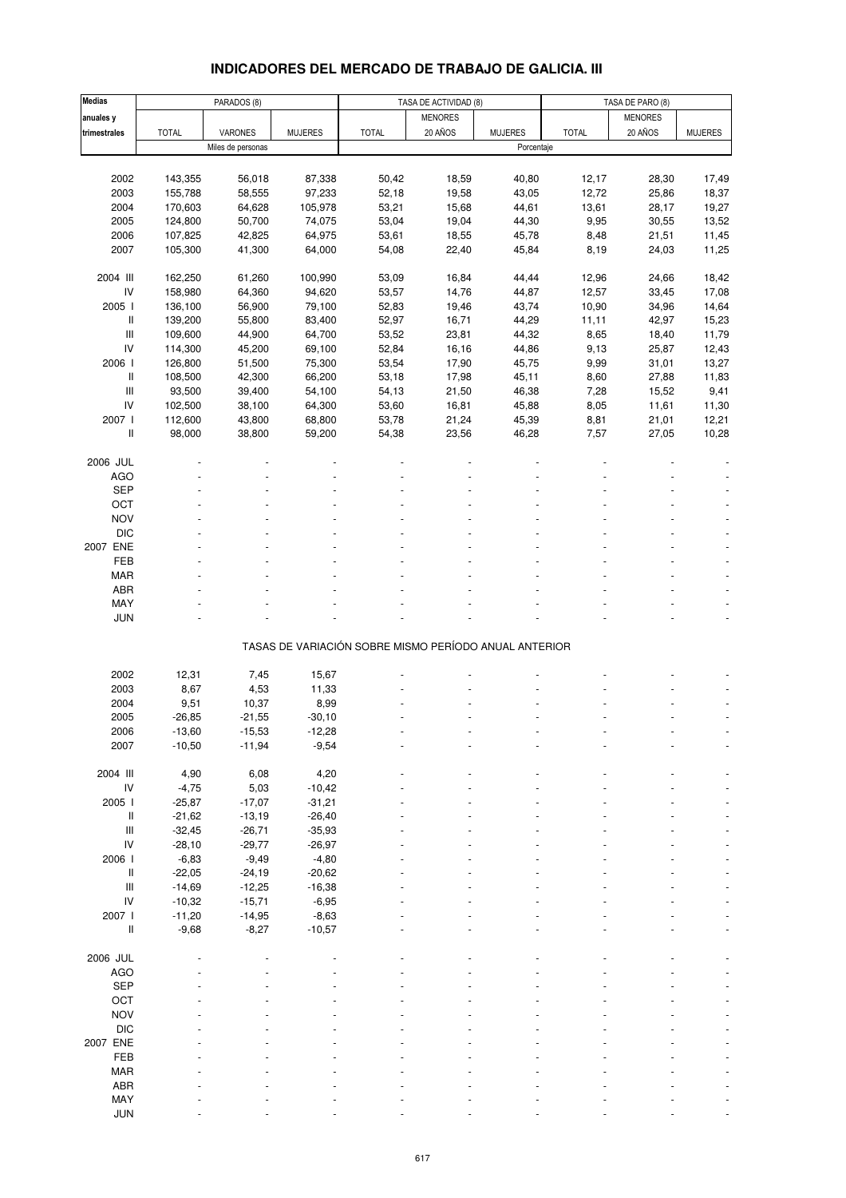## INDICADORES DEL MERCADO DE TRABAJO DE GALICIA. III

| Medias anuales y trimestrales | PARADOS (8) | | | TASA DE ACTIVIDAD (8) | | | TASA DE PARO (8) | | |
|---|---|---|---|---|---|---|---|---|---|
| | TOTAL | VARONES | MUJERES | TOTAL | MENORES 20 AÑOS | MUJERES | TOTAL | MENORES 20 AÑOS | MUJERES |
| | Miles de personas | | | Porcentaje | | | | | |
| 2002 | 143,355 | 56,018 | 87,338 | 50,42 | 18,59 | 40,80 | 12,17 | 28,30 | 17,49 |
| 2003 | 155,788 | 58,555 | 97,233 | 52,18 | 19,58 | 43,05 | 12,72 | 25,86 | 18,37 |
| 2004 | 170,603 | 64,628 | 105,978 | 53,21 | 15,68 | 44,61 | 13,61 | 28,17 | 19,27 |
| 2005 | 124,800 | 50,700 | 74,075 | 53,04 | 19,04 | 44,30 | 9,95 | 30,55 | 13,52 |
| 2006 | 107,825 | 42,825 | 64,975 | 53,61 | 18,55 | 45,78 | 8,48 | 21,51 | 11,45 |
| 2007 | 105,300 | 41,300 | 64,000 | 54,08 | 22,40 | 45,84 | 8,19 | 24,03 | 11,25 |
| 2004 III | 162,250 | 61,260 | 100,990 | 53,09 | 16,84 | 44,44 | 12,96 | 24,66 | 18,42 |
| IV | 158,980 | 64,360 | 94,620 | 53,57 | 14,76 | 44,87 | 12,57 | 33,45 | 17,08 |
| 2005 I | 136,100 | 56,900 | 79,100 | 52,83 | 19,46 | 43,74 | 10,90 | 34,96 | 14,64 |
| II | 139,200 | 55,800 | 83,400 | 52,97 | 16,71 | 44,29 | 11,11 | 42,97 | 15,23 |
| III | 109,600 | 44,900 | 64,700 | 53,52 | 23,81 | 44,32 | 8,65 | 18,40 | 11,79 |
| IV | 114,300 | 45,200 | 69,100 | 52,84 | 16,16 | 44,86 | 9,13 | 25,87 | 12,43 |
| 2006 I | 126,800 | 51,500 | 75,300 | 53,54 | 17,90 | 45,75 | 9,99 | 31,01 | 13,27 |
| II | 108,500 | 42,300 | 66,200 | 53,18 | 17,98 | 45,11 | 8,60 | 27,88 | 11,83 |
| III | 93,500 | 39,400 | 54,100 | 54,13 | 21,50 | 46,38 | 7,28 | 15,52 | 9,41 |
| IV | 102,500 | 38,100 | 64,300 | 53,60 | 16,81 | 45,88 | 8,05 | 11,61 | 11,30 |
| 2007 I | 112,600 | 43,800 | 68,800 | 53,78 | 21,24 | 45,39 | 8,81 | 21,01 | 12,21 |
| II | 98,000 | 38,800 | 59,200 | 54,38 | 23,56 | 46,28 | 7,57 | 27,05 | 10,28 |
| 2006 JUL | - | - | - | - | - | - | - | - | - |
| AGO | - | - | - | - | - | - | - | - | - |
| SEP | - | - | - | - | - | - | - | - | - |
| OCT | - | - | - | - | - | - | - | - | - |
| NOV | - | - | - | - | - | - | - | - | - |
| DIC | - | - | - | - | - | - | - | - | - |
| 2007 ENE | - | - | - | - | - | - | - | - | - |
| FEB | - | - | - | - | - | - | - | - | - |
| MAR | - | - | - | - | - | - | - | - | - |
| ABR | - | - | - | - | - | - | - | - | - |
| MAY | - | - | - | - | - | - | - | - | - |
| JUN | - | - | - | - | - | - | - | - | - |
| | TASAS DE VARIACIÓN SOBRE MISMO PERÍODO ANUAL ANTERIOR | | | | | | | | |
| 2002 | 12,31 | 7,45 | 15,67 | - | - | - | - | - | - |
| 2003 | 8,67 | 4,53 | 11,33 | - | - | - | - | - | - |
| 2004 | 9,51 | 10,37 | 8,99 | - | - | - | - | - | - |
| 2005 | -26,85 | -21,55 | -30,10 | - | - | - | - | - | - |
| 2006 | -13,60 | -15,53 | -12,28 | - | - | - | - | - | - |
| 2007 | -10,50 | -11,94 | -9,54 | - | - | - | - | - | - |
| 2004 III | 4,90 | 6,08 | 4,20 | - | - | - | - | - | - |
| IV | -4,75 | 5,03 | -10,42 | - | - | - | - | - | - |
| 2005 I | -25,87 | -17,07 | -31,21 | - | - | - | - | - | - |
| II | -21,62 | -13,19 | -26,40 | - | - | - | - | - | - |
| III | -32,45 | -26,71 | -35,93 | - | - | - | - | - | - |
| IV | -28,10 | -29,77 | -26,97 | - | - | - | - | - | - |
| 2006 I | -6,83 | -9,49 | -4,80 | - | - | - | - | - | - |
| II | -22,05 | -24,19 | -20,62 | - | - | - | - | - | - |
| III | -14,69 | -12,25 | -16,38 | - | - | - | - | - | - |
| IV | -10,32 | -15,71 | -6,95 | - | - | - | - | - | - |
| 2007 I | -11,20 | -14,95 | -8,63 | - | - | - | - | - | - |
| II | -9,68 | -8,27 | -10,57 | - | - | - | - | - | - |
| 2006 JUL | - | - | - | - | - | - | - | - | - |
| AGO | - | - | - | - | - | - | - | - | - |
| SEP | - | - | - | - | - | - | - | - | - |
| OCT | - | - | - | - | - | - | - | - | - |
| NOV | - | - | - | - | - | - | - | - | - |
| DIC | - | - | - | - | - | - | - | - | - |
| 2007 ENE | - | - | - | - | - | - | - | - | - |
| FEB | - | - | - | - | - | - | - | - | - |
| MAR | - | - | - | - | - | - | - | - | - |
| ABR | - | - | - | - | - | - | - | - | - |
| MAY | - | - | - | - | - | - | - | - | - |
| JUN | - | - | - | - | - | - | - | - | - |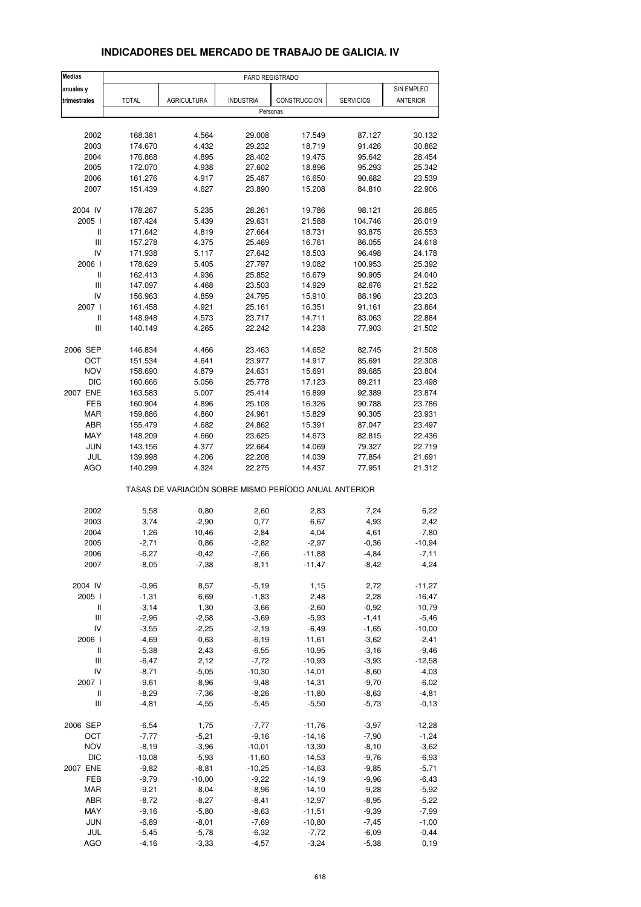## INDICADORES DEL MERCADO DE TRABAJO DE GALICIA. IV

| Medias anuales y trimestrales | PARO REGISTRADO | | | | | |
|---|---|---|---|---|---|---|
| | TOTAL | AGRICULTURA | INDUSTRIA | CONSTRUCCIÓN | SERVICIOS | SIN EMPLEO ANTERIOR |
| | Personas | | | | | |
| 2002 | 168.381 | 4.564 | 29.008 | 17.549 | 87.127 | 30.132 |
| 2003 | 174.670 | 4.432 | 29.232 | 18.719 | 91.426 | 30.862 |
| 2004 | 176.868 | 4.895 | 28.402 | 19.475 | 95.642 | 28.454 |
| 2005 | 172.070 | 4.938 | 27.602 | 18.896 | 95.293 | 25.342 |
| 2006 | 161.276 | 4.917 | 25.487 | 16.650 | 90.682 | 23.539 |
| 2007 | 151.439 | 4.627 | 23.890 | 15.208 | 84.810 | 22.906 |
| 2004 IV | 178.267 | 5.235 | 28.261 | 19.786 | 98.121 | 26.865 |
| 2005 I | 187.424 | 5.439 | 29.631 | 21.588 | 104.746 | 26.019 |
| II | 171.642 | 4.819 | 27.664 | 18.731 | 93.875 | 26.553 |
| III | 157.278 | 4.375 | 25.469 | 16.761 | 86.055 | 24.618 |
| IV | 171.938 | 5.117 | 27.642 | 18.503 | 96.498 | 24.178 |
| 2006 I | 178.629 | 5.405 | 27.797 | 19.082 | 100.953 | 25.392 |
| II | 162.413 | 4.936 | 25.852 | 16.679 | 90.905 | 24.040 |
| III | 147.097 | 4.468 | 23.503 | 14.929 | 82.676 | 21.522 |
| IV | 156.963 | 4.859 | 24.795 | 15.910 | 88.196 | 23.203 |
| 2007 I | 161.458 | 4.921 | 25.161 | 16.351 | 91.161 | 23.864 |
| II | 148.948 | 4.573 | 23.717 | 14.711 | 83.063 | 22.884 |
| III | 140.149 | 4.265 | 22.242 | 14.238 | 77.903 | 21.502 |
| 2006 SEP | 146.834 | 4.466 | 23.463 | 14.652 | 82.745 | 21.508 |
| OCT | 151.534 | 4.641 | 23.977 | 14.917 | 85.691 | 22.308 |
| NOV | 158.690 | 4.879 | 24.631 | 15.691 | 89.685 | 23.804 |
| DIC | 160.666 | 5.056 | 25.778 | 17.123 | 89.211 | 23.498 |
| 2007 ENE | 163.583 | 5.007 | 25.414 | 16.899 | 92.389 | 23.874 |
| FEB | 160.904 | 4.896 | 25.108 | 16.326 | 90.788 | 23.786 |
| MAR | 159.886 | 4.860 | 24.961 | 15.829 | 90.305 | 23.931 |
| ABR | 155.479 | 4.682 | 24.862 | 15.391 | 87.047 | 23.497 |
| MAY | 148.209 | 4.660 | 23.625 | 14.673 | 82.815 | 22.436 |
| JUN | 143.156 | 4.377 | 22.664 | 14.069 | 79.327 | 22.719 |
| JUL | 139.998 | 4.206 | 22.208 | 14.039 | 77.854 | 21.691 |
| AGO | 140.299 | 4.324 | 22.275 | 14.437 | 77.951 | 21.312 |
| | TASAS DE VARIACIÓN SOBRE MISMO PERÍODO ANUAL ANTERIOR | | | | | |
| 2002 | 5,58 | 0,80 | 2,60 | 2,83 | 7,24 | 6,22 |
| 2003 | 3,74 | -2,90 | 0,77 | 6,67 | 4,93 | 2,42 |
| 2004 | 1,26 | 10,46 | -2,84 | 4,04 | 4,61 | -7,80 |
| 2005 | -2,71 | 0,86 | -2,82 | -2,97 | -0,36 | -10,94 |
| 2006 | -6,27 | -0,42 | -7,66 | -11,88 | -4,84 | -7,11 |
| 2007 | -8,05 | -7,38 | -8,11 | -11,47 | -8,42 | -4,24 |
| 2004 IV | -0,96 | 8,57 | -5,19 | 1,15 | 2,72 | -11,27 |
| 2005 I | -1,31 | 6,69 | -1,83 | 2,48 | 2,28 | -16,47 |
| II | -3,14 | 1,30 | -3,66 | -2,60 | -0,92 | -10,79 |
| III | -2,96 | -2,58 | -3,69 | -5,93 | -1,41 | -5,46 |
| IV | -3,55 | -2,25 | -2,19 | -6,49 | -1,65 | -10,00 |
| 2006 I | -4,69 | -0,63 | -6,19 | -11,61 | -3,62 | -2,41 |
| II | -5,38 | 2,43 | -6,55 | -10,95 | -3,16 | -9,46 |
| III | -6,47 | 2,12 | -7,72 | -10,93 | -3,93 | -12,58 |
| IV | -8,71 | -5,05 | -10,30 | -14,01 | -8,60 | -4,03 |
| 2007 I | -9,61 | -8,96 | -9,48 | -14,31 | -9,70 | -6,02 |
| II | -8,29 | -7,36 | -8,26 | -11,80 | -8,63 | -4,81 |
| III | -4,81 | -4,55 | -5,45 | -5,50 | -5,73 | -0,13 |
| 2006 SEP | -6,54 | 1,75 | -7,77 | -11,76 | -3,97 | -12,28 |
| OCT | -7,77 | -5,21 | -9,16 | -14,16 | -7,90 | -1,24 |
| NOV | -8,19 | -3,96 | -10,01 | -13,30 | -8,10 | -3,62 |
| DIC | -10,08 | -5,93 | -11,60 | -14,53 | -9,76 | -6,93 |
| 2007 ENE | -9,82 | -8,81 | -10,25 | -14,63 | -9,85 | -5,71 |
| FEB | -9,79 | -10,00 | -9,22 | -14,19 | -9,96 | -6,43 |
| MAR | -9,21 | -8,04 | -8,96 | -14,10 | -9,28 | -5,92 |
| ABR | -8,72 | -8,27 | -8,41 | -12,97 | -8,95 | -5,22 |
| MAY | -9,16 | -5,80 | -8,63 | -11,51 | -9,39 | -7,99 |
| JUN | -6,89 | -8,01 | -7,69 | -10,80 | -7,45 | -1,00 |
| JUL | -5,45 | -5,78 | -6,32 | -7,72 | -6,09 | -0,44 |
| AGO | -4,16 | -3,33 | -4,57 | -3,24 | -5,38 | 0,19 |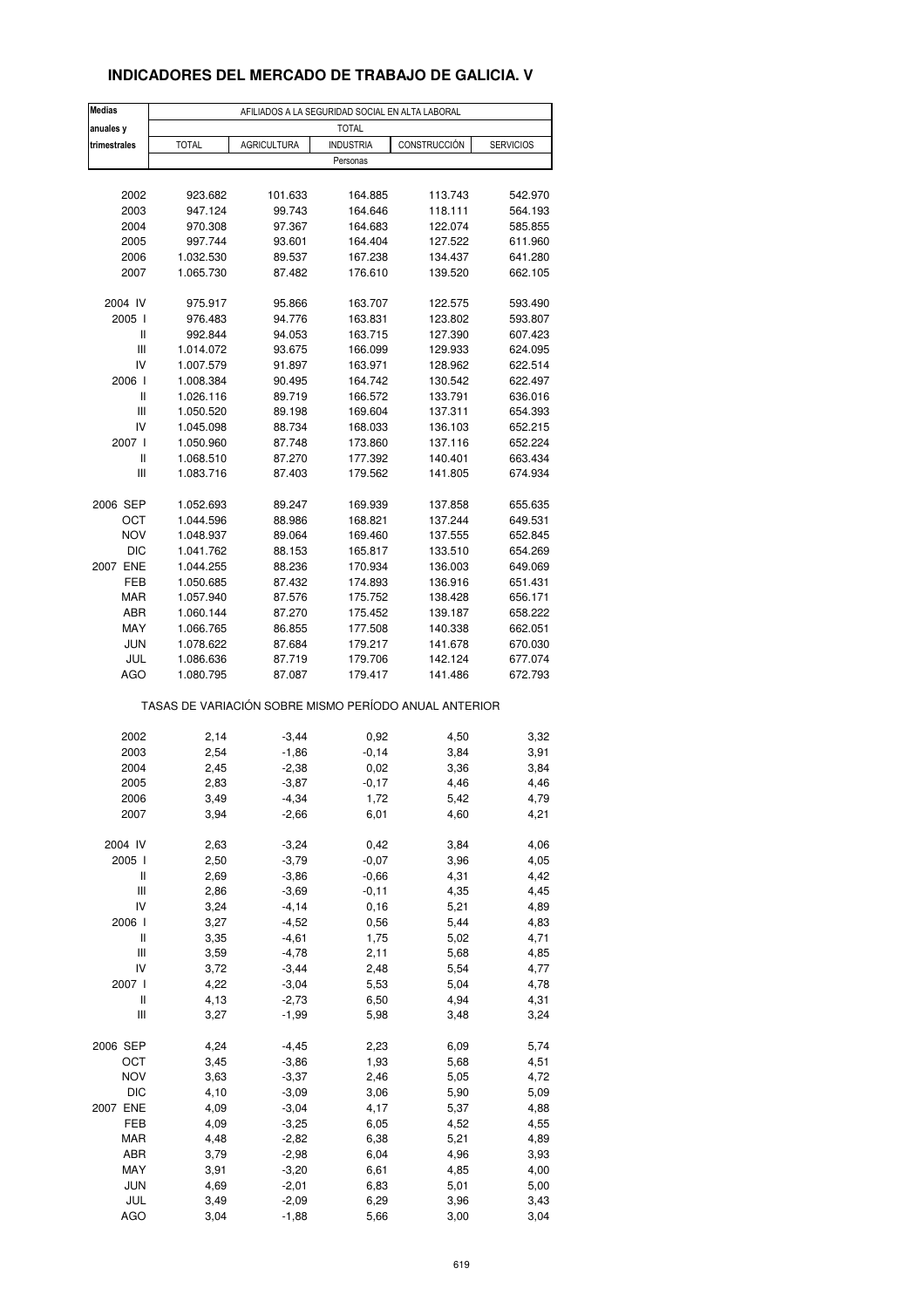## INDICADORES DEL MERCADO DE TRABAJO DE GALICIA. V

| Medias anuales y trimestrales | AFILIADOS A LA SEGURIDAD SOCIAL EN ALTA LABORAL | | | | |
|---|---|---|---|---|---|
| | TOTAL | | | | |
| | TOTAL | AGRICULTURA | INDUSTRIA | CONSTRUCCIÓN | SERVICIOS |
| | Personas | | | | |
| 2002 | 923.682 | 101.633 | 164.885 | 113.743 | 542.970 |
| 2003 | 947.124 | 99.743 | 164.646 | 118.111 | 564.193 |
| 2004 | 970.308 | 97.367 | 164.683 | 122.074 | 585.855 |
| 2005 | 997.744 | 93.601 | 164.404 | 127.522 | 611.960 |
| 2006 | 1.032.530 | 89.537 | 167.238 | 134.437 | 641.280 |
| 2007 | 1.065.730 | 87.482 | 176.610 | 139.520 | 662.105 |
| 2004 IV | 975.917 | 95.866 | 163.707 | 122.575 | 593.490 |
| 2005 I | 976.483 | 94.776 | 163.831 | 123.802 | 593.807 |
| II | 992.844 | 94.053 | 163.715 | 127.390 | 607.423 |
| III | 1.014.072 | 93.675 | 166.099 | 129.933 | 624.095 |
| IV | 1.007.579 | 91.897 | 163.971 | 128.962 | 622.514 |
| 2006 I | 1.008.384 | 90.495 | 164.742 | 130.542 | 622.497 |
| II | 1.026.116 | 89.719 | 166.572 | 133.791 | 636.016 |
| III | 1.050.520 | 89.198 | 169.604 | 137.311 | 654.393 |
| IV | 1.045.098 | 88.734 | 168.033 | 136.103 | 652.215 |
| 2007 I | 1.050.960 | 87.748 | 173.860 | 137.116 | 652.224 |
| II | 1.068.510 | 87.270 | 177.392 | 140.401 | 663.434 |
| III | 1.083.716 | 87.403 | 179.562 | 141.805 | 674.934 |
| 2006 SEP | 1.052.693 | 89.247 | 169.939 | 137.858 | 655.635 |
| OCT | 1.044.596 | 88.986 | 168.821 | 137.244 | 649.531 |
| NOV | 1.048.937 | 89.064 | 169.460 | 137.555 | 652.845 |
| DIC | 1.041.762 | 88.153 | 165.817 | 133.510 | 654.269 |
| 2007 ENE | 1.044.255 | 88.236 | 170.934 | 136.003 | 649.069 |
| FEB | 1.050.685 | 87.432 | 174.893 | 136.916 | 651.431 |
| MAR | 1.057.940 | 87.576 | 175.752 | 138.428 | 656.171 |
| ABR | 1.060.144 | 87.270 | 175.452 | 139.187 | 658.222 |
| MAY | 1.066.765 | 86.855 | 177.508 | 140.338 | 662.051 |
| JUN | 1.078.622 | 87.684 | 179.217 | 141.678 | 670.030 |
| JUL | 1.086.636 | 87.719 | 179.706 | 142.124 | 677.074 |
| AGO | 1.080.795 | 87.087 | 179.417 | 141.486 | 672.793 |
| | TASAS DE VARIACIÓN SOBRE MISMO PERÍODO ANUAL ANTERIOR | | | | |
| 2002 | 2,14 | -3,44 | 0,92 | 4,50 | 3,32 |
| 2003 | 2,54 | -1,86 | -0,14 | 3,84 | 3,91 |
| 2004 | 2,45 | -2,38 | 0,02 | 3,36 | 3,84 |
| 2005 | 2,83 | -3,87 | -0,17 | 4,46 | 4,46 |
| 2006 | 3,49 | -4,34 | 1,72 | 5,42 | 4,79 |
| 2007 | 3,94 | -2,66 | 6,01 | 4,60 | 4,21 |
| 2004 IV | 2,63 | -3,24 | 0,42 | 3,84 | 4,06 |
| 2005 I | 2,50 | -3,79 | -0,07 | 3,96 | 4,05 |
| II | 2,69 | -3,86 | -0,66 | 4,31 | 4,42 |
| III | 2,86 | -3,69 | -0,11 | 4,35 | 4,45 |
| IV | 3,24 | -4,14 | 0,16 | 5,21 | 4,89 |
| 2006 I | 3,27 | -4,52 | 0,56 | 5,44 | 4,83 |
| II | 3,35 | -4,61 | 1,75 | 5,02 | 4,71 |
| III | 3,59 | -4,78 | 2,11 | 5,68 | 4,85 |
| IV | 3,72 | -3,44 | 2,48 | 5,54 | 4,77 |
| 2007 I | 4,22 | -3,04 | 5,53 | 5,04 | 4,78 |
| II | 4,13 | -2,73 | 6,50 | 4,94 | 4,31 |
| III | 3,27 | -1,99 | 5,98 | 3,48 | 3,24 |
| 2006 SEP | 4,24 | -4,45 | 2,23 | 6,09 | 5,74 |
| OCT | 3,45 | -3,86 | 1,93 | 5,68 | 4,51 |
| NOV | 3,63 | -3,37 | 2,46 | 5,05 | 4,72 |
| DIC | 4,10 | -3,09 | 3,06 | 5,90 | 5,09 |
| 2007 ENE | 4,09 | -3,04 | 4,17 | 5,37 | 4,88 |
| FEB | 4,09 | -3,25 | 6,05 | 4,52 | 4,55 |
| MAR | 4,48 | -2,82 | 6,38 | 5,21 | 4,89 |
| ABR | 3,79 | -2,98 | 6,04 | 4,96 | 3,93 |
| MAY | 3,91 | -3,20 | 6,61 | 4,85 | 4,00 |
| JUN | 4,69 | -2,01 | 6,83 | 5,01 | 5,00 |
| JUL | 3,49 | -2,09 | 6,29 | 3,96 | 3,43 |
| AGO | 3,04 | -1,88 | 5,66 | 3,00 | 3,04 |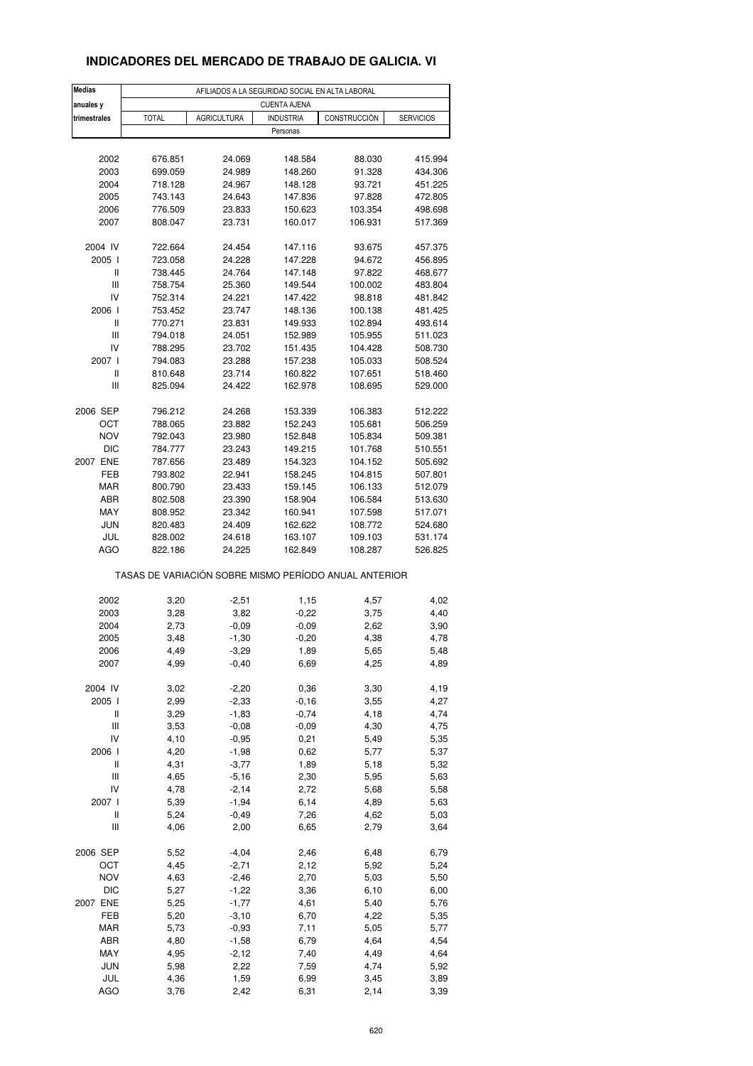## INDICADORES DEL MERCADO DE TRABAJO DE GALICIA. VI

| Medias anuales y trimestrales | AFILIADOS A LA SEGURIDAD SOCIAL EN ALTA LABORAL | | | | |
|---|---|---|---|---|---|
| | CUENTA AJENA | | | | |
| | TOTAL | AGRICULTURA | INDUSTRIA | CONSTRUCCIÓN | SERVICIOS |
| | Personas | | | | |
| 2002 | 676.851 | 24.069 | 148.584 | 88.030 | 415.994 |
| 2003 | 699.059 | 24.989 | 148.260 | 91.328 | 434.306 |
| 2004 | 718.128 | 24.967 | 148.128 | 93.721 | 451.225 |
| 2005 | 743.143 | 24.643 | 147.836 | 97.828 | 472.805 |
| 2006 | 776.509 | 23.833 | 150.623 | 103.354 | 498.698 |
| 2007 | 808.047 | 23.731 | 160.017 | 106.931 | 517.369 |
| 2004 IV | 722.664 | 24.454 | 147.116 | 93.675 | 457.375 |
| 2005 I | 723.058 | 24.228 | 147.228 | 94.672 | 456.895 |
| II | 738.445 | 24.764 | 147.148 | 97.822 | 468.677 |
| III | 758.754 | 25.360 | 149.544 | 100.002 | 483.804 |
| IV | 752.314 | 24.221 | 147.422 | 98.818 | 481.842 |
| 2006 I | 753.452 | 23.747 | 148.136 | 100.138 | 481.425 |
| II | 770.271 | 23.831 | 149.933 | 102.894 | 493.614 |
| III | 794.018 | 24.051 | 152.989 | 105.955 | 511.023 |
| IV | 788.295 | 23.702 | 151.435 | 104.428 | 508.730 |
| 2007 I | 794.083 | 23.288 | 157.238 | 105.033 | 508.524 |
| II | 810.648 | 23.714 | 160.822 | 107.651 | 518.460 |
| III | 825.094 | 24.422 | 162.978 | 108.695 | 529.000 |
| 2006 SEP | 796.212 | 24.268 | 153.339 | 106.383 | 512.222 |
| OCT | 788.065 | 23.882 | 152.243 | 105.681 | 506.259 |
| NOV | 792.043 | 23.980 | 152.848 | 105.834 | 509.381 |
| DIC | 784.777 | 23.243 | 149.215 | 101.768 | 510.551 |
| 2007 ENE | 787.656 | 23.489 | 154.323 | 104.152 | 505.692 |
| FEB | 793.802 | 22.941 | 158.245 | 104.815 | 507.801 |
| MAR | 800.790 | 23.433 | 159.145 | 106.133 | 512.079 |
| ABR | 802.508 | 23.390 | 158.904 | 106.584 | 513.630 |
| MAY | 808.952 | 23.342 | 160.941 | 107.598 | 517.071 |
| JUN | 820.483 | 24.409 | 162.622 | 108.772 | 524.680 |
| JUL | 828.002 | 24.618 | 163.107 | 109.103 | 531.174 |
| AGO | 822.186 | 24.225 | 162.849 | 108.287 | 526.825 |
| | TASAS DE VARIACIÓN SOBRE MISMO PERÍODO ANUAL ANTERIOR | | | | |
| 2002 | 3,20 | -2,51 | 1,15 | 4,57 | 4,02 |
| 2003 | 3,28 | 3,82 | -0,22 | 3,75 | 4,40 |
| 2004 | 2,73 | -0,09 | -0,09 | 2,62 | 3,90 |
| 2005 | 3,48 | -1,30 | -0,20 | 4,38 | 4,78 |
| 2006 | 4,49 | -3,29 | 1,89 | 5,65 | 5,48 |
| 2007 | 4,99 | -0,40 | 6,69 | 4,25 | 4,89 |
| 2004 IV | 3,02 | -2,20 | 0,36 | 3,30 | 4,19 |
| 2005 I | 2,99 | -2,33 | -0,16 | 3,55 | 4,27 |
| II | 3,29 | -1,83 | -0,74 | 4,18 | 4,74 |
| III | 3,53 | -0,08 | -0,09 | 4,30 | 4,75 |
| IV | 4,10 | -0,95 | 0,21 | 5,49 | 5,35 |
| 2006 I | 4,20 | -1,98 | 0,62 | 5,77 | 5,37 |
| II | 4,31 | -3,77 | 1,89 | 5,18 | 5,32 |
| III | 4,65 | -5,16 | 2,30 | 5,95 | 5,63 |
| IV | 4,78 | -2,14 | 2,72 | 5,68 | 5,58 |
| 2007 I | 5,39 | -1,94 | 6,14 | 4,89 | 5,63 |
| II | 5,24 | -0,49 | 7,26 | 4,62 | 5,03 |
| III | 4,06 | 2,00 | 6,65 | 2,79 | 3,64 |
| 2006 SEP | 5,52 | -4,04 | 2,46 | 6,48 | 6,79 |
| OCT | 4,45 | -2,71 | 2,12 | 5,92 | 5,24 |
| NOV | 4,63 | -2,46 | 2,70 | 5,03 | 5,50 |
| DIC | 5,27 | -1,22 | 3,36 | 6,10 | 6,00 |
| 2007 ENE | 5,25 | -1,77 | 4,61 | 5,40 | 5,76 |
| FEB | 5,20 | -3,10 | 6,70 | 4,22 | 5,35 |
| MAR | 5,73 | -0,93 | 7,11 | 5,05 | 5,77 |
| ABR | 4,80 | -1,58 | 6,79 | 4,64 | 4,54 |
| MAY | 4,95 | -2,12 | 7,40 | 4,49 | 4,64 |
| JUN | 5,98 | 2,22 | 7,59 | 4,74 | 5,92 |
| JUL | 4,36 | 1,59 | 6,99 | 3,45 | 3,89 |
| AGO | 3,76 | 2,42 | 6,31 | 2,14 | 3,39 |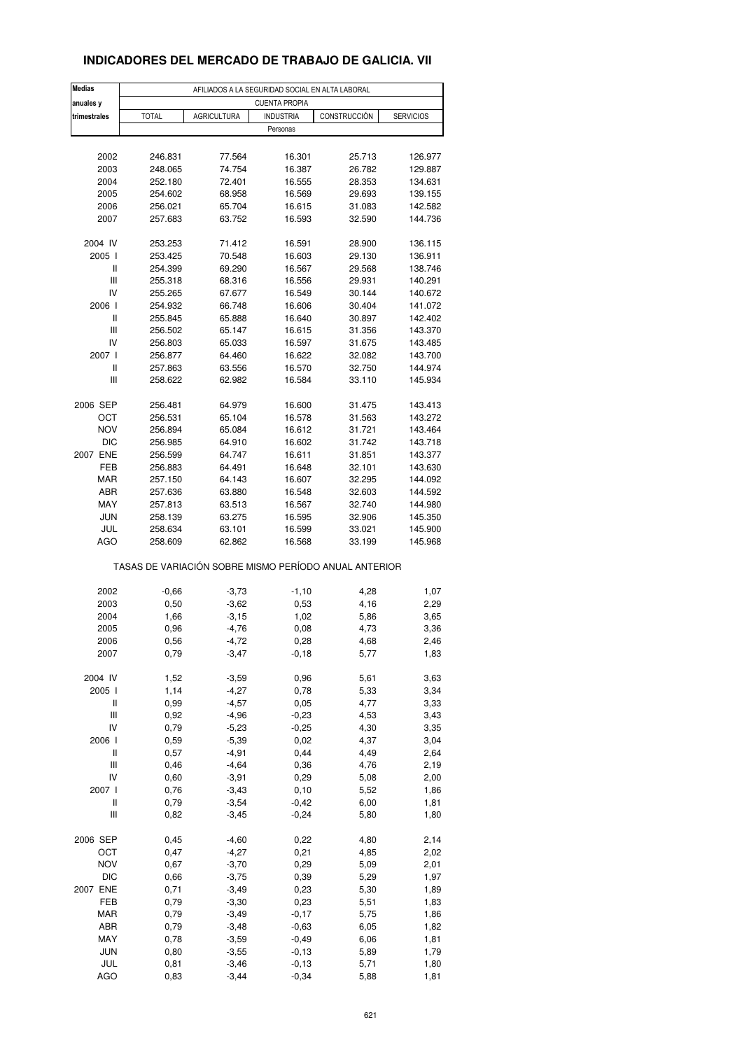## INDICADORES DEL MERCADO DE TRABAJO DE GALICIA. VII

| Medias anuales y trimestrales | AFILIADOS A LA SEGURIDAD SOCIAL EN ALTA LABORAL | | | | |
|---|---|---|---|---|---|
| | CUENTA PROPIA | | | | |
| | TOTAL | AGRICULTURA | INDUSTRIA | CONSTRUCCIÓN | SERVICIOS |
| | Personas | | | | |
| 2002 | 246.831 | 77.564 | 16.301 | 25.713 | 126.977 |
| 2003 | 248.065 | 74.754 | 16.387 | 26.782 | 129.887 |
| 2004 | 252.180 | 72.401 | 16.555 | 28.353 | 134.631 |
| 2005 | 254.602 | 68.958 | 16.569 | 29.693 | 139.155 |
| 2006 | 256.021 | 65.704 | 16.615 | 31.083 | 142.582 |
| 2007 | 257.683 | 63.752 | 16.593 | 32.590 | 144.736 |
| 2004 IV | 253.253 | 71.412 | 16.591 | 28.900 | 136.115 |
| 2005 I | 253.425 | 70.548 | 16.603 | 29.130 | 136.911 |
| II | 254.399 | 69.290 | 16.567 | 29.568 | 138.746 |
| III | 255.318 | 68.316 | 16.556 | 29.931 | 140.291 |
| IV | 255.265 | 67.677 | 16.549 | 30.144 | 140.672 |
| 2006 I | 254.932 | 66.748 | 16.606 | 30.404 | 141.072 |
| II | 255.845 | 65.888 | 16.640 | 30.897 | 142.402 |
| III | 256.502 | 65.147 | 16.615 | 31.356 | 143.370 |
| IV | 256.803 | 65.033 | 16.597 | 31.675 | 143.485 |
| 2007 I | 256.877 | 64.460 | 16.622 | 32.082 | 143.700 |
| II | 257.863 | 63.556 | 16.570 | 32.750 | 144.974 |
| III | 258.622 | 62.982 | 16.584 | 33.110 | 145.934 |
| 2006 SEP | 256.481 | 64.979 | 16.600 | 31.475 | 143.413 |
| OCT | 256.531 | 65.104 | 16.578 | 31.563 | 143.272 |
| NOV | 256.894 | 65.084 | 16.612 | 31.721 | 143.464 |
| DIC | 256.985 | 64.910 | 16.602 | 31.742 | 143.718 |
| 2007 ENE | 256.599 | 64.747 | 16.611 | 31.851 | 143.377 |
| FEB | 256.883 | 64.491 | 16.648 | 32.101 | 143.630 |
| MAR | 257.150 | 64.143 | 16.607 | 32.295 | 144.092 |
| ABR | 257.636 | 63.880 | 16.548 | 32.603 | 144.592 |
| MAY | 257.813 | 63.513 | 16.567 | 32.740 | 144.980 |
| JUN | 258.139 | 63.275 | 16.595 | 32.906 | 145.350 |
| JUL | 258.634 | 63.101 | 16.599 | 33.021 | 145.900 |
| AGO | 258.609 | 62.862 | 16.568 | 33.199 | 145.968 |
| | TASAS DE VARIACIÓN SOBRE MISMO PERÍODO ANUAL ANTERIOR | | | | |
| 2002 | -0,66 | -3,73 | -1,10 | 4,28 | 1,07 |
| 2003 | 0,50 | -3,62 | 0,53 | 4,16 | 2,29 |
| 2004 | 1,66 | -3,15 | 1,02 | 5,86 | 3,65 |
| 2005 | 0,96 | -4,76 | 0,08 | 4,73 | 3,36 |
| 2006 | 0,56 | -4,72 | 0,28 | 4,68 | 2,46 |
| 2007 | 0,79 | -3,47 | -0,18 | 5,77 | 1,83 |
| 2004 IV | 1,52 | -3,59 | 0,96 | 5,61 | 3,63 |
| 2005 I | 1,14 | -4,27 | 0,78 | 5,33 | 3,34 |
| II | 0,99 | -4,57 | 0,05 | 4,77 | 3,33 |
| III | 0,92 | -4,96 | -0,23 | 4,53 | 3,43 |
| IV | 0,79 | -5,23 | -0,25 | 4,30 | 3,35 |
| 2006 I | 0,59 | -5,39 | 0,02 | 4,37 | 3,04 |
| II | 0,57 | -4,91 | 0,44 | 4,49 | 2,64 |
| III | 0,46 | -4,64 | 0,36 | 4,76 | 2,19 |
| IV | 0,60 | -3,91 | 0,29 | 5,08 | 2,00 |
| 2007 I | 0,76 | -3,43 | 0,10 | 5,52 | 1,86 |
| II | 0,79 | -3,54 | -0,42 | 6,00 | 1,81 |
| III | 0,82 | -3,45 | -0,24 | 5,80 | 1,80 |
| 2006 SEP | 0,45 | -4,60 | 0,22 | 4,80 | 2,14 |
| OCT | 0,47 | -4,27 | 0,21 | 4,85 | 2,02 |
| NOV | 0,67 | -3,70 | 0,29 | 5,09 | 2,01 |
| DIC | 0,66 | -3,75 | 0,39 | 5,29 | 1,97 |
| 2007 ENE | 0,71 | -3,49 | 0,23 | 5,30 | 1,89 |
| FEB | 0,79 | -3,30 | 0,23 | 5,51 | 1,83 |
| MAR | 0,79 | -3,49 | -0,17 | 5,75 | 1,86 |
| ABR | 0,79 | -3,48 | -0,63 | 6,05 | 1,82 |
| MAY | 0,78 | -3,59 | -0,49 | 6,06 | 1,81 |
| JUN | 0,80 | -3,55 | -0,13 | 5,89 | 1,79 |
| JUL | 0,81 | -3,46 | -0,13 | 5,71 | 1,80 |
| AGO | 0,83 | -3,44 | -0,34 | 5,88 | 1,81 |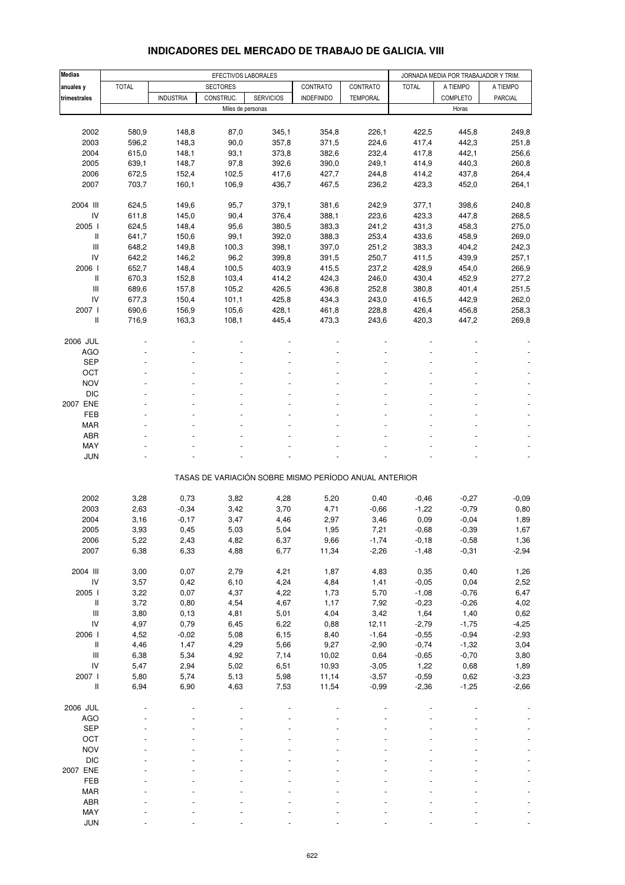# INDICADORES DEL MERCADO DE TRABAJO DE GALICIA. VIII

| Medias anuales y trimestrales | EFECTIVOS LABORALES | | | | | | JORNADA MEDIA POR TRABAJADOR Y TRIM. | | |
|---|---|---|---|---|---|---|---|---|---|
| | TOTAL | SECTORES | | | CONTRATO | CONTRATO | TOTAL | A TIEMPO | A TIEMPO |
| | | INDUSTRIA | CONSTRUC. | SERVICIOS | INDEFINIDO | TEMPORAL | | COMPLETO | PARCIAL |
| | Miles de personas | | | | | | Horas | | |
| 2002 | 580,9 | 148,8 | 87,0 | 345,1 | 354,8 | 226,1 | 422,5 | 445,8 | 249,8 |
| 2003 | 596,2 | 148,3 | 90,0 | 357,8 | 371,5 | 224,6 | 417,4 | 442,3 | 251,8 |
| 2004 | 615,0 | 148,1 | 93,1 | 373,8 | 382,6 | 232,4 | 417,8 | 442,1 | 256,6 |
| 2005 | 639,1 | 148,7 | 97,8 | 392,6 | 390,0 | 249,1 | 414,9 | 440,3 | 260,8 |
| 2006 | 672,5 | 152,4 | 102,5 | 417,6 | 427,7 | 244,8 | 414,2 | 437,8 | 264,4 |
| 2007 | 703,7 | 160,1 | 106,9 | 436,7 | 467,5 | 236,2 | 423,3 | 452,0 | 264,1 |
| 2004 III | 624,5 | 149,6 | 95,7 | 379,1 | 381,6 | 242,9 | 377,1 | 398,6 | 240,8 |
| IV | 611,8 | 145,0 | 90,4 | 376,4 | 388,1 | 223,6 | 423,3 | 447,8 | 268,5 |
| 2005 I | 624,5 | 148,4 | 95,6 | 380,5 | 383,3 | 241,2 | 431,3 | 458,3 | 275,0 |
| II | 641,7 | 150,6 | 99,1 | 392,0 | 388,3 | 253,4 | 433,6 | 458,9 | 269,0 |
| III | 648,2 | 149,8 | 100,3 | 398,1 | 397,0 | 251,2 | 383,3 | 404,2 | 242,3 |
| IV | 642,2 | 146,2 | 96,2 | 399,8 | 391,5 | 250,7 | 411,5 | 439,9 | 257,1 |
| 2006 I | 652,7 | 148,4 | 100,5 | 403,9 | 415,5 | 237,2 | 428,9 | 454,0 | 266,9 |
| II | 670,3 | 152,8 | 103,4 | 414,2 | 424,3 | 246,0 | 430,4 | 452,9 | 277,2 |
| III | 689,6 | 157,8 | 105,2 | 426,5 | 436,8 | 252,8 | 380,8 | 401,4 | 251,5 |
| IV | 677,3 | 150,4 | 101,1 | 425,8 | 434,3 | 243,0 | 416,5 | 442,9 | 262,0 |
| 2007 I | 690,6 | 156,9 | 105,6 | 428,1 | 461,8 | 228,8 | 426,4 | 456,8 | 258,3 |
| II | 716,9 | 163,3 | 108,1 | 445,4 | 473,3 | 243,6 | 420,3 | 447,2 | 269,8 |
| 2006 JUL | - | - | - | - | - | - | - | - | - |
| AGO | - | - | - | - | - | - | - | - | - |
| SEP | - | - | - | - | - | - | - | - | - |
| OCT | - | - | - | - | - | - | - | - | - |
| NOV | - | - | - | - | - | - | - | - | - |
| DIC | - | - | - | - | - | - | - | - | - |
| 2007 ENE | - | - | - | - | - | - | - | - | - |
| FEB | - | - | - | - | - | - | - | - | - |
| MAR | - | - | - | - | - | - | - | - | - |
| ABR | - | - | - | - | - | - | - | - | - |
| MAY | - | - | - | - | - | - | - | - | - |
| JUN | - | - | - | - | - | - | - | - | - |
| | TASAS DE VARIACIÓN SOBRE MISMO PERÍODO ANUAL ANTERIOR | | | | | | | | |
| 2002 | 3,28 | 0,73 | 3,82 | 4,28 | 5,20 | 0,40 | -0,46 | -0,27 | -0,09 |
| 2003 | 2,63 | -0,34 | 3,42 | 3,70 | 4,71 | -0,66 | -1,22 | -0,79 | 0,80 |
| 2004 | 3,16 | -0,17 | 3,47 | 4,46 | 2,97 | 3,46 | 0,09 | -0,04 | 1,89 |
| 2005 | 3,93 | 0,45 | 5,03 | 5,04 | 1,95 | 7,21 | -0,68 | -0,39 | 1,67 |
| 2006 | 5,22 | 2,43 | 4,82 | 6,37 | 9,66 | -1,74 | -0,18 | -0,58 | 1,36 |
| 2007 | 6,38 | 6,33 | 4,88 | 6,77 | 11,34 | -2,26 | -1,48 | -0,31 | -2,94 |
| 2004 III | 3,00 | 0,07 | 2,79 | 4,21 | 1,87 | 4,83 | 0,35 | 0,40 | 1,26 |
| IV | 3,57 | 0,42 | 6,10 | 4,24 | 4,84 | 1,41 | -0,05 | 0,04 | 2,52 |
| 2005 I | 3,22 | 0,07 | 4,37 | 4,22 | 1,73 | 5,70 | -1,08 | -0,76 | 6,47 |
| II | 3,72 | 0,80 | 4,54 | 4,67 | 1,17 | 7,92 | -0,23 | -0,26 | 4,02 |
| III | 3,80 | 0,13 | 4,81 | 5,01 | 4,04 | 3,42 | 1,64 | 1,40 | 0,62 |
| IV | 4,97 | 0,79 | 6,45 | 6,22 | 0,88 | 12,11 | -2,79 | -1,75 | -4,25 |
| 2006 I | 4,52 | -0,02 | 5,08 | 6,15 | 8,40 | -1,64 | -0,55 | -0,94 | -2,93 |
| II | 4,46 | 1,47 | 4,29 | 5,66 | 9,27 | -2,90 | -0,74 | -1,32 | 3,04 |
| III | 6,38 | 5,34 | 4,92 | 7,14 | 10,02 | 0,64 | -0,65 | -0,70 | 3,80 |
| IV | 5,47 | 2,94 | 5,02 | 6,51 | 10,93 | -3,05 | 1,22 | 0,68 | 1,89 |
| 2007 I | 5,80 | 5,74 | 5,13 | 5,98 | 11,14 | -3,57 | -0,59 | 0,62 | -3,23 |
| II | 6,94 | 6,90 | 4,63 | 7,53 | 11,54 | -0,99 | -2,36 | -1,25 | -2,66 |
| 2006 JUL | - | - | - | - | - | - | - | - | - |
| AGO | - | - | - | - | - | - | - | - | - |
| SEP | - | - | - | - | - | - | - | - | - |
| OCT | - | - | - | - | - | - | - | - | - |
| NOV | - | - | - | - | - | - | - | - | - |
| DIC | - | - | - | - | - | - | - | - | - |
| 2007 ENE | - | - | - | - | - | - | - | - | - |
| FEB | - | - | - | - | - | - | - | - | - |
| MAR | - | - | - | - | - | - | - | - | - |
| ABR | - | - | - | - | - | - | - | - | - |
| MAY | - | - | - | - | - | - | - | - | - |
| JUN | - | - | - | - | - | - | - | - | - |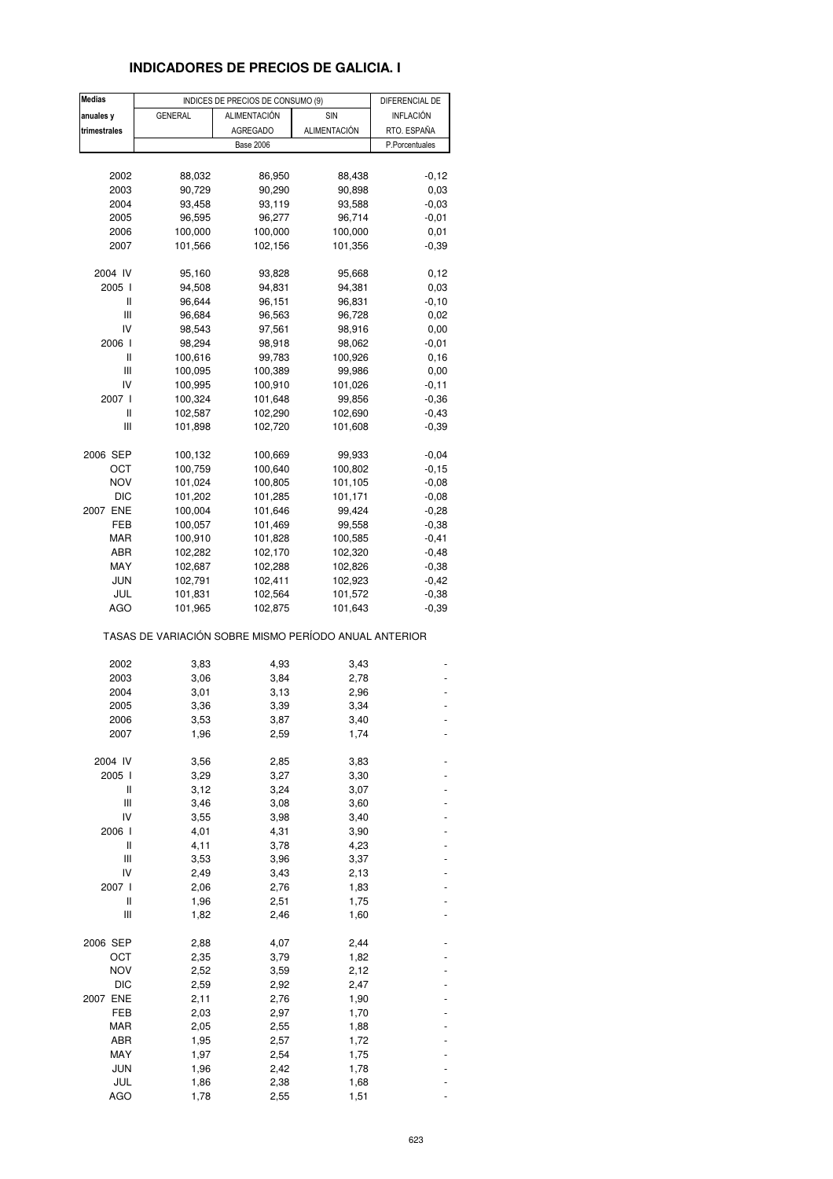## INDICADORES DE PRECIOS DE GALICIA. I

| Medias anuales y trimestrales | INDICES DE PRECIOS DE CONSUMO (9) | | | DIFERENCIAL DE INFLACIÓN RTO. ESPAÑA |
|---|---|---|---|---|
| | GENERAL | ALIMENTACIÓN AGREGADO | SIN ALIMENTACIÓN | |
| | Base 2006 | | | P.Porcentuales |
| 2002 | 88,032 | 86,950 | 88,438 | -0,12 |
| 2003 | 90,729 | 90,290 | 90,898 | 0,03 |
| 2004 | 93,458 | 93,119 | 93,588 | -0,03 |
| 2005 | 96,595 | 96,277 | 96,714 | -0,01 |
| 2006 | 100,000 | 100,000 | 100,000 | 0,01 |
| 2007 | 101,566 | 102,156 | 101,356 | -0,39 |
| 2004 IV | 95,160 | 93,828 | 95,668 | 0,12 |
| 2005 I | 94,508 | 94,831 | 94,381 | 0,03 |
| II | 96,644 | 96,151 | 96,831 | -0,10 |
| III | 96,684 | 96,563 | 96,728 | 0,02 |
| IV | 98,543 | 97,561 | 98,916 | 0,00 |
| 2006 I | 98,294 | 98,918 | 98,062 | -0,01 |
| II | 100,616 | 99,783 | 100,926 | 0,16 |
| III | 100,095 | 100,389 | 99,986 | 0,00 |
| IV | 100,995 | 100,910 | 101,026 | -0,11 |
| 2007 I | 100,324 | 101,648 | 99,856 | -0,36 |
| II | 102,587 | 102,290 | 102,690 | -0,43 |
| III | 101,898 | 102,720 | 101,608 | -0,39 |
| 2006 SEP | 100,132 | 100,669 | 99,933 | -0,04 |
| OCT | 100,759 | 100,640 | 100,802 | -0,15 |
| NOV | 101,024 | 100,805 | 101,105 | -0,08 |
| DIC | 101,202 | 101,285 | 101,171 | -0,08 |
| 2007 ENE | 100,004 | 101,646 | 99,424 | -0,28 |
| FEB | 100,057 | 101,469 | 99,558 | -0,38 |
| MAR | 100,910 | 101,828 | 100,585 | -0,41 |
| ABR | 102,282 | 102,170 | 102,320 | -0,48 |
| MAY | 102,687 | 102,288 | 102,826 | -0,38 |
| JUN | 102,791 | 102,411 | 102,923 | -0,42 |
| JUL | 101,831 | 102,564 | 101,572 | -0,38 |
| AGO | 101,965 | 102,875 | 101,643 | -0,39 |
| TASAS DE VARIACIÓN SOBRE MISMO PERÍODO ANUAL ANTERIOR | | | | |
| 2002 | 3,83 | 4,93 | 3,43 | - |
| 2003 | 3,06 | 3,84 | 2,78 | - |
| 2004 | 3,01 | 3,13 | 2,96 | - |
| 2005 | 3,36 | 3,39 | 3,34 | - |
| 2006 | 3,53 | 3,87 | 3,40 | - |
| 2007 | 1,96 | 2,59 | 1,74 | - |
| 2004 IV | 3,56 | 2,85 | 3,83 | - |
| 2005 I | 3,29 | 3,27 | 3,30 | - |
| II | 3,12 | 3,24 | 3,07 | - |
| III | 3,46 | 3,08 | 3,60 | - |
| IV | 3,55 | 3,98 | 3,40 | - |
| 2006 I | 4,01 | 4,31 | 3,90 | - |
| II | 4,11 | 3,78 | 4,23 | - |
| III | 3,53 | 3,96 | 3,37 | - |
| IV | 2,49 | 3,43 | 2,13 | - |
| 2007 I | 2,06 | 2,76 | 1,83 | - |
| II | 1,96 | 2,51 | 1,75 | - |
| III | 1,82 | 2,46 | 1,60 | - |
| 2006 SEP | 2,88 | 4,07 | 2,44 | - |
| OCT | 2,35 | 3,79 | 1,82 | - |
| NOV | 2,52 | 3,59 | 2,12 | - |
| DIC | 2,59 | 2,92 | 2,47 | - |
| 2007 ENE | 2,11 | 2,76 | 1,90 | - |
| FEB | 2,03 | 2,97 | 1,70 | - |
| MAR | 2,05 | 2,55 | 1,88 | - |
| ABR | 1,95 | 2,57 | 1,72 | - |
| MAY | 1,97 | 2,54 | 1,75 | - |
| JUN | 1,96 | 2,42 | 1,78 | - |
| JUL | 1,86 | 2,38 | 1,68 | - |
| AGO | 1,78 | 2,55 | 1,51 | - |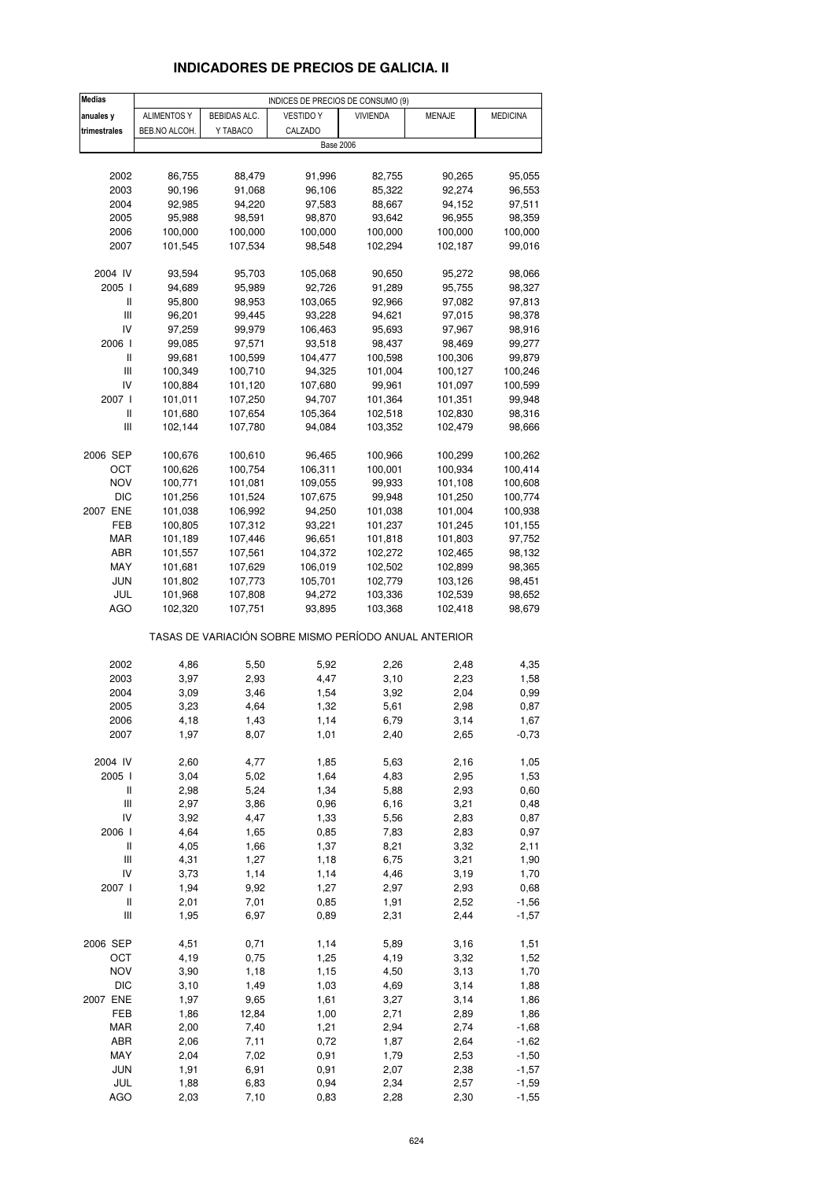## INDICADORES DE PRECIOS DE GALICIA. II

| Medias anuales y trimestrales | INDICES DE PRECIOS DE CONSUMO (9) | | | | | |
|---|---|---|---|---|---|---|
| | ALIMENTOS Y BEB.NO ALCOH. | BEBIDAS ALC. Y TABACO | VESTIDO Y CALZADO | VIVIENDA | MENAJE | MEDICINA |
| | Base 2006 | | | | | |
| 2002 | 86,755 | 88,479 | 91,996 | 82,755 | 90,265 | 95,055 |
| 2003 | 90,196 | 91,068 | 96,106 | 85,322 | 92,274 | 96,553 |
| 2004 | 92,985 | 94,220 | 97,583 | 88,667 | 94,152 | 97,511 |
| 2005 | 95,988 | 98,591 | 98,870 | 93,642 | 96,955 | 98,359 |
| 2006 | 100,000 | 100,000 | 100,000 | 100,000 | 100,000 | 100,000 |
| 2007 | 101,545 | 107,534 | 98,548 | 102,294 | 102,187 | 99,016 |
| 2004 IV | 93,594 | 95,703 | 105,068 | 90,650 | 95,272 | 98,066 |
| 2005 I | 94,689 | 95,989 | 92,726 | 91,289 | 95,755 | 98,327 |
| II | 95,800 | 98,953 | 103,065 | 92,966 | 97,082 | 97,813 |
| III | 96,201 | 99,445 | 93,228 | 94,621 | 97,015 | 98,378 |
| IV | 97,259 | 99,979 | 106,463 | 95,693 | 97,967 | 98,916 |
| 2006 I | 99,085 | 97,571 | 93,518 | 98,437 | 98,469 | 99,277 |
| II | 99,681 | 100,599 | 104,477 | 100,598 | 100,306 | 99,879 |
| III | 100,349 | 100,710 | 94,325 | 101,004 | 100,127 | 100,246 |
| IV | 100,884 | 101,120 | 107,680 | 99,961 | 101,097 | 100,599 |
| 2007 I | 101,011 | 107,250 | 94,707 | 101,364 | 101,351 | 99,948 |
| II | 101,680 | 107,654 | 105,364 | 102,518 | 102,830 | 98,316 |
| III | 102,144 | 107,780 | 94,084 | 103,352 | 102,479 | 98,666 |
| 2006 SEP | 100,676 | 100,610 | 96,465 | 100,966 | 100,299 | 100,262 |
| OCT | 100,626 | 100,754 | 106,311 | 100,001 | 100,934 | 100,414 |
| NOV | 100,771 | 101,081 | 109,055 | 99,933 | 101,108 | 100,608 |
| DIC | 101,256 | 101,524 | 107,675 | 99,948 | 101,250 | 100,774 |
| 2007 ENE | 101,038 | 106,992 | 94,250 | 101,038 | 101,004 | 100,938 |
| FEB | 100,805 | 107,312 | 93,221 | 101,237 | 101,245 | 101,155 |
| MAR | 101,189 | 107,446 | 96,651 | 101,818 | 101,803 | 97,752 |
| ABR | 101,557 | 107,561 | 104,372 | 102,272 | 102,465 | 98,132 |
| MAY | 101,681 | 107,629 | 106,019 | 102,502 | 102,899 | 98,365 |
| JUN | 101,802 | 107,773 | 105,701 | 102,779 | 103,126 | 98,451 |
| JUL | 101,968 | 107,808 | 94,272 | 103,336 | 102,539 | 98,652 |
| AGO | 102,320 | 107,751 | 93,895 | 103,368 | 102,418 | 98,679 |
| | TASAS DE VARIACIÓN SOBRE MISMO PERÍODO ANUAL ANTERIOR | | | | | |
| 2002 | 4,86 | 5,50 | 5,92 | 2,26 | 2,48 | 4,35 |
| 2003 | 3,97 | 2,93 | 4,47 | 3,10 | 2,23 | 1,58 |
| 2004 | 3,09 | 3,46 | 1,54 | 3,92 | 2,04 | 0,99 |
| 2005 | 3,23 | 4,64 | 1,32 | 5,61 | 2,98 | 0,87 |
| 2006 | 4,18 | 1,43 | 1,14 | 6,79 | 3,14 | 1,67 |
| 2007 | 1,97 | 8,07 | 1,01 | 2,40 | 2,65 | -0,73 |
| 2004 IV | 2,60 | 4,77 | 1,85 | 5,63 | 2,16 | 1,05 |
| 2005 I | 3,04 | 5,02 | 1,64 | 4,83 | 2,95 | 1,53 |
| II | 2,98 | 5,24 | 1,34 | 5,88 | 2,93 | 0,60 |
| III | 2,97 | 3,86 | 0,96 | 6,16 | 3,21 | 0,48 |
| IV | 3,92 | 4,47 | 1,33 | 5,56 | 2,83 | 0,87 |
| 2006 I | 4,64 | 1,65 | 0,85 | 7,83 | 2,83 | 0,97 |
| II | 4,05 | 1,66 | 1,37 | 8,21 | 3,32 | 2,11 |
| III | 4,31 | 1,27 | 1,18 | 6,75 | 3,21 | 1,90 |
| IV | 3,73 | 1,14 | 1,14 | 4,46 | 3,19 | 1,70 |
| 2007 I | 1,94 | 9,92 | 1,27 | 2,97 | 2,93 | 0,68 |
| II | 2,01 | 7,01 | 0,85 | 1,91 | 2,52 | -1,56 |
| III | 1,95 | 6,97 | 0,89 | 2,31 | 2,44 | -1,57 |
| 2006 SEP | 4,51 | 0,71 | 1,14 | 5,89 | 3,16 | 1,51 |
| OCT | 4,19 | 0,75 | 1,25 | 4,19 | 3,32 | 1,52 |
| NOV | 3,90 | 1,18 | 1,15 | 4,50 | 3,13 | 1,70 |
| DIC | 3,10 | 1,49 | 1,03 | 4,69 | 3,14 | 1,88 |
| 2007 ENE | 1,97 | 9,65 | 1,61 | 3,27 | 3,14 | 1,86 |
| FEB | 1,86 | 12,84 | 1,00 | 2,71 | 2,89 | 1,86 |
| MAR | 2,00 | 7,40 | 1,21 | 2,94 | 2,74 | -1,68 |
| ABR | 2,06 | 7,11 | 0,72 | 1,87 | 2,64 | -1,62 |
| MAY | 2,04 | 7,02 | 0,91 | 1,79 | 2,53 | -1,50 |
| JUN | 1,91 | 6,91 | 0,91 | 2,07 | 2,38 | -1,57 |
| JUL | 1,88 | 6,83 | 0,94 | 2,34 | 2,57 | -1,59 |
| AGO | 2,03 | 7,10 | 0,83 | 2,28 | 2,30 | -1,55 |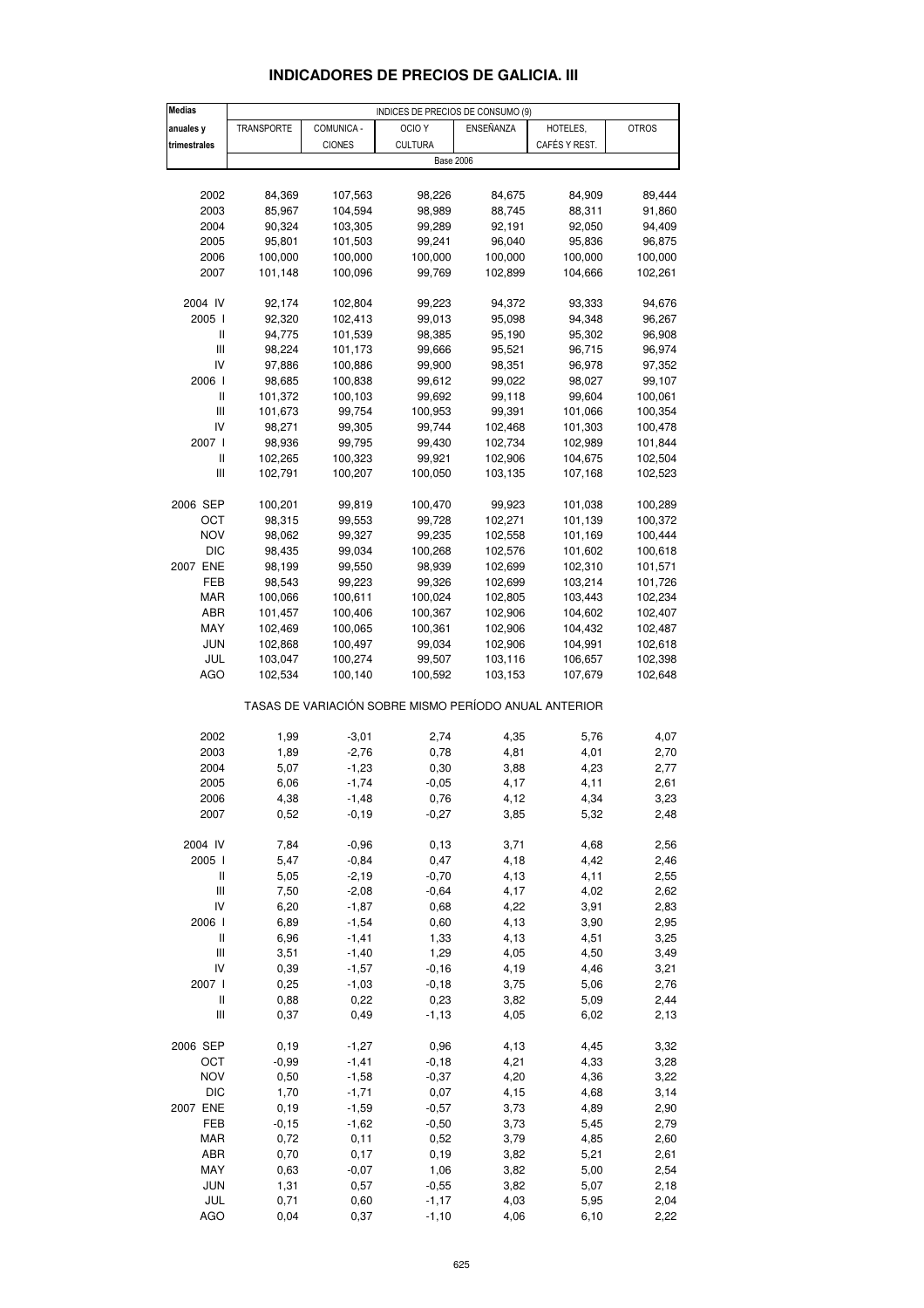# INDICADORES DE PRECIOS DE GALICIA. III

| Medias anuales y trimestrales | INDICES DE PRECIOS DE CONSUMO (9) | | | | | |
|---|---|---|---|---|---|---|
| | TRANSPORTE | COMUNICA - CIONES | OCIO Y CULTURA | ENSEÑANZA | HOTELES, CAFÉS Y REST. | OTROS |
| | Base 2006 | | | | | |
| 2002 | 84,369 | 107,563 | 98,226 | 84,675 | 84,909 | 89,444 |
| 2003 | 85,967 | 104,594 | 98,989 | 88,745 | 88,311 | 91,860 |
| 2004 | 90,324 | 103,305 | 99,289 | 92,191 | 92,050 | 94,409 |
| 2005 | 95,801 | 101,503 | 99,241 | 96,040 | 95,836 | 96,875 |
| 2006 | 100,000 | 100,000 | 100,000 | 100,000 | 100,000 | 100,000 |
| 2007 | 101,148 | 100,096 | 99,769 | 102,899 | 104,666 | 102,261 |
| 2004 IV | 92,174 | 102,804 | 99,223 | 94,372 | 93,333 | 94,676 |
| 2005 I | 92,320 | 102,413 | 99,013 | 95,098 | 94,348 | 96,267 |
| II | 94,775 | 101,539 | 98,385 | 95,190 | 95,302 | 96,908 |
| III | 98,224 | 101,173 | 99,666 | 95,521 | 96,715 | 96,974 |
| IV | 97,886 | 100,886 | 99,900 | 98,351 | 96,978 | 97,352 |
| 2006 I | 98,685 | 100,838 | 99,612 | 99,022 | 98,027 | 99,107 |
| II | 101,372 | 100,103 | 99,692 | 99,118 | 99,604 | 100,061 |
| III | 101,673 | 99,754 | 100,953 | 99,391 | 101,066 | 100,354 |
| IV | 98,271 | 99,305 | 99,744 | 102,468 | 101,303 | 100,478 |
| 2007 I | 98,936 | 99,795 | 99,430 | 102,734 | 102,989 | 101,844 |
| II | 102,265 | 100,323 | 99,921 | 102,906 | 104,675 | 102,504 |
| III | 102,791 | 100,207 | 100,050 | 103,135 | 107,168 | 102,523 |
| 2006 SEP | 100,201 | 99,819 | 100,470 | 99,923 | 101,038 | 100,289 |
| OCT | 98,315 | 99,553 | 99,728 | 102,271 | 101,139 | 100,372 |
| NOV | 98,062 | 99,327 | 99,235 | 102,558 | 101,169 | 100,444 |
| DIC | 98,435 | 99,034 | 100,268 | 102,576 | 101,602 | 100,618 |
| 2007 ENE | 98,199 | 99,550 | 98,939 | 102,699 | 102,310 | 101,571 |
| FEB | 98,543 | 99,223 | 99,326 | 102,699 | 103,214 | 101,726 |
| MAR | 100,066 | 100,611 | 100,024 | 102,805 | 103,443 | 102,234 |
| ABR | 101,457 | 100,406 | 100,367 | 102,906 | 104,602 | 102,407 |
| MAY | 102,469 | 100,065 | 100,361 | 102,906 | 104,432 | 102,487 |
| JUN | 102,868 | 100,497 | 99,034 | 102,906 | 104,991 | 102,618 |
| JUL | 103,047 | 100,274 | 99,507 | 103,116 | 106,657 | 102,398 |
| AGO | 102,534 | 100,140 | 100,592 | 103,153 | 107,679 | 102,648 |
| | TASAS DE VARIACIÓN SOBRE MISMO PERÍODO ANUAL ANTERIOR | | | | | |
| 2002 | 1,99 | -3,01 | 2,74 | 4,35 | 5,76 | 4,07 |
| 2003 | 1,89 | -2,76 | 0,78 | 4,81 | 4,01 | 2,70 |
| 2004 | 5,07 | -1,23 | 0,30 | 3,88 | 4,23 | 2,77 |
| 2005 | 6,06 | -1,74 | -0,05 | 4,17 | 4,11 | 2,61 |
| 2006 | 4,38 | -1,48 | 0,76 | 4,12 | 4,34 | 3,23 |
| 2007 | 0,52 | -0,19 | -0,27 | 3,85 | 5,32 | 2,48 |
| 2004 IV | 7,84 | -0,96 | 0,13 | 3,71 | 4,68 | 2,56 |
| 2005 I | 5,47 | -0,84 | 0,47 | 4,18 | 4,42 | 2,46 |
| II | 5,05 | -2,19 | -0,70 | 4,13 | 4,11 | 2,55 |
| III | 7,50 | -2,08 | -0,64 | 4,17 | 4,02 | 2,62 |
| IV | 6,20 | -1,87 | 0,68 | 4,22 | 3,91 | 2,83 |
| 2006 I | 6,89 | -1,54 | 0,60 | 4,13 | 3,90 | 2,95 |
| II | 6,96 | -1,41 | 1,33 | 4,13 | 4,51 | 3,25 |
| III | 3,51 | -1,40 | 1,29 | 4,05 | 4,50 | 3,49 |
| IV | 0,39 | -1,57 | -0,16 | 4,19 | 4,46 | 3,21 |
| 2007 I | 0,25 | -1,03 | -0,18 | 3,75 | 5,06 | 2,76 |
| II | 0,88 | 0,22 | 0,23 | 3,82 | 5,09 | 2,44 |
| III | 0,37 | 0,49 | -1,13 | 4,05 | 6,02 | 2,13 |
| 2006 SEP | 0,19 | -1,27 | 0,96 | 4,13 | 4,45 | 3,32 |
| OCT | -0,99 | -1,41 | -0,18 | 4,21 | 4,33 | 3,28 |
| NOV | 0,50 | -1,58 | -0,37 | 4,20 | 4,36 | 3,22 |
| DIC | 1,70 | -1,71 | 0,07 | 4,15 | 4,68 | 3,14 |
| 2007 ENE | 0,19 | -1,59 | -0,57 | 3,73 | 4,89 | 2,90 |
| FEB | -0,15 | -1,62 | -0,50 | 3,73 | 5,45 | 2,79 |
| MAR | 0,72 | 0,11 | 0,52 | 3,79 | 4,85 | 2,60 |
| ABR | 0,70 | 0,17 | 0,19 | 3,82 | 5,21 | 2,61 |
| MAY | 0,63 | -0,07 | 1,06 | 3,82 | 5,00 | 2,54 |
| JUN | 1,31 | 0,57 | -0,55 | 3,82 | 5,07 | 2,18 |
| JUL | 0,71 | 0,60 | -1,17 | 4,03 | 5,95 | 2,04 |
| AGO | 0,04 | 0,37 | -1,10 | 4,06 | 6,10 | 2,22 |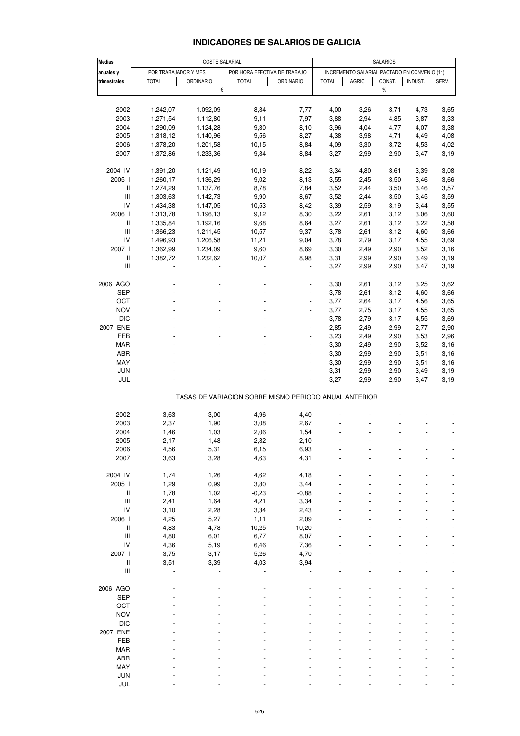# INDICADORES DE SALARIOS DE GALICIA

| Medias anuales y trimestrales | COSTE SALARIAL | | | | SALARIOS | | | | |
|---|---|---|---|---|---|---|---|---|---|
| | POR TRABAJADOR Y MES | | POR HORA EFECTIVA DE TRABAJO | | INCREMENTO SALARIAL PACTADO EN CONVENIO (11) | | | | |
| | TOTAL | ORDINARIO | TOTAL | ORDINARIO | TOTAL | AGRIC. | CONST. | INDUST. | SERV. |
| | € | | | | % | | | | |
| 2002 | 1.242,07 | 1.092,09 | 8,84 | 7,77 | 4,00 | 3,26 | 3,71 | 4,73 | 3,65 |
| 2003 | 1.271,54 | 1.112,80 | 9,11 | 7,97 | 3,88 | 2,94 | 4,85 | 3,87 | 3,33 |
| 2004 | 1.290,09 | 1.124,28 | 9,30 | 8,10 | 3,96 | 4,04 | 4,77 | 4,07 | 3,38 |
| 2005 | 1.318,12 | 1.140,96 | 9,56 | 8,27 | 4,38 | 3,98 | 4,71 | 4,49 | 4,08 |
| 2006 | 1.378,20 | 1.201,58 | 10,15 | 8,84 | 4,09 | 3,30 | 3,72 | 4,53 | 4,02 |
| 2007 | 1.372,86 | 1.233,36 | 9,84 | 8,84 | 3,27 | 2,99 | 2,90 | 3,47 | 3,19 |
| 2004 IV | 1.391,20 | 1.121,49 | 10,19 | 8,22 | 3,34 | 4,80 | 3,61 | 3,39 | 3,08 |
| 2005 I | 1.260,17 | 1.136,29 | 9,02 | 8,13 | 3,55 | 2,45 | 3,50 | 3,46 | 3,66 |
| II | 1.274,29 | 1.137,76 | 8,78 | 7,84 | 3,52 | 2,44 | 3,50 | 3,46 | 3,57 |
| III | 1.303,63 | 1.142,73 | 9,90 | 8,67 | 3,52 | 2,44 | 3,50 | 3,45 | 3,59 |
| IV | 1.434,38 | 1.147,05 | 10,53 | 8,42 | 3,39 | 2,59 | 3,19 | 3,44 | 3,55 |
| 2006 I | 1.313,78 | 1.196,13 | 9,12 | 8,30 | 3,22 | 2,61 | 3,12 | 3,06 | 3,60 |
| II | 1.335,84 | 1.192,16 | 9,68 | 8,64 | 3,27 | 2,61 | 3,12 | 3,22 | 3,58 |
| III | 1.366,23 | 1.211,45 | 10,57 | 9,37 | 3,78 | 2,61 | 3,12 | 4,60 | 3,66 |
| IV | 1.496,93 | 1.206,58 | 11,21 | 9,04 | 3,78 | 2,79 | 3,17 | 4,55 | 3,69 |
| 2007 I | 1.362,99 | 1.234,09 | 9,60 | 8,69 | 3,30 | 2,49 | 2,90 | 3,52 | 3,16 |
| II | 1.382,72 | 1.232,62 | 10,07 | 8,98 | 3,31 | 2,99 | 2,90 | 3,49 | 3,19 |
| III | - | - | - | - | 3,27 | 2,99 | 2,90 | 3,47 | 3,19 |
| 2006 AGO | - | - | - | - | 3,30 | 2,61 | 3,12 | 3,25 | 3,62 |
| SEP | - | - | - | - | 3,78 | 2,61 | 3,12 | 4,60 | 3,66 |
| OCT | - | - | - | - | 3,77 | 2,64 | 3,17 | 4,56 | 3,65 |
| NOV | - | - | - | - | 3,77 | 2,75 | 3,17 | 4,55 | 3,65 |
| DIC | - | - | - | - | 3,78 | 2,79 | 3,17 | 4,55 | 3,69 |
| 2007 ENE | - | - | - | - | 2,85 | 2,49 | 2,99 | 2,77 | 2,90 |
| FEB | - | - | - | - | 3,23 | 2,49 | 2,90 | 3,53 | 2,96 |
| MAR | - | - | - | - | 3,30 | 2,49 | 2,90 | 3,52 | 3,16 |
| ABR | - | - | - | - | 3,30 | 2,99 | 2,90 | 3,51 | 3,16 |
| MAY | - | - | - | - | 3,30 | 2,99 | 2,90 | 3,51 | 3,16 |
| JUN | - | - | - | - | 3,31 | 2,99 | 2,90 | 3,49 | 3,19 |
| JUL | - | - | - | - | 3,27 | 2,99 | 2,90 | 3,47 | 3,19 |
| | TASAS DE VARIACIÓN SOBRE MISMO PERÍODO ANUAL ANTERIOR | | | | | | | | |
| 2002 | 3,63 | 3,00 | 4,96 | 4,40 | - | - | - | - | - |
| 2003 | 2,37 | 1,90 | 3,08 | 2,67 | - | - | - | - | - |
| 2004 | 1,46 | 1,03 | 2,06 | 1,54 | - | - | - | - | - |
| 2005 | 2,17 | 1,48 | 2,82 | 2,10 | - | - | - | - | - |
| 2006 | 4,56 | 5,31 | 6,15 | 6,93 | - | - | - | - | - |
| 2007 | 3,63 | 3,28 | 4,63 | 4,31 | - | - | - | - | - |
| 2004 IV | 1,74 | 1,26 | 4,62 | 4,18 | - | - | - | - | - |
| 2005 I | 1,29 | 0,99 | 3,80 | 3,44 | - | - | - | - | - |
| II | 1,78 | 1,02 | -0,23 | -0,88 | - | - | - | - | - |
| III | 2,41 | 1,64 | 4,21 | 3,34 | - | - | - | - | - |
| IV | 3,10 | 2,28 | 3,34 | 2,43 | - | - | - | - | - |
| 2006 I | 4,25 | 5,27 | 1,11 | 2,09 | - | - | - | - | - |
| II | 4,83 | 4,78 | 10,25 | 10,20 | - | - | - | - | - |
| III | 4,80 | 6,01 | 6,77 | 8,07 | - | - | - | - | - |
| IV | 4,36 | 5,19 | 6,46 | 7,36 | - | - | - | - | - |
| 2007 I | 3,75 | 3,17 | 5,26 | 4,70 | - | - | - | - | - |
| II | 3,51 | 3,39 | 4,03 | 3,94 | - | - | - | - | - |
| III | - | - | - | - | - | - | - | - | - |
| 2006 AGO | - | - | - | - | - | - | - | - | - |
| SEP | - | - | - | - | - | - | - | - | - |
| OCT | - | - | - | - | - | - | - | - | - |
| NOV | - | - | - | - | - | - | - | - | - |
| DIC | - | - | - | - | - | - | - | - | - |
| 2007 ENE | - | - | - | - | - | - | - | - | - |
| FEB | - | - | - | - | - | - | - | - | - |
| MAR | - | - | - | - | - | - | - | - | - |
| ABR | - | - | - | - | - | - | - | - | - |
| MAY | - | - | - | - | - | - | - | - | - |
| JUN | - | - | - | - | - | - | - | - | - |
| JUL | - | - | - | - | - | - | - | - | - |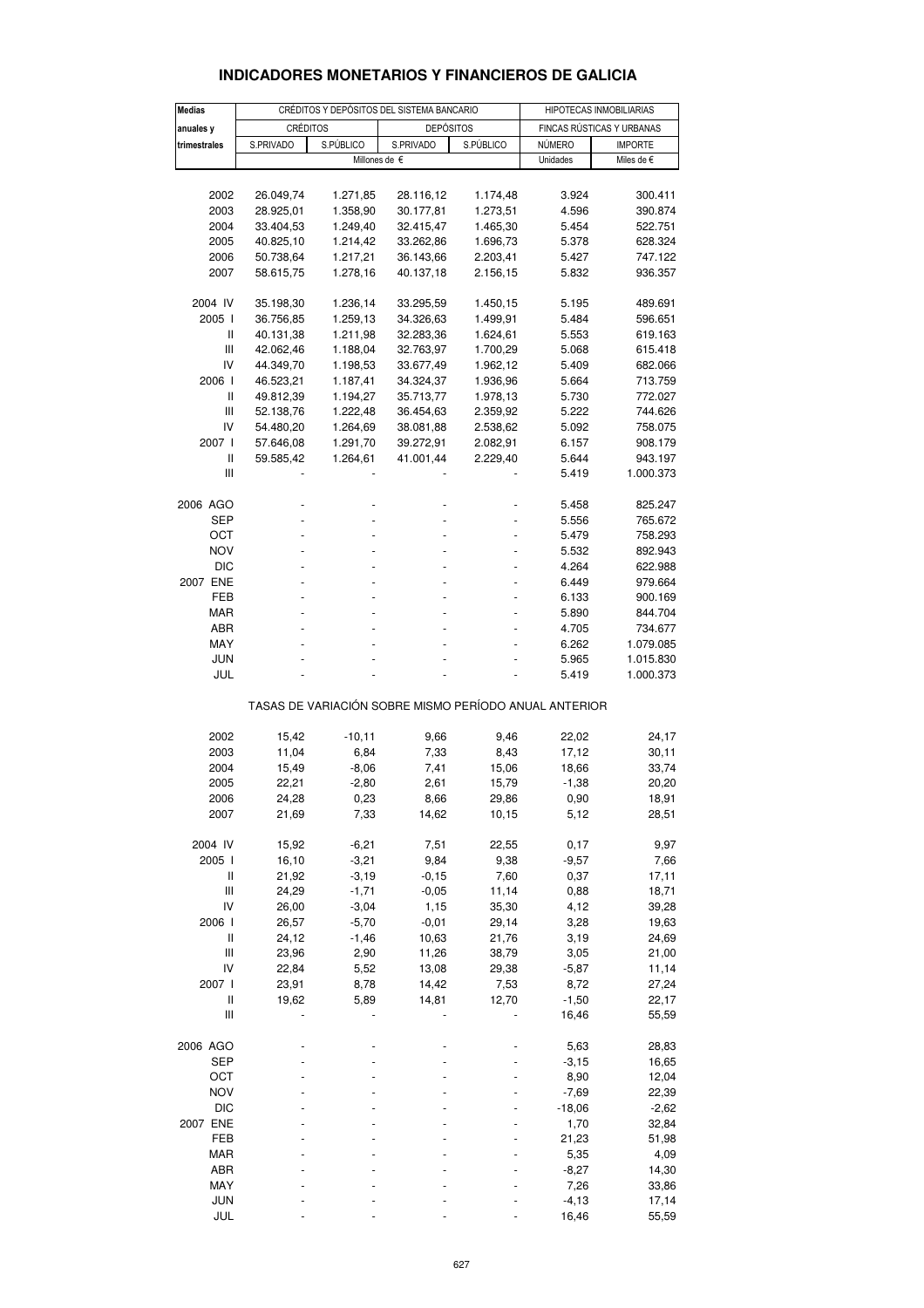# INDICADORES MONETARIOS Y FINANCIEROS DE GALICIA

| Medias anuales y trimestrales | CRÉDITOS Y DEPÓSITOS DEL SISTEMA BANCARIO | | | | HIPOTECAS INMOBILIARIAS | |
|---|---|---|---|---|---|---|
| | CRÉDITOS | | DEPÓSITOS | | FINCAS RÚSTICAS Y URBANAS | |
| | S.PRIVADO | S.PÚBLICO | S.PRIVADO | S.PÚBLICO | NÚMERO | IMPORTE |
| | Millones de € | | | | Unidades | Miles de € |
| 2002 | 26.049,74 | 1.271,85 | 28.116,12 | 1.174,48 | 3.924 | 300.411 |
| 2003 | 28.925,01 | 1.358,90 | 30.177,81 | 1.273,51 | 4.596 | 390.874 |
| 2004 | 33.404,53 | 1.249,40 | 32.415,47 | 1.465,30 | 5.454 | 522.751 |
| 2005 | 40.825,10 | 1.214,42 | 33.262,86 | 1.696,73 | 5.378 | 628.324 |
| 2006 | 50.738,64 | 1.217,21 | 36.143,66 | 2.203,41 | 5.427 | 747.122 |
| 2007 | 58.615,75 | 1.278,16 | 40.137,18 | 2.156,15 | 5.832 | 936.357 |
| 2004 IV | 35.198,30 | 1.236,14 | 33.295,59 | 1.450,15 | 5.195 | 489.691 |
| 2005 I | 36.756,85 | 1.259,13 | 34.326,63 | 1.499,91 | 5.484 | 596.651 |
| II | 40.131,38 | 1.211,98 | 32.283,36 | 1.624,61 | 5.553 | 619.163 |
| III | 42.062,46 | 1.188,04 | 32.763,97 | 1.700,29 | 5.068 | 615.418 |
| IV | 44.349,70 | 1.198,53 | 33.677,49 | 1.962,12 | 5.409 | 682.066 |
| 2006 I | 46.523,21 | 1.187,41 | 34.324,37 | 1.936,96 | 5.664 | 713.759 |
| II | 49.812,39 | 1.194,27 | 35.713,77 | 1.978,13 | 5.730 | 772.027 |
| III | 52.138,76 | 1.222,48 | 36.454,63 | 2.359,92 | 5.222 | 744.626 |
| IV | 54.480,20 | 1.264,69 | 38.081,88 | 2.538,62 | 5.092 | 758.075 |
| 2007 I | 57.646,08 | 1.291,70 | 39.272,91 | 2.082,91 | 6.157 | 908.179 |
| II | 59.585,42 | 1.264,61 | 41.001,44 | 2.229,40 | 5.644 | 943.197 |
| III | - | - | - | - | 5.419 | 1.000.373 |
| 2006 AGO | - | - | - | - | 5.458 | 825.247 |
| SEP | - | - | - | - | 5.556 | 765.672 |
| OCT | - | - | - | - | 5.479 | 758.293 |
| NOV | - | - | - | - | 5.532 | 892.943 |
| DIC | - | - | - | - | 4.264 | 622.988 |
| 2007 ENE | - | - | - | - | 6.449 | 979.664 |
| FEB | - | - | - | - | 6.133 | 900.169 |
| MAR | - | - | - | - | 5.890 | 844.704 |
| ABR | - | - | - | - | 4.705 | 734.677 |
| MAY | - | - | - | - | 6.262 | 1.079.085 |
| JUN | - | - | - | - | 5.965 | 1.015.830 |
| JUL | - | - | - | - | 5.419 | 1.000.373 |
| TASAS DE VARIACIÓN SOBRE MISMO PERÍODO ANUAL ANTERIOR | | | | | | |
| 2002 | 15,42 | -10,11 | 9,66 | 9,46 | 22,02 | 24,17 |
| 2003 | 11,04 | 6,84 | 7,33 | 8,43 | 17,12 | 30,11 |
| 2004 | 15,49 | -8,06 | 7,41 | 15,06 | 18,66 | 33,74 |
| 2005 | 22,21 | -2,80 | 2,61 | 15,79 | -1,38 | 20,20 |
| 2006 | 24,28 | 0,23 | 8,66 | 29,86 | 0,90 | 18,91 |
| 2007 | 21,69 | 7,33 | 14,62 | 10,15 | 5,12 | 28,51 |
| 2004 IV | 15,92 | -6,21 | 7,51 | 22,55 | 0,17 | 9,97 |
| 2005 I | 16,10 | -3,21 | 9,84 | 9,38 | -9,57 | 7,66 |
| II | 21,92 | -3,19 | -0,15 | 7,60 | 0,37 | 17,11 |
| III | 24,29 | -1,71 | -0,05 | 11,14 | 0,88 | 18,71 |
| IV | 26,00 | -3,04 | 1,15 | 35,30 | 4,12 | 39,28 |
| 2006 I | 26,57 | -5,70 | -0,01 | 29,14 | 3,28 | 19,63 |
| II | 24,12 | -1,46 | 10,63 | 21,76 | 3,19 | 24,69 |
| III | 23,96 | 2,90 | 11,26 | 38,79 | 3,05 | 21,00 |
| IV | 22,84 | 5,52 | 13,08 | 29,38 | -5,87 | 11,14 |
| 2007 I | 23,91 | 8,78 | 14,42 | 7,53 | 8,72 | 27,24 |
| II | 19,62 | 5,89 | 14,81 | 12,70 | -1,50 | 22,17 |
| III | - | - | - | - | 16,46 | 55,59 |
| 2006 AGO | - | - | - | - | 5,63 | 28,83 |
| SEP | - | - | - | - | -3,15 | 16,65 |
| OCT | - | - | - | - | 8,90 | 12,04 |
| NOV | - | - | - | - | -7,69 | 22,39 |
| DIC | - | - | - | - | -18,06 | -2,62 |
| 2007 ENE | - | - | - | - | 1,70 | 32,84 |
| FEB | - | - | - | - | 21,23 | 51,98 |
| MAR | - | - | - | - | 5,35 | 4,09 |
| ABR | - | - | - | - | -8,27 | 14,30 |
| MAY | - | - | - | - | 7,26 | 33,86 |
| JUN | - | - | - | - | -4,13 | 17,14 |
| JUL | - | - | - | - | 16,46 | 55,59 |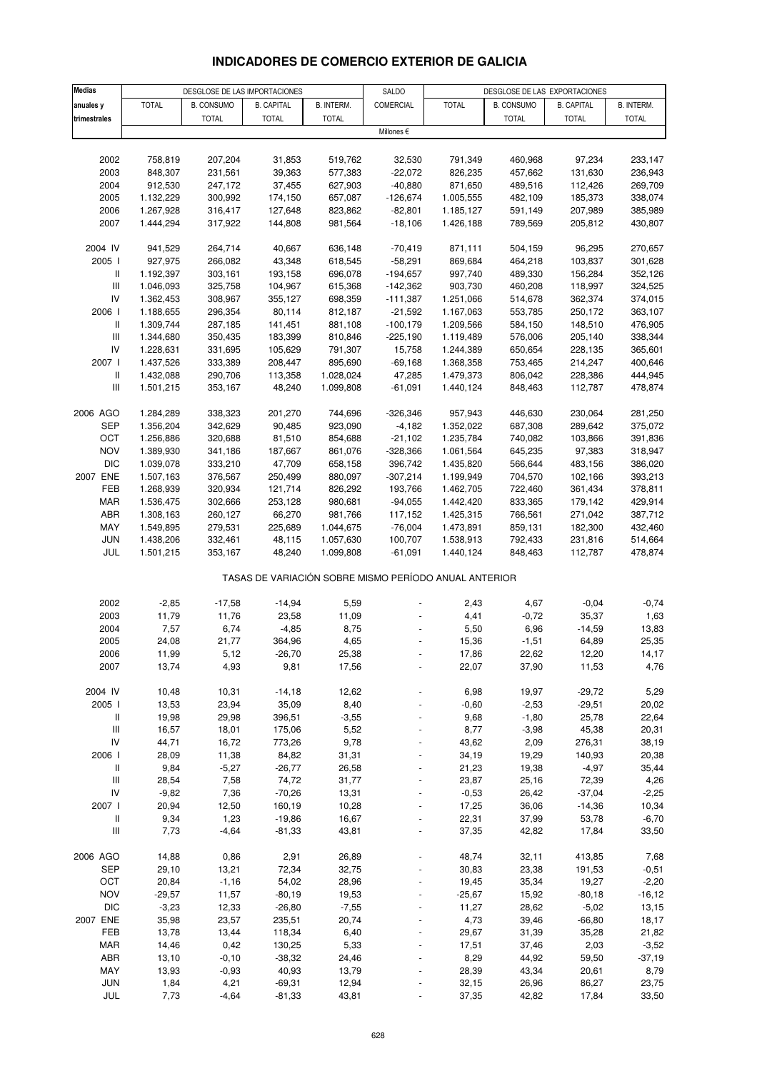# INDICADORES DE COMERCIO EXTERIOR DE GALICIA

| Medias anuales y trimestrales | DESGLOSE DE LAS IMPORTACIONES | | | | SALDO | DESGLOSE DE LAS EXPORTACIONES | | | |
|---|---|---|---|---|---|---|---|---|---|
| | TOTAL | B. CONSUMO TOTAL | B. CAPITAL TOTAL | B. INTERM. TOTAL | COMERCIAL | TOTAL | B. CONSUMO TOTAL | B. CAPITAL TOTAL | B. INTERM. TOTAL |
| | | | | | Millones € | | | | |
| 2002 | 758,819 | 207,204 | 31,853 | 519,762 | 32,530 | 791,349 | 460,968 | 97,234 | 233,147 |
| 2003 | 848,307 | 231,561 | 39,363 | 577,383 | -22,072 | 826,235 | 457,662 | 131,630 | 236,943 |
| 2004 | 912,530 | 247,172 | 37,455 | 627,903 | -40,880 | 871,650 | 489,516 | 112,426 | 269,709 |
| 2005 | 1.132,229 | 300,992 | 174,150 | 657,087 | -126,674 | 1.005,555 | 482,109 | 185,373 | 338,074 |
| 2006 | 1.267,928 | 316,417 | 127,648 | 823,862 | -82,801 | 1.185,127 | 591,149 | 207,989 | 385,989 |
| 2007 | 1.444,294 | 317,922 | 144,808 | 981,564 | -18,106 | 1.426,188 | 789,569 | 205,812 | 430,807 |
| 2004 IV | 941,529 | 264,714 | 40,667 | 636,148 | -70,419 | 871,111 | 504,159 | 96,295 | 270,657 |
| 2005 I | 927,975 | 266,082 | 43,348 | 618,545 | -58,291 | 869,684 | 464,218 | 103,837 | 301,628 |
| II | 1.192,397 | 303,161 | 193,158 | 696,078 | -194,657 | 997,740 | 489,330 | 156,284 | 352,126 |
| III | 1.046,093 | 325,758 | 104,967 | 615,368 | -142,362 | 903,730 | 460,208 | 118,997 | 324,525 |
| IV | 1.362,453 | 308,967 | 355,127 | 698,359 | -111,387 | 1.251,066 | 514,678 | 362,374 | 374,015 |
| 2006 I | 1.188,655 | 296,354 | 80,114 | 812,187 | -21,592 | 1.167,063 | 553,785 | 250,172 | 363,107 |
| II | 1.309,744 | 287,185 | 141,451 | 881,108 | -100,179 | 1.209,566 | 584,150 | 148,510 | 476,905 |
| III | 1.344,680 | 350,435 | 183,399 | 810,846 | -225,190 | 1.119,489 | 576,006 | 205,140 | 338,344 |
| IV | 1.228,631 | 331,695 | 105,629 | 791,307 | 15,758 | 1.244,389 | 650,654 | 228,135 | 365,601 |
| 2007 I | 1.437,526 | 333,389 | 208,447 | 895,690 | -69,168 | 1.368,358 | 753,465 | 214,247 | 400,646 |
| II | 1.432,088 | 290,706 | 113,358 | 1.028,024 | 47,285 | 1.479,373 | 806,042 | 228,386 | 444,945 |
| III | 1.501,215 | 353,167 | 48,240 | 1.099,808 | -61,091 | 1.440,124 | 848,463 | 112,787 | 478,874 |
| 2006 AGO | 1.284,289 | 338,323 | 201,270 | 744,696 | -326,346 | 957,943 | 446,630 | 230,064 | 281,250 |
| SEP | 1.356,204 | 342,629 | 90,485 | 923,090 | -4,182 | 1.352,022 | 687,308 | 289,642 | 375,072 |
| OCT | 1.256,886 | 320,688 | 81,510 | 854,688 | -21,102 | 1.235,784 | 740,082 | 103,866 | 391,836 |
| NOV | 1.389,930 | 341,186 | 187,667 | 861,076 | -328,366 | 1.061,564 | 645,235 | 97,383 | 318,947 |
| DIC | 1.039,078 | 333,210 | 47,709 | 658,158 | 396,742 | 1.435,820 | 566,644 | 483,156 | 386,020 |
| 2007 ENE | 1.507,163 | 376,567 | 250,499 | 880,097 | -307,214 | 1.199,949 | 704,570 | 102,166 | 393,213 |
| FEB | 1.268,939 | 320,934 | 121,714 | 826,292 | 193,766 | 1.462,705 | 722,460 | 361,434 | 378,811 |
| MAR | 1.536,475 | 302,666 | 253,128 | 980,681 | -94,055 | 1.442,420 | 833,365 | 179,142 | 429,914 |
| ABR | 1.308,163 | 260,127 | 66,270 | 981,766 | 117,152 | 1.425,315 | 766,561 | 271,042 | 387,712 |
| MAY | 1.549,895 | 279,531 | 225,689 | 1.044,675 | -76,004 | 1.473,891 | 859,131 | 182,300 | 432,460 |
| JUN | 1.438,206 | 332,461 | 48,115 | 1.057,630 | 100,707 | 1.538,913 | 792,433 | 231,816 | 514,664 |
| JUL | 1.501,215 | 353,167 | 48,240 | 1.099,808 | -61,091 | 1.440,124 | 848,463 | 112,787 | 478,874 |
| | | | | | TASAS DE VARIACIÓN SOBRE MISMO PERÍODO ANUAL ANTERIOR | | | | |
| 2002 | -2,85 | -17,58 | -14,94 | 5,59 | - | 2,43 | 4,67 | -0,04 | -0,74 |
| 2003 | 11,79 | 11,76 | 23,58 | 11,09 | - | 4,41 | -0,72 | 35,37 | 1,63 |
| 2004 | 7,57 | 6,74 | -4,85 | 8,75 | - | 5,50 | 6,96 | -14,59 | 13,83 |
| 2005 | 24,08 | 21,77 | 364,96 | 4,65 | - | 15,36 | -1,51 | 64,89 | 25,35 |
| 2006 | 11,99 | 5,12 | -26,70 | 25,38 | - | 17,86 | 22,62 | 12,20 | 14,17 |
| 2007 | 13,74 | 4,93 | 9,81 | 17,56 | - | 22,07 | 37,90 | 11,53 | 4,76 |
| 2004 IV | 10,48 | 10,31 | -14,18 | 12,62 | - | 6,98 | 19,97 | -29,72 | 5,29 |
| 2005 I | 13,53 | 23,94 | 35,09 | 8,40 | - | -0,60 | -2,53 | -29,51 | 20,02 |
| II | 19,98 | 29,98 | 396,51 | -3,55 | - | 9,68 | -1,80 | 25,78 | 22,64 |
| III | 16,57 | 18,01 | 175,06 | 5,52 | - | 8,77 | -3,98 | 45,38 | 20,31 |
| IV | 44,71 | 16,72 | 773,26 | 9,78 | - | 43,62 | 2,09 | 276,31 | 38,19 |
| 2006 I | 28,09 | 11,38 | 84,82 | 31,31 | - | 34,19 | 19,29 | 140,93 | 20,38 |
| II | 9,84 | -5,27 | -26,77 | 26,58 | - | 21,23 | 19,38 | -4,97 | 35,44 |
| III | 28,54 | 7,58 | 74,72 | 31,77 | - | 23,87 | 25,16 | 72,39 | 4,26 |
| IV | -9,82 | 7,36 | -70,26 | 13,31 | - | -0,53 | 26,42 | -37,04 | -2,25 |
| 2007 I | 20,94 | 12,50 | 160,19 | 10,28 | - | 17,25 | 36,06 | -14,36 | 10,34 |
| II | 9,34 | 1,23 | -19,86 | 16,67 | - | 22,31 | 37,99 | 53,78 | -6,70 |
| III | 7,73 | -4,64 | -81,33 | 43,81 | - | 37,35 | 42,82 | 17,84 | 33,50 |
| 2006 AGO | 14,88 | 0,86 | 2,91 | 26,89 | - | 48,74 | 32,11 | 413,85 | 7,68 |
| SEP | 29,10 | 13,21 | 72,34 | 32,75 | - | 30,83 | 23,38 | 191,53 | -0,51 |
| OCT | 20,84 | -1,16 | 54,02 | 28,96 | - | 19,45 | 35,34 | 19,27 | -2,20 |
| NOV | -29,57 | 11,57 | -80,19 | 19,53 | - | -25,67 | 15,92 | -80,18 | -16,12 |
| DIC | -3,23 | 12,33 | -26,80 | -7,55 | - | 11,27 | 28,62 | -5,02 | 13,15 |
| 2007 ENE | 35,98 | 23,57 | 235,51 | 20,74 | - | 4,73 | 39,46 | -66,80 | 18,17 |
| FEB | 13,78 | 13,44 | 118,34 | 6,40 | - | 29,67 | 31,39 | 35,28 | 21,82 |
| MAR | 14,46 | 0,42 | 130,25 | 5,33 | - | 17,51 | 37,46 | 2,03 | -3,52 |
| ABR | 13,10 | -0,10 | -38,32 | 24,46 | - | 8,29 | 44,92 | 59,50 | -37,19 |
| MAY | 13,93 | -0,93 | 40,93 | 13,79 | - | 28,39 | 43,34 | 20,61 | 8,79 |
| JUN | 1,84 | 4,21 | -69,31 | 12,94 | - | 32,15 | 26,96 | 86,27 | 23,75 |
| JUL | 7,73 | -4,64 | -81,33 | 43,81 | - | 37,35 | 42,82 | 17,84 | 33,50 |